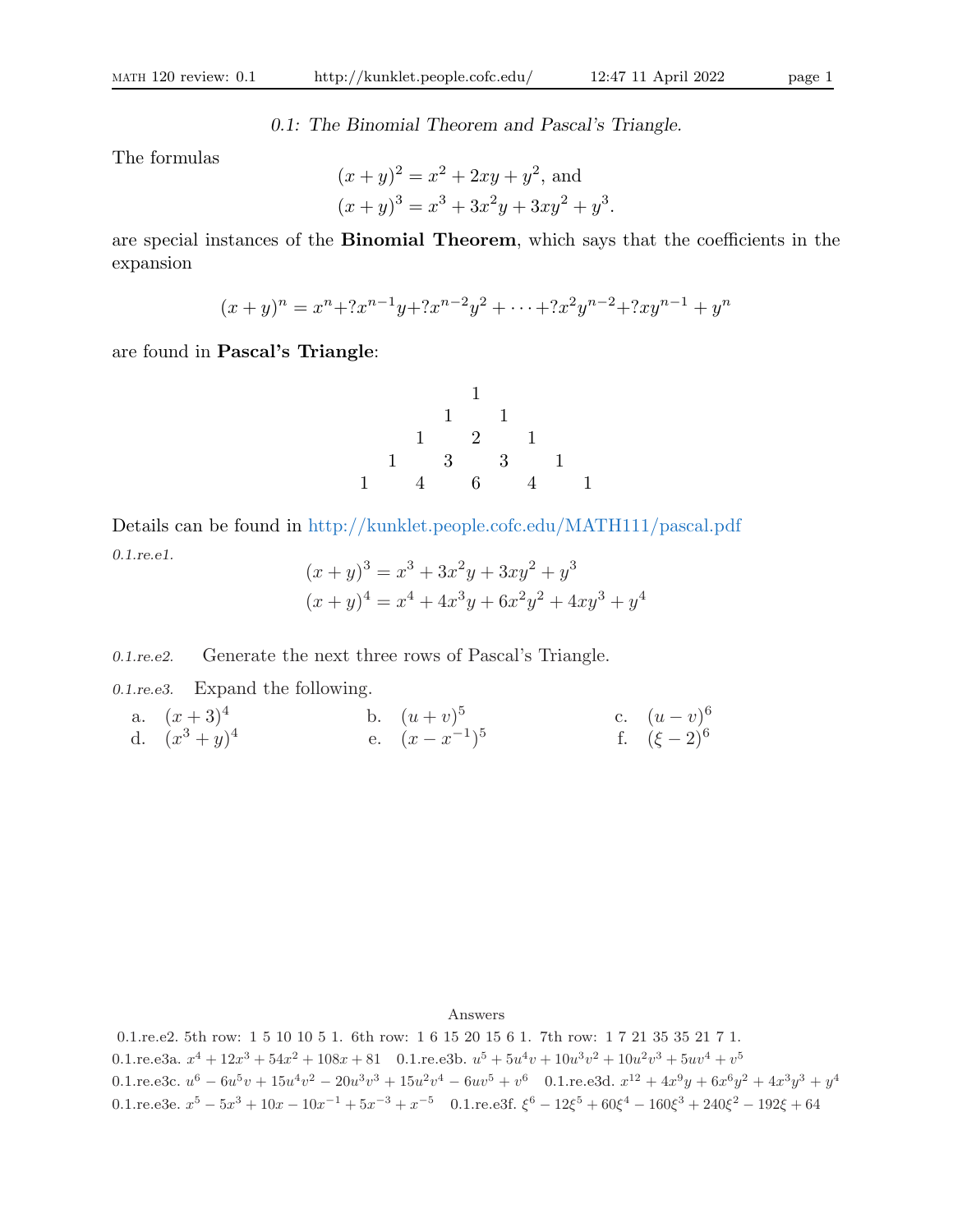## *0.1: The Binomial Theorem and Pascal's Triangle.*

The formulas

$$(x+y)^2 = x^2 + 2xy + y^2, \text{ and}$$
$$(x+y)^3 = x^3 + 3x^2y + 3xy^2 + y^3.$$

are special instances of the **Binomial Theorem**, which says that the coefficients in the expansion

$$(x+y)^n = x^n + ?x^{n-1}y + ?x^{n-2}y^2 + \cdots + ?x^2y^{n-2} + ?xy^{n-1} + y^n$$

are found in **Pascal's Triangle**:

```
        1
      1   1
    1   2   1
  1   3   3   1
1   4   6   4   1
```

Details can be found in http://kunklet.people.cofc.edu/MATH111/pascal.pdf

*0.1.re.e1.*

$$(x+y)^3 = x^3 + 3x^2y + 3xy^2 + y^3$$
$$(x+y)^4 = x^4 + 4x^3y + 6x^2y^2 + 4xy^3 + y^4$$

*0.1.re.e2.* Generate the next three rows of Pascal's Triangle.

*0.1.re.e3.* Expand the following.

a. $(x+3)^4$  b. $(u+v)^5$  c. $(u-v)^6$

d. $(x^3+y)^4$  e. $(x-x^{-1})^5$  f. $(\xi-2)^6$

Answers

0.1.re.e2. 5th row: 1 5 10 10 5 1. 6th row: 1 6 15 20 15 6 1. 7th row: 1 7 21 35 35 21 7 1.

0.1.re.e3a. $x^4 + 12x^3 + 54x^2 + 108x + 81$  0.1.re.e3b. $u^5 + 5u^4v + 10u^3v^2 + 10u^2v^3 + 5uv^4 + v^5$

0.1.re.e3c. $u^6 - 6u^5v + 15u^4v^2 - 20u^3v^3 + 15u^2v^4 - 6uv^5 + v^6$  0.1.re.e3d. $x^{12} + 4x^9y + 6x^6y^2 + 4x^3y^3 + y^4$

0.1.re.e3e. $x^5 - 5x^3 + 10x - 10x^{-1} + 5x^{-3} + x^{-5}$  0.1.re.e3f. $\xi^6 - 12\xi^5 + 60\xi^4 - 160\xi^3 + 240\xi^2 - 192\xi + 64$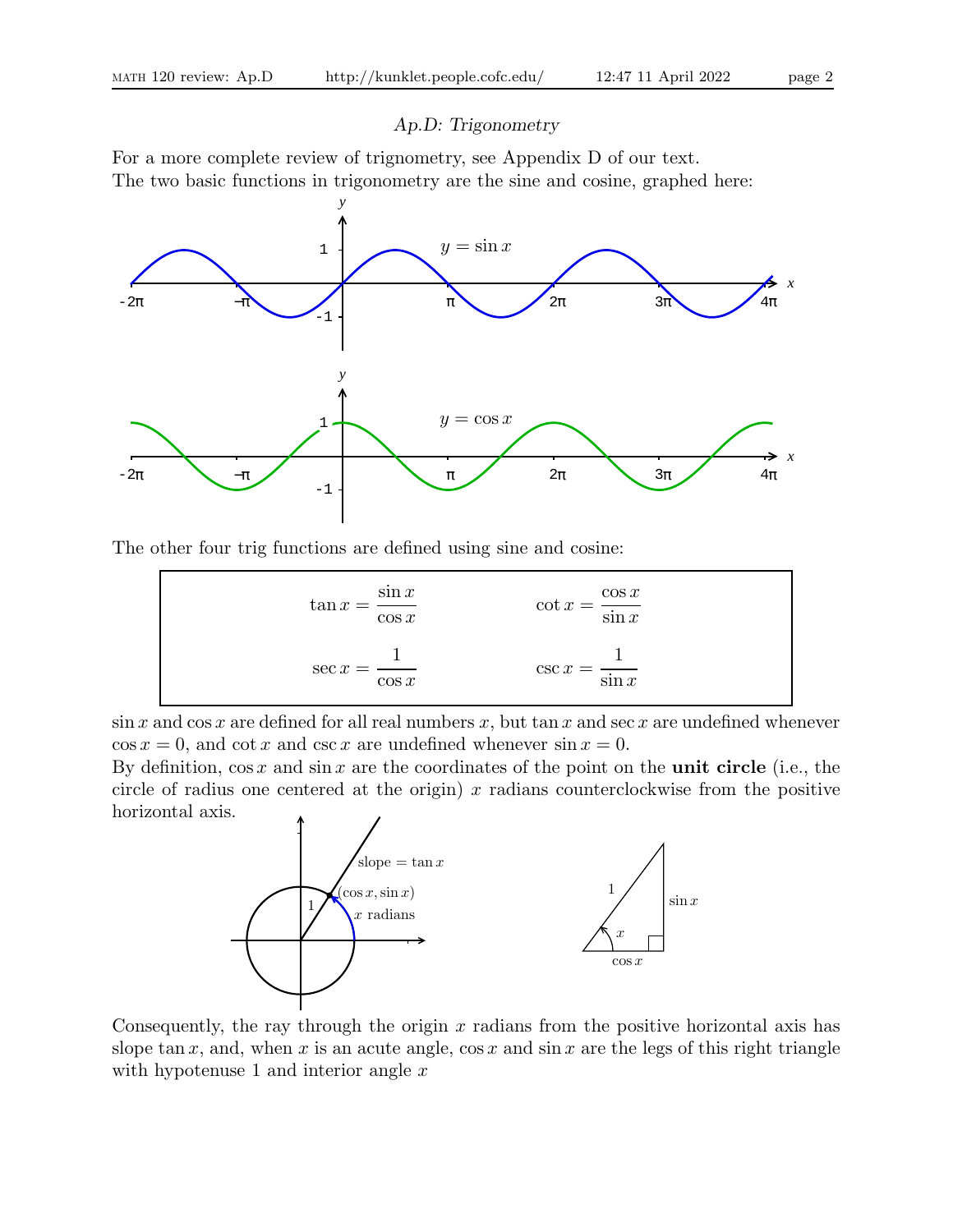*Ap.D: Trigonometry*

For a more complete review of trignometry, see Appendix D of our text.
The two basic functions in trigonometry are the sine and cosine, graphed here:

The other four trig functions are defined using sine and cosine:

$$\tan x = \frac{\sin x}{\cos x} \qquad \cot x = \frac{\cos x}{\sin x}$$

$$\sec x = \frac{1}{\cos x} \qquad \csc x = \frac{1}{\sin x}$$

$\sin x$ and $\cos x$ are defined for all real numbers $x$, but $\tan x$ and $\sec x$ are undefined whenever $\cos x = 0$, and $\cot x$ and $\csc x$ are undefined whenever $\sin x = 0$.

By definition, $\cos x$ and $\sin x$ are the coordinates of the point on the **unit circle** (i.e., the circle of radius one centered at the origin) $x$ radians counterclockwise from the positive horizontal axis.

Consequently, the ray through the origin $x$ radians from the positive horizontal axis has slope $\tan x$, and, when $x$ is an acute angle, $\cos x$ and $\sin x$ are the legs of this right triangle with hypotenuse 1 and interior angle $x$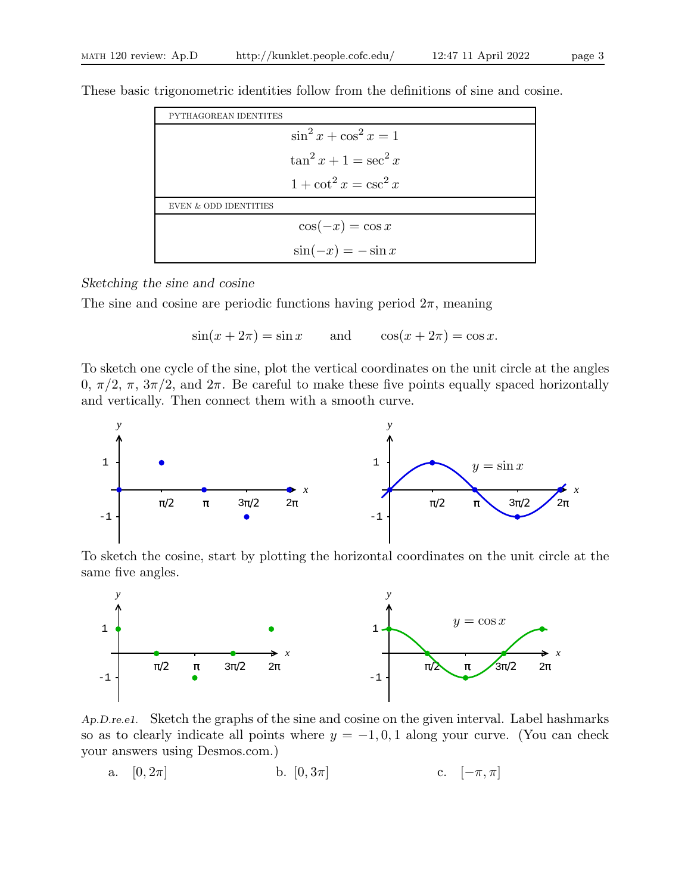These basic trigonometric identities follow from the definitions of sine and cosine.

| PYTHAGOREAN IDENTITES |
| --- |
| $\sin^2 x + \cos^2 x = 1$ |
| $\tan^2 x + 1 = \sec^2 x$ |
| $1 + \cot^2 x = \csc^2 x$ |
| EVEN & ODD IDENTITIES |
| $\cos(-x) = \cos x$ |
| $\sin(-x) = -\sin x$ |

*Sketching the sine and cosine*

The sine and cosine are periodic functions having period $2\pi$, meaning

$$\sin(x + 2\pi) = \sin x \qquad \text{and} \qquad \cos(x + 2\pi) = \cos x.$$

To sketch one cycle of the sine, plot the vertical coordinates on the unit circle at the angles 0, $\pi/2$, $\pi$, $3\pi/2$, and $2\pi$. Be careful to make these five points equally spaced horizontally and vertically. Then connect them with a smooth curve.

To sketch the cosine, start by plotting the horizontal coordinates on the unit circle at the same five angles.

*Ap.D.re.e1.* Sketch the graphs of the sine and cosine on the given interval. Label hashmarks so as to clearly indicate all points where $y = -1, 0, 1$ along your curve. (You can check your answers using Desmos.com.)

a. $[0, 2\pi]$  b. $[0, 3\pi]$  c. $[-\pi, \pi]$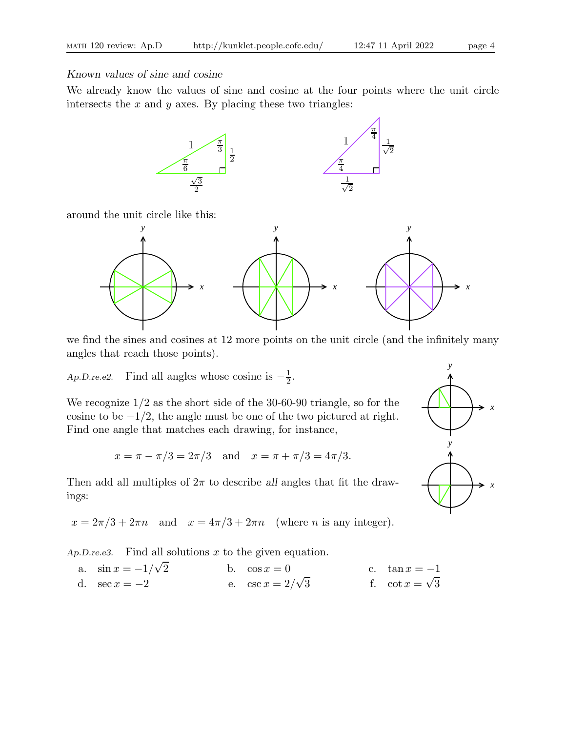*Known values of sine and cosine*

We already know the values of sine and cosine at the four points where the unit circle intersects the $x$ and $y$ axes. By placing these two triangles:

around the unit circle like this:

we find the sines and cosines at 12 more points on the unit circle (and the infinitely many angles that reach those points).

*Ap.D.re.e2.* Find all angles whose cosine is $-\frac{1}{2}$.

We recognize $1/2$ as the short side of the 30-60-90 triangle, so for the cosine to be $-1/2$, the angle must be one of the two pictured at right. Find one angle that matches each drawing, for instance,

$$x = \pi - \pi/3 = 2\pi/3 \quad \text{and} \quad x = \pi + \pi/3 = 4\pi/3.$$

Then add all multiples of $2\pi$ to describe *all* angles that fit the drawings:

$$x = 2\pi/3 + 2\pi n \quad \text{and} \quad x = 4\pi/3 + 2\pi n \quad \text{(where } n \text{ is any integer).}$$

*Ap.D.re.e3.* Find all solutions $x$ to the given equation.

a. $\sin x = -1/\sqrt{2}$  
b. $\cos x = 0$  
c. $\tan x = -1$  
d. $\sec x = -2$  
e. $\csc x = 2/\sqrt{3}$  
f. $\cot x = \sqrt{3}$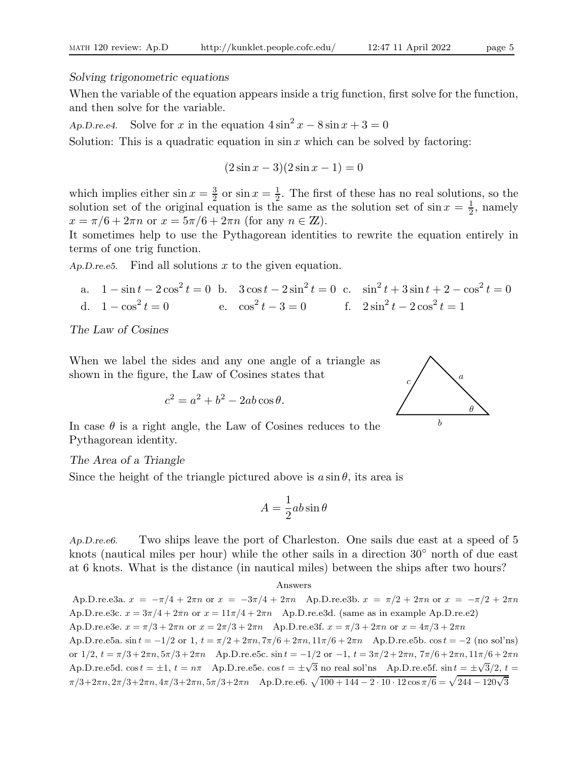*Solving trigonometric equations*

When the variable of the equation appears inside a trig function, first solve for the function, and then solve for the variable.

*Ap.D.re.e4.* Solve for $x$ in the equation $4\sin^2 x - 8\sin x + 3 = 0$

Solution: This is a quadratic equation in $\sin x$ which can be solved by factoring:

$$(2\sin x - 3)(2\sin x - 1) = 0$$

which implies either $\sin x = \frac{3}{2}$ or $\sin x = \frac{1}{2}$. The first of these has no real solutions, so the solution set of the original equation is the same as the solution set of $\sin x = \frac{1}{2}$, namely $x = \pi/6 + 2\pi n$ or $x = 5\pi/6 + 2\pi n$ (for any $n \in \mathbb{Z}$).

It sometimes help to use the Pythagorean identities to rewrite the equation entirely in terms of one trig function.

*Ap.D.re.e5.* Find all solutions $x$ to the given equation.

a. $1 - \sin t - 2\cos^2 t = 0$ b. $3\cos t - 2\sin^2 t = 0$ c. $\sin^2 t + 3\sin t + 2 - \cos^2 t = 0$

d. $1 - \cos^2 t = 0$ e. $\cos^2 t - 3 = 0$ f. $2\sin^2 t - 2\cos^2 t = 1$

*The Law of Cosines*

When we label the sides and any one angle of a triangle as shown in the figure, the Law of Cosines states that

$$c^2 = a^2 + b^2 - 2ab\cos\theta.$$

In case $\theta$ is a right angle, the Law of Cosines reduces to the Pythagorean identity.

*The Area of a Triangle*

Since the height of the triangle pictured above is $a\sin\theta$, its area is

$$A = \frac{1}{2}ab\sin\theta$$

*Ap.D.re.e6.* Two ships leave the port of Charleston. One sails due east at a speed of 5 knots (nautical miles per hour) while the other sails in a direction 30° north of due east at 6 knots. What is the distance (in nautical miles) between the ships after two hours?

Answers

Ap.D.re.e3a. $x = -\pi/4 + 2\pi n$ or $x = -3\pi/4 + 2\pi n$ Ap.D.re.e3b. $x = \pi/2 + 2\pi n$ or $x = -\pi/2 + 2\pi n$ Ap.D.re.e3c. $x = 3\pi/4 + 2\pi n$ or $x = 11\pi/4 + 2\pi n$ Ap.D.re.e3d. (same as in example Ap.D.re.e2) Ap.D.re.e3e. $x = \pi/3 + 2\pi n$ or $x = 2\pi/3 + 2\pi n$ Ap.D.re.e3f. $x = \pi/3 + 2\pi n$ or $x = 4\pi/3 + 2\pi n$ Ap.D.re.e5a. $\sin t = -1/2$ or 1, $t = \pi/2 + 2\pi n, 7\pi/6 + 2\pi n, 11\pi/6 + 2\pi n$ Ap.D.re.e5b. $\cos t = -2$ (no sol'ns) or $1/2$, $t = \pi/3 + 2\pi n, 5\pi/3 + 2\pi n$ Ap.D.re.e5c. $\sin t = -1/2$ or $-1$, $t = 3\pi/2 + 2\pi n$, $7\pi/6 + 2\pi n, 11\pi/6 + 2\pi n$ Ap.D.re.e5d. $\cos t = \pm 1$, $t = n\pi$ Ap.D.re.e5e. $\cos t = \pm\sqrt{3}$ no real sol'ns Ap.D.re.e5f. $\sin t = \pm\sqrt{3}/2$, $t = \pi/3 + 2\pi n, 2\pi/3 + 2\pi n, 4\pi/3 + 2\pi n, 5\pi/3 + 2\pi n$ Ap.D.re.e6. $\sqrt{100 + 144 - 2 \cdot 10 \cdot 12 \cos\pi/6} = \sqrt{244 - 120\sqrt{3}}$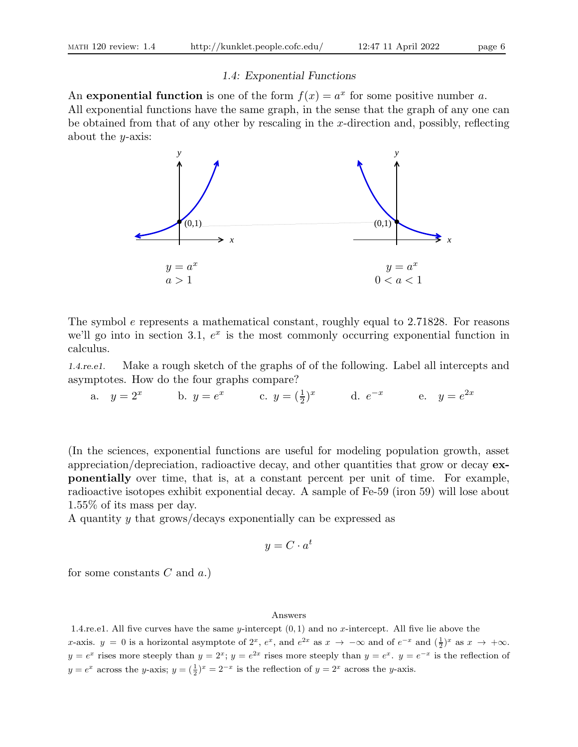### *1.4: Exponential Functions*

An **exponential function** is one of the form $f(x) = a^x$ for some positive number $a$.
All exponential functions have the same graph, in the sense that the graph of any one can be obtained from that of any other by rescaling in the $x$-direction and, possibly, reflecting about the $y$-axis:

$y = a^x$
$a > 1$

$y = a^x$
$0 < a < 1$

The symbol $e$ represents a mathematical constant, roughly equal to 2.71828. For reasons we'll go into in section 3.1, $e^x$ is the most commonly occurring exponential function in calculus.

*1.4.re.e1.* Make a rough sketch of the graphs of of the following. Label all intercepts and asymptotes. How do the four graphs compare?

a. $y = 2^x$  b. $y = e^x$  c. $y = (\frac{1}{2})^x$  d. $e^{-x}$  e. $y = e^{2x}$

(In the sciences, exponential functions are useful for modeling population growth, asset appreciation/depreciation, radioactive decay, and other quantities that grow or decay **exponentially** over time, that is, at a constant percent per unit of time. For example, radioactive isotopes exhibit exponential decay. A sample of Fe-59 (iron 59) will lose about 1.55% of its mass per day.
A quantity $y$ that grows/decays exponentially can be expressed as

$$y = C \cdot a^t$$

for some constants $C$ and $a$.)

Answers

1.4.re.e1. All five curves have the same $y$-intercept $(0, 1)$ and no $x$-intercept. All five lie above the $x$-axis. $y = 0$ is a horizontal asymptote of $2^x$, $e^x$, and $e^{2x}$ as $x \to -\infty$ and of $e^{-x}$ and $(\frac{1}{2})^x$ as $x \to +\infty$. $y = e^x$ rises more steeply than $y = 2^x$; $y = e^{2x}$ rises more steeply than $y = e^x$. $y = e^{-x}$ is the reflection of $y = e^x$ across the $y$-axis; $y = (\frac{1}{2})^x = 2^{-x}$ is the reflection of $y = 2^x$ across the $y$-axis.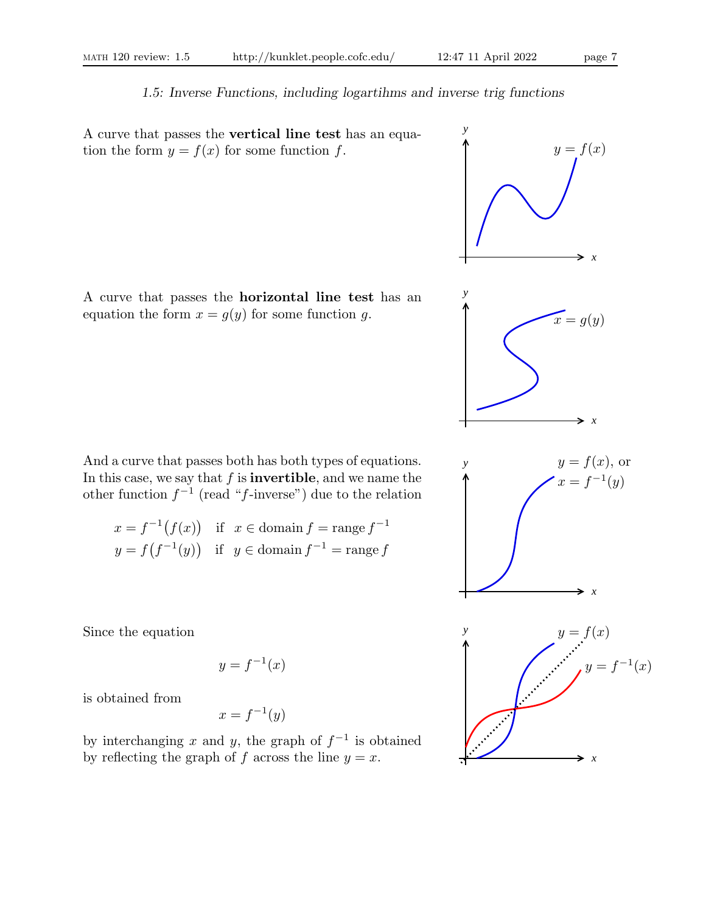*1.5: Inverse Functions, including logartihms and inverse trig functions*

A curve that passes the **vertical line test** has an equation the form $y = f(x)$ for some function $f$.

A curve that passes the **horizontal line test** has an equation the form $x = g(y)$ for some function $g$.

And a curve that passes both has both types of equations. In this case, we say that $f$ is **invertible**, and we name the other function $f^{-1}$ (read "$f$-inverse") due to the relation

$$
\begin{aligned}
x &= f^{-1}\big(f(x)\big) \quad \text{if} \quad x \in \text{domain}\, f = \text{range}\, f^{-1} \\
y &= f\big(f^{-1}(y)\big) \quad \text{if} \quad y \in \text{domain}\, f^{-1} = \text{range}\, f
\end{aligned}
$$

Since the equation

$$y = f^{-1}(x)$$

is obtained from

$$x = f^{-1}(y)$$

by interchanging $x$ and $y$, the graph of $f^{-1}$ is obtained by reflecting the graph of $f$ across the line $y = x$.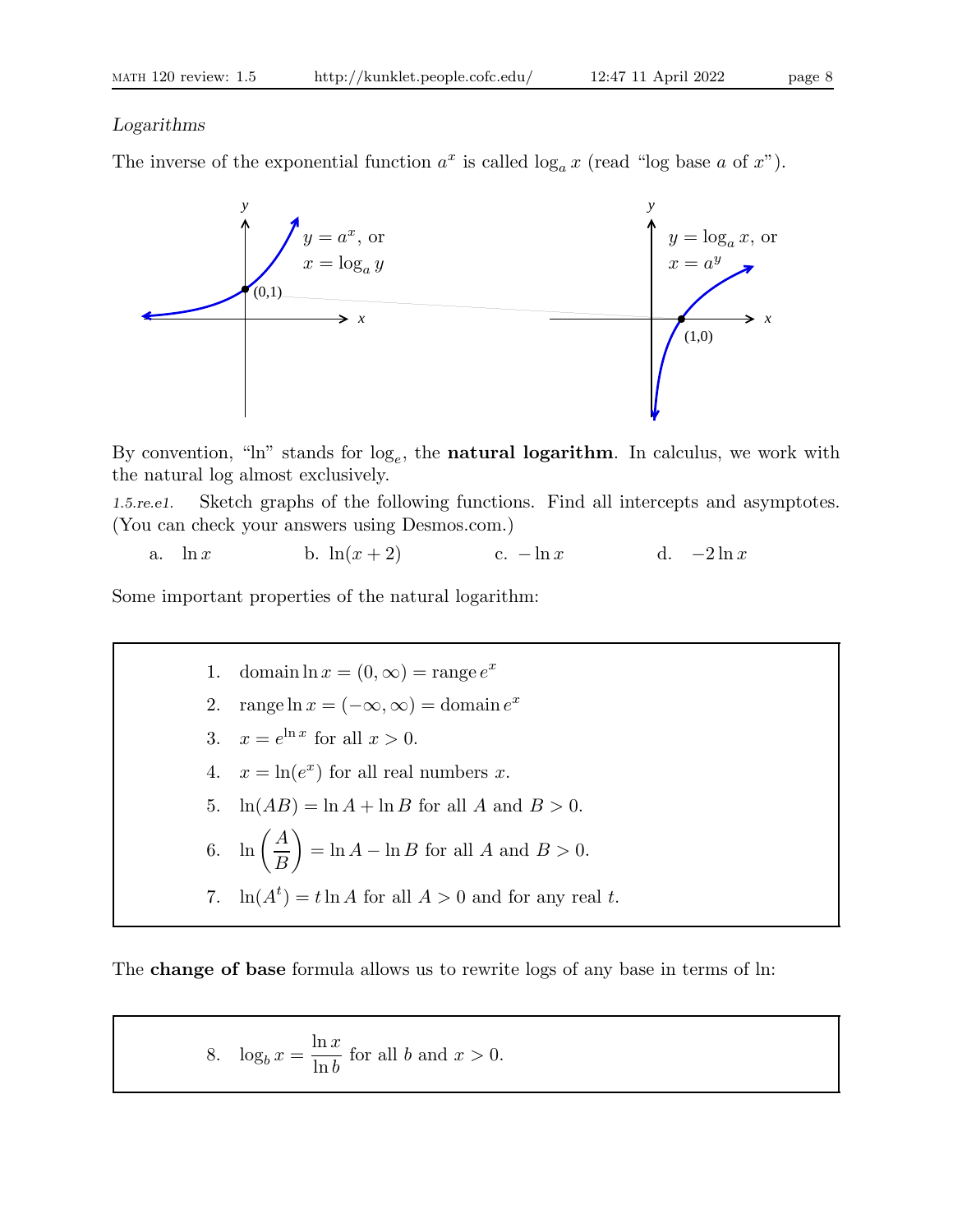*Logarithms*

The inverse of the exponential function $a^x$ is called $\log_a x$ (read "log base $a$ of $x$").

By convention, "ln" stands for $\log_e$, the **natural logarithm**. In calculus, we work with the natural log almost exclusively.

*1.5.re.e1.* Sketch graphs of the following functions. Find all intercepts and asymptotes. (You can check your answers using Desmos.com.)

a. $\ln x$ b. $\ln(x+2)$ c. $-\ln x$ d. $-2\ln x$

Some important properties of the natural logarithm:

1. $\text{domain} \ln x = (0, \infty) = \text{range}\, e^x$
2. $\text{range} \ln x = (-\infty, \infty) = \text{domain}\, e^x$
3. $x = e^{\ln x}$ for all $x > 0$.
4. $x = \ln(e^x)$ for all real numbers $x$.
5. $\ln(AB) = \ln A + \ln B$ for all $A$ and $B > 0$.
6. $\ln\left(\dfrac{A}{B}\right) = \ln A - \ln B$ for all $A$ and $B > 0$.
7. $\ln(A^t) = t \ln A$ for all $A > 0$ and for any real $t$.

The **change of base** formula allows us to rewrite logs of any base in terms of ln:

8. $\log_b x = \dfrac{\ln x}{\ln b}$ for all $b$ and $x > 0$.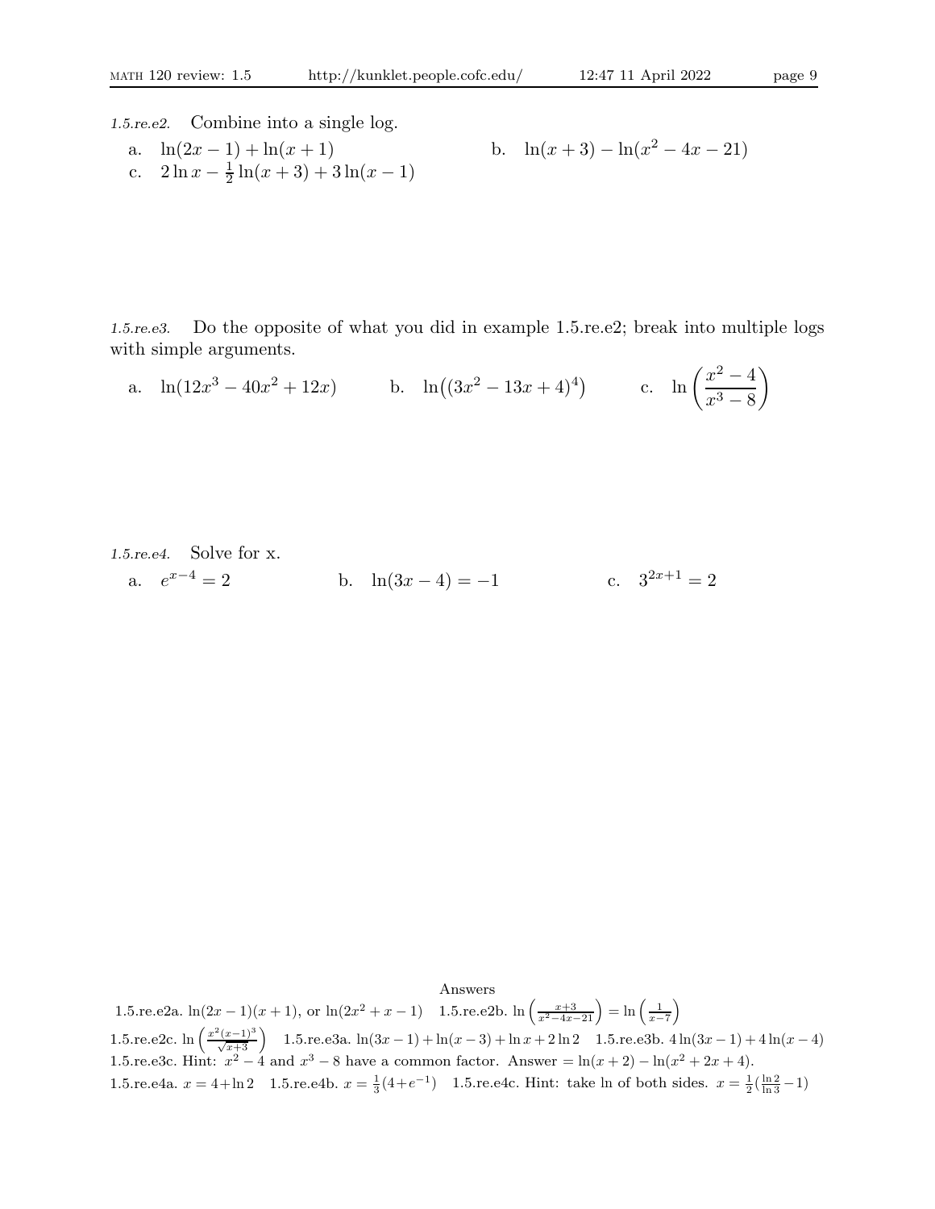*1.5.re.e2.* Combine into a single log.

a. $\ln(2x-1)+\ln(x+1)$

b. $\ln(x+3)-\ln(x^2-4x-21)$

c. $2\ln x-\frac{1}{2}\ln(x+3)+3\ln(x-1)$

*1.5.re.e3.* Do the opposite of what you did in example 1.5.re.e2; break into multiple logs with simple arguments.

a. $\ln(12x^3-40x^2+12x)$

b. $\ln\big((3x^2-13x+4)^4\big)$

c. $\ln\left(\dfrac{x^2-4}{x^3-8}\right)$

*1.5.re.e4.* Solve for x.

a. $e^{x-4}=2$

b. $\ln(3x-4)=-1$

c. $3^{2x+1}=2$

Answers

1.5.re.e2a. $\ln(2x-1)(x+1)$, or $\ln(2x^2+x-1)$ 1.5.re.e2b. $\ln\left(\frac{x+3}{x^2-4x-21}\right)=\ln\left(\frac{1}{x-7}\right)$
1.5.re.e2c. $\ln\left(\frac{x^2(x-1)^3}{\sqrt{x+3}}\right)$ 1.5.re.e3a. $\ln(3x-1)+\ln(x-3)+\ln x+2\ln 2$ 1.5.re.e3b. $4\ln(3x-1)+4\ln(x-4)$
1.5.re.e3c. Hint: $x^2-4$ and $x^3-8$ have a common factor. Answer $=\ln(x+2)-\ln(x^2+2x+4)$.
1.5.re.e4a. $x=4+\ln 2$ 1.5.re.e4b. $x=\frac{1}{3}(4+e^{-1})$ 1.5.re.e4c. Hint: take ln of both sides. $x=\frac{1}{2}(\frac{\ln 2}{\ln 3}-1)$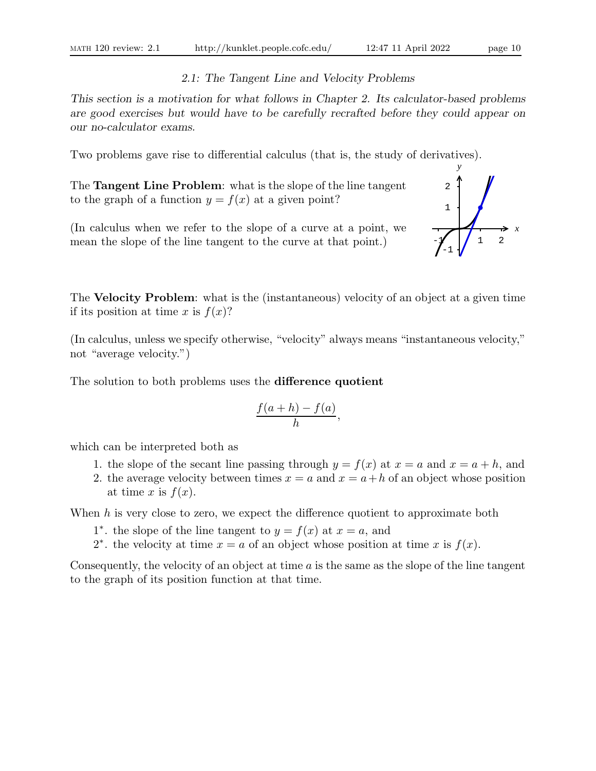## 2.1: *The Tangent Line and Velocity Problems*

*This section is a motivation for what follows in Chapter 2. Its calculator-based problems are good exercises but would have to be carefully recrafted before they could appear on our no-calculator exams.*

Two problems gave rise to differential calculus (that is, the study of derivatives).

The **Tangent Line Problem**: what is the slope of the line tangent to the graph of a function $y = f(x)$ at a given point?

(In calculus when we refer to the slope of a curve at a point, we mean the slope of the line tangent to the curve at that point.)

The **Velocity Problem**: what is the (instantaneous) velocity of an object at a given time if its position at time $x$ is $f(x)$?

(In calculus, unless we specify otherwise, "velocity" always means "instantaneous velocity," not "average velocity.")

The solution to both problems uses the **difference quotient**

$$\frac{f(a+h) - f(a)}{h},$$

which can be interpreted both as

1. the slope of the secant line passing through $y = f(x)$ at $x = a$ and $x = a + h$, and
2. the average velocity between times $x = a$ and $x = a+h$ of an object whose position at time $x$ is $f(x)$.

When $h$ is very close to zero, we expect the difference quotient to approximate both

$1^*$. the slope of the line tangent to $y = f(x)$ at $x = a$, and

$2^*$. the velocity at time $x = a$ of an object whose position at time $x$ is $f(x)$.

Consequently, the velocity of an object at time $a$ is the same as the slope of the line tangent to the graph of its position function at that time.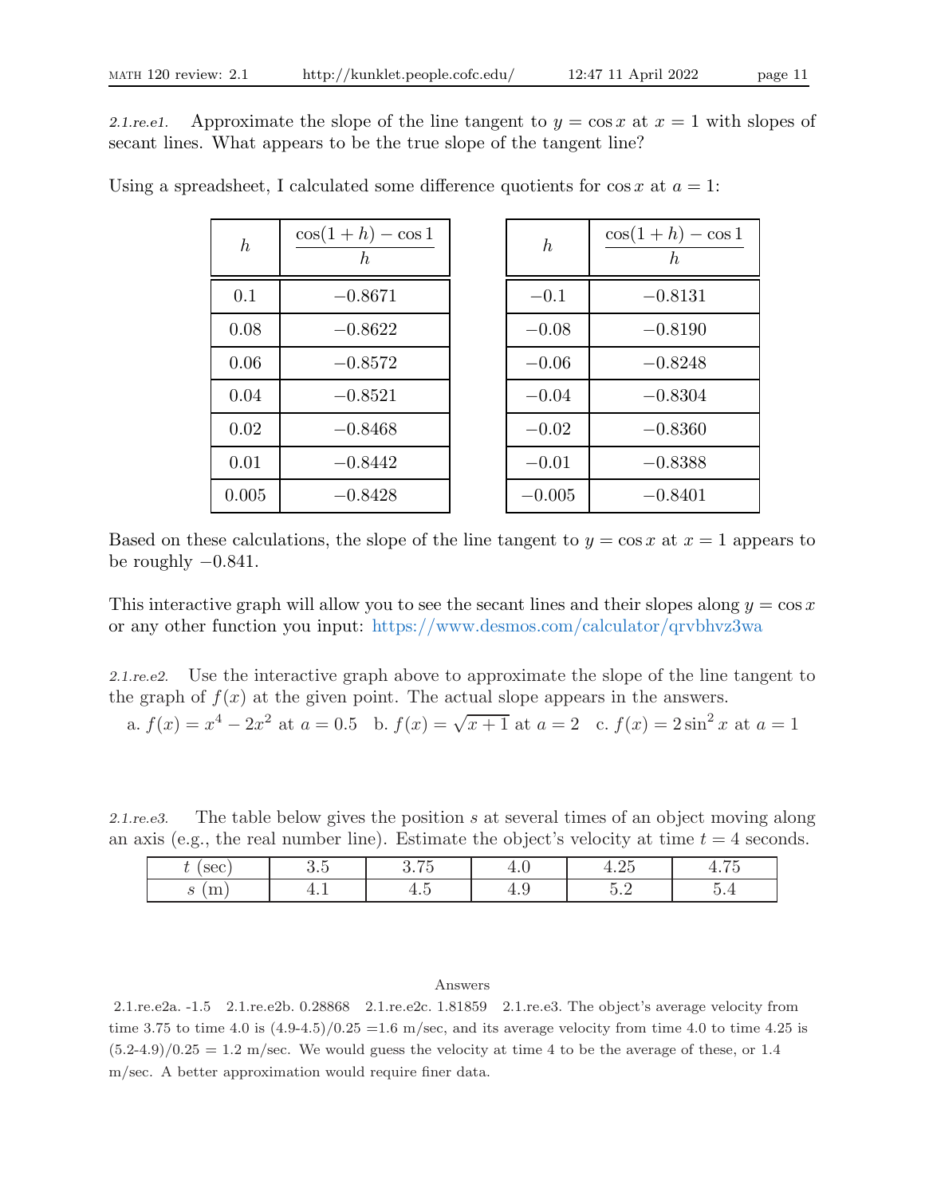*2.1.re.e1.* Approximate the slope of the line tangent to $y = \cos x$ at $x = 1$ with slopes of secant lines. What appears to be the true slope of the tangent line?

Using a spreadsheet, I calculated some difference quotients for $\cos x$ at $a = 1$:

| $h$ | $\dfrac{\cos(1+h) - \cos 1}{h}$ |
|---|---|
| 0.1 | −0.8671 |
| 0.08 | −0.8622 |
| 0.06 | −0.8572 |
| 0.04 | −0.8521 |
| 0.02 | −0.8468 |
| 0.01 | −0.8442 |
| 0.005 | −0.8428 |

| $h$ | $\dfrac{\cos(1+h) - \cos 1}{h}$ |
|---|---|
| −0.1 | −0.8131 |
| −0.08 | −0.8190 |
| −0.06 | −0.8248 |
| −0.04 | −0.8304 |
| −0.02 | −0.8360 |
| −0.01 | −0.8388 |
| −0.005 | −0.8401 |

Based on these calculations, the slope of the line tangent to $y = \cos x$ at $x = 1$ appears to be roughly $-0.841$.

This interactive graph will allow you to see the secant lines and their slopes along $y = \cos x$ or any other function you input: https://www.desmos.com/calculator/qrvbhvz3wa

*2.1.re.e2.* Use the interactive graph above to approximate the slope of the line tangent to the graph of $f(x)$ at the given point. The actual slope appears in the answers.

a. $f(x) = x^4 - 2x^2$ at $a = 0.5$ b. $f(x) = \sqrt{x+1}$ at $a = 2$ c. $f(x) = 2\sin^2 x$ at $a = 1$

*2.1.re.e3.* The table below gives the position $s$ at several times of an object moving along an axis (e.g., the real number line). Estimate the object's velocity at time $t = 4$ seconds.

| $t$ (sec) | 3.5 | 3.75 | 4.0 | 4.25 | 4.75 |
|---|---|---|---|---|---|
| $s$ (m) | 4.1 | 4.5 | 4.9 | 5.2 | 5.4 |

Answers

2.1.re.e2a. -1.5 2.1.re.e2b. 0.28868 2.1.re.e2c. 1.81859 2.1.re.e3. The object's average velocity from time 3.75 to time 4.0 is (4.9-4.5)/0.25 =1.6 m/sec, and its average velocity from time 4.0 to time 4.25 is (5.2-4.9)/0.25 = 1.2 m/sec. We would guess the velocity at time 4 to be the average of these, or 1.4 m/sec. A better approximation would require finer data.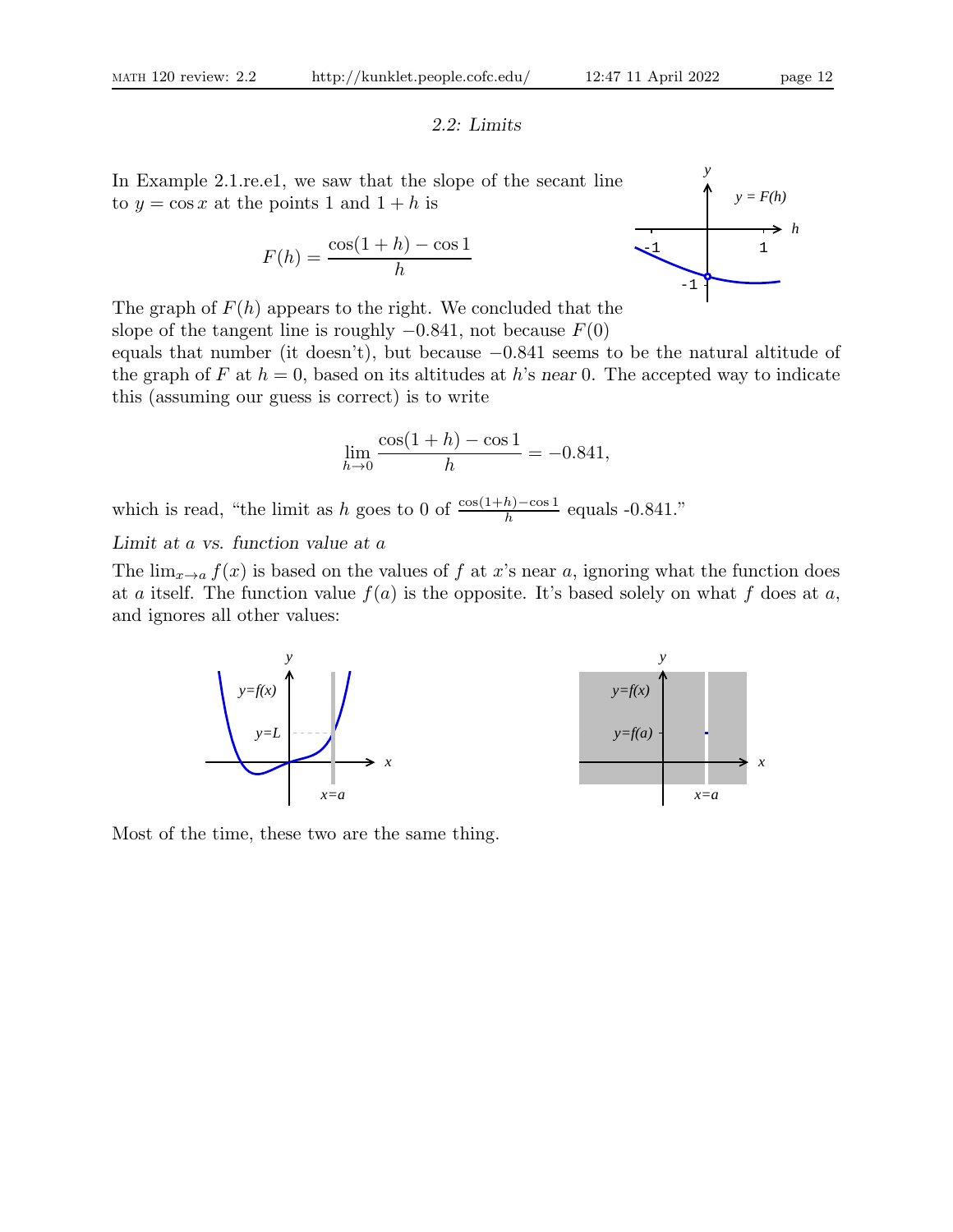## 2.2: Limits

In Example 2.1.re.e1, we saw that the slope of the secant line to $y = \cos x$ at the points 1 and $1 + h$ is

$$F(h) = \frac{\cos(1+h) - \cos 1}{h}$$

The graph of $F(h)$ appears to the right. We concluded that the slope of the tangent line is roughly $-0.841$, not because $F(0)$ equals that number (it doesn't), but because $-0.841$ seems to be the natural altitude of the graph of $F$ at $h = 0$, based on its altitudes at $h$'s *near* 0. The accepted way to indicate this (assuming our guess is correct) is to write

$$\lim_{h \to 0} \frac{\cos(1+h) - \cos 1}{h} = -0.841,$$

which is read, "the limit as $h$ goes to 0 of $\frac{\cos(1+h)-\cos 1}{h}$ equals -0.841."

*Limit at a vs. function value at a*

The $\lim_{x \to a} f(x)$ is based on the values of $f$ at $x$'s near $a$, ignoring what the function does at $a$ itself. The function value $f(a)$ is the opposite. It's based solely on what $f$ does at $a$, and ignores all other values:

Most of the time, these two are the same thing.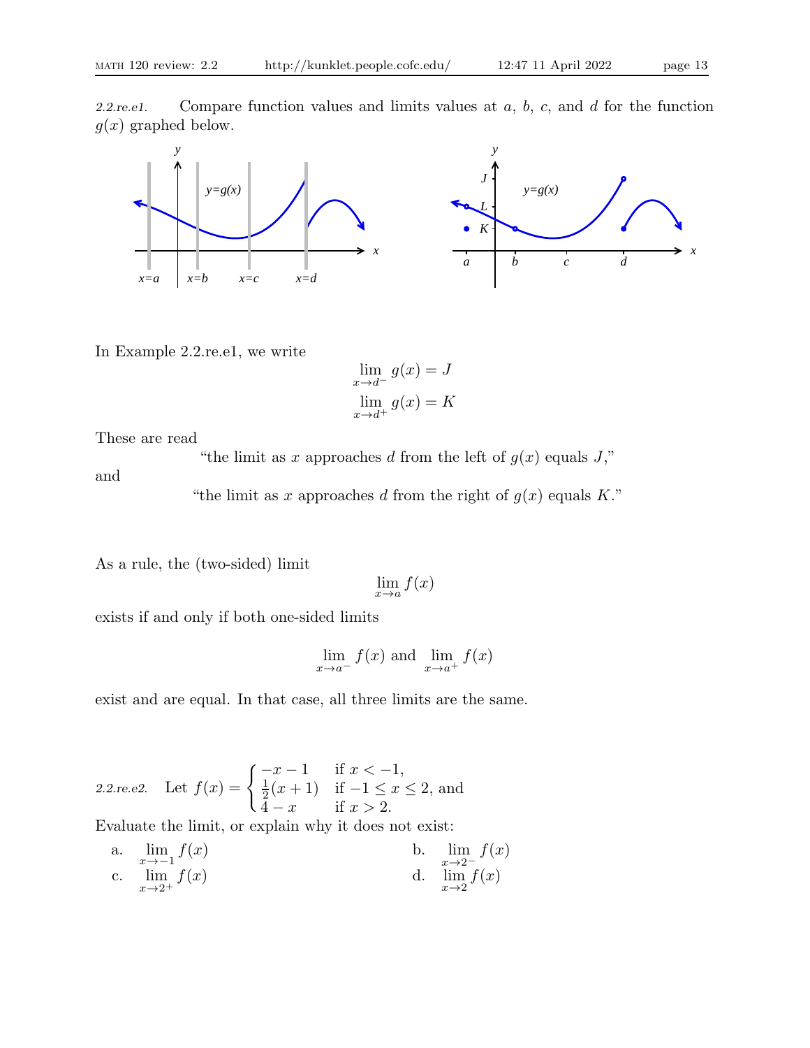*2.2.re.e1.* Compare function values and limits values at $a$, $b$, $c$, and $d$ for the function $g(x)$ graphed below.

In Example 2.2.re.e1, we write

$$\lim_{x\to d^-} g(x) = J$$

$$\lim_{x\to d^+} g(x) = K$$

These are read

"the limit as $x$ approaches $d$ from the left of $g(x)$ equals $J$,"

and

"the limit as $x$ approaches $d$ from the right of $g(x)$ equals $K$."

As a rule, the (two-sided) limit

$$\lim_{x\to a} f(x)$$

exists if and only if both one-sided limits

$$\lim_{x\to a^-} f(x) \text{ and } \lim_{x\to a^+} f(x)$$

exist and are equal. In that case, all three limits are the same.

*2.2.re.e2.* Let $f(x) = \begin{cases} -x-1 & \text{if } x < -1, \\ \frac{1}{2}(x+1) & \text{if } -1 \le x \le 2, \text{ and} \\ 4-x & \text{if } x > 2. \end{cases}$

Evaluate the limit, or explain why it does not exist:

a. $\lim_{x\to -1} f(x)$

b. $\lim_{x\to 2^-} f(x)$

c. $\lim_{x\to 2^+} f(x)$

d. $\lim_{x\to 2} f(x)$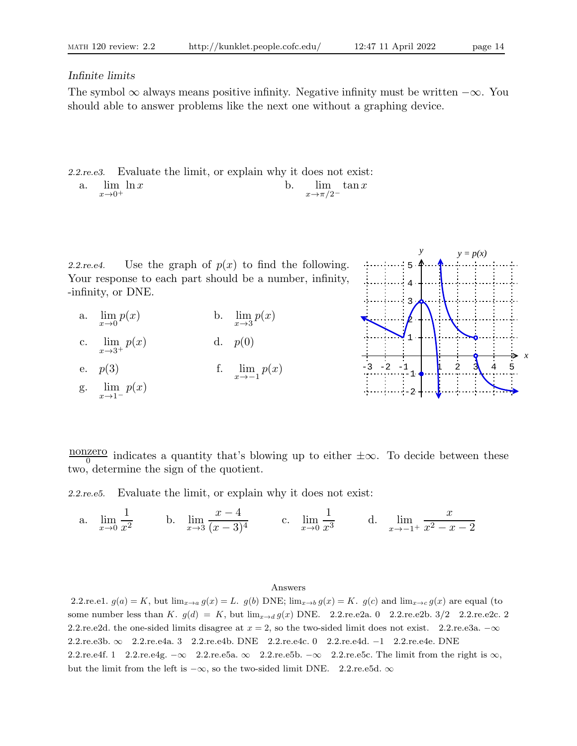*Infinite limits*

The symbol $\infty$ always means positive infinity. Negative infinity must be written $-\infty$. You should able to answer problems like the next one without a graphing device.

*2.2.re.e3.* Evaluate the limit, or explain why it does not exist:

a. $\displaystyle\lim_{x\to 0^+} \ln x$ b. $\displaystyle\lim_{x\to \pi/2^-} \tan x$

*2.2.re.e4.* Use the graph of $p(x)$ to find the following. Your response to each part should be a number, infinity, -infinity, or DNE.

a. $\displaystyle\lim_{x\to 0} p(x)$ b. $\displaystyle\lim_{x\to 3} p(x)$

c. $\displaystyle\lim_{x\to 3^+} p(x)$ d. $p(0)$

e. $p(3)$ f. $\displaystyle\lim_{x\to -1} p(x)$

g. $\displaystyle\lim_{x\to 1^-} p(x)$

$\frac{\text{nonzero}}{0}$ indicates a quantity that's blowing up to either $\pm\infty$. To decide between these two, determine the sign of the quotient.

*2.2.re.e5.* Evaluate the limit, or explain why it does not exist:

a. $\displaystyle\lim_{x\to 0} \frac{1}{x^2}$ b. $\displaystyle\lim_{x\to 3} \frac{x-4}{(x-3)^4}$ c. $\displaystyle\lim_{x\to 0} \frac{1}{x^3}$ d. $\displaystyle\lim_{x\to -1^+} \frac{x}{x^2-x-2}$

Answers

2.2.re.e1. $g(a) = K$, but $\lim_{x\to a} g(x) = L$. $g(b)$ DNE; $\lim_{x\to b} g(x) = K$. $g(c)$ and $\lim_{x\to c} g(x)$ are equal (to some number less than $K$. $g(d) = K$, but $\lim_{x\to d} g(x)$ DNE. 2.2.re.e2a. 0 2.2.re.e2b. 3/2 2.2.re.e2c. 2 2.2.re.e2d. the one-sided limits disagree at $x = 2$, so the two-sided limit does not exist. 2.2.re.e3a. $-\infty$ 2.2.re.e3b. $\infty$ 2.2.re.e4a. 3 2.2.re.e4b. DNE 2.2.re.e4c. 0 2.2.re.e4d. $-1$ 2.2.re.e4e. DNE 2.2.re.e4f. 1 2.2.re.e4g. $-\infty$ 2.2.re.e5a. $\infty$ 2.2.re.e5b. $-\infty$ 2.2.re.e5c. The limit from the right is $\infty$, but the limit from the left is $-\infty$, so the two-sided limit DNE. 2.2.re.e5d. $\infty$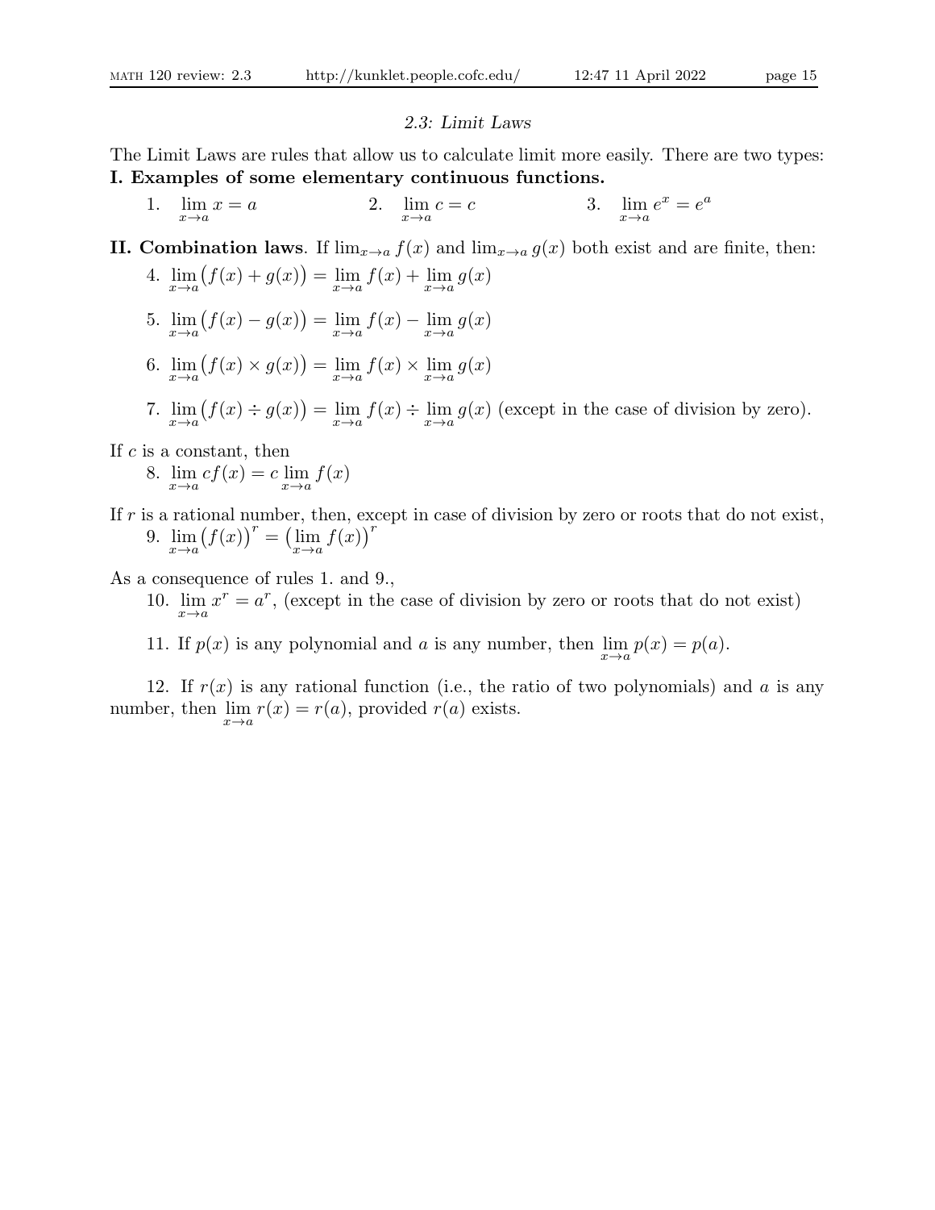## *2.3: Limit Laws*

The Limit Laws are rules that allow us to calculate limit more easily. There are two types:

**I. Examples of some elementary continuous functions.**

1. $\lim_{x \to a} x = a$ 2. $\lim_{x \to a} c = c$ 3. $\lim_{x \to a} e^x = e^a$

**II. Combination laws**. If $\lim_{x \to a} f(x)$ and $\lim_{x \to a} g(x)$ both exist and are finite, then:

4. $\lim_{x \to a} \big(f(x) + g(x)\big) = \lim_{x \to a} f(x) + \lim_{x \to a} g(x)$

5. $\lim_{x \to a} \big(f(x) - g(x)\big) = \lim_{x \to a} f(x) - \lim_{x \to a} g(x)$

6. $\lim_{x \to a} \big(f(x) \times g(x)\big) = \lim_{x \to a} f(x) \times \lim_{x \to a} g(x)$

7. $\lim_{x \to a} \big(f(x) \div g(x)\big) = \lim_{x \to a} f(x) \div \lim_{x \to a} g(x)$ (except in the case of division by zero).

If $c$ is a constant, then

8. $\lim_{x \to a} cf(x) = c \lim_{x \to a} f(x)$

If $r$ is a rational number, then, except in case of division by zero or roots that do not exist,

9. $\lim_{x \to a} \big(f(x)\big)^r = \big(\lim_{x \to a} f(x)\big)^r$

As a consequence of rules 1. and 9.,

10. $\lim_{x \to a} x^r = a^r$, (except in the case of division by zero or roots that do not exist)

11. If $p(x)$ is any polynomial and $a$ is any number, then $\lim_{x \to a} p(x) = p(a)$.

12. If $r(x)$ is any rational function (i.e., the ratio of two polynomials) and $a$ is any number, then $\lim_{x \to a} r(x) = r(a)$, provided $r(a)$ exists.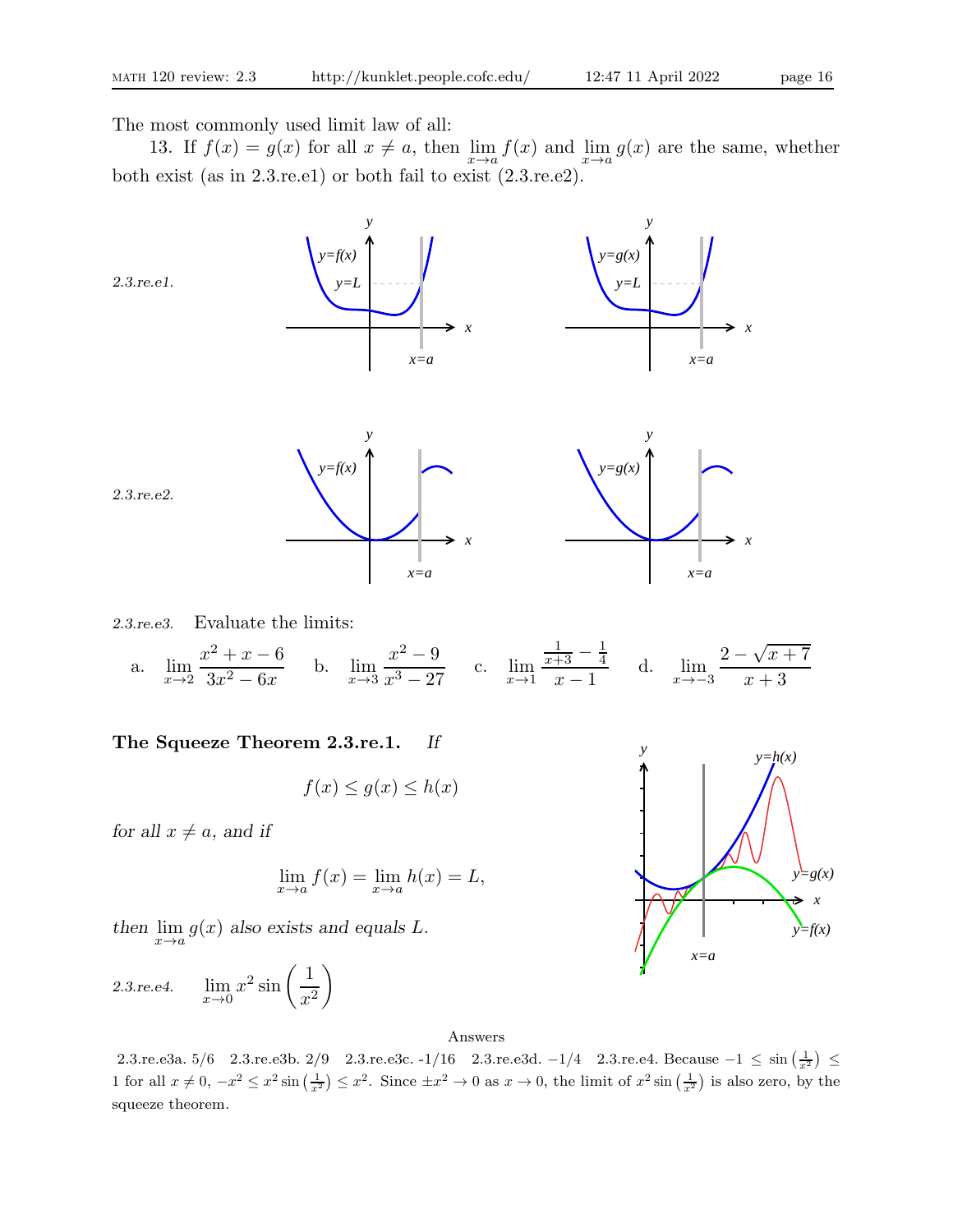The most commonly used limit law of all:

13. If $f(x) = g(x)$ for all $x \neq a$, then $\lim_{x \to a} f(x)$ and $\lim_{x \to a} g(x)$ are the same, whether both exist (as in 2.3.re.e1) or both fail to exist (2.3.re.e2).

*2.3.re.e1.*

*2.3.re.e2.*

*2.3.re.e3.* Evaluate the limits:

a. $\displaystyle \lim_{x \to 2} \frac{x^2 + x - 6}{3x^2 - 6x}$ b. $\displaystyle \lim_{x \to 3} \frac{x^2 - 9}{x^3 - 27}$ c. $\displaystyle \lim_{x \to 1} \frac{\frac{1}{x+3} - \frac{1}{4}}{x - 1}$ d. $\displaystyle \lim_{x \to -3} \frac{2 - \sqrt{x+7}}{x+3}$

**The Squeeze Theorem 2.3.re.1.** *If*

$$f(x) \leq g(x) \leq h(x)$$

*for all $x \neq a$, and if*

$$\lim_{x \to a} f(x) = \lim_{x \to a} h(x) = L,$$

*then $\lim_{x \to a} g(x)$ also exists and equals $L$.*

*2.3.re.e4.* $\displaystyle \lim_{x \to 0} x^2 \sin\left(\frac{1}{x^2}\right)$

Answers

2.3.re.e3a. 5/6 2.3.re.e3b. 2/9 2.3.re.e3c. -1/16 2.3.re.e3d. $-1/4$ 2.3.re.e4. Because $-1 \leq \sin\left(\frac{1}{x^2}\right) \leq 1$ for all $x \neq 0$, $-x^2 \leq x^2 \sin\left(\frac{1}{x^2}\right) \leq x^2$. Since $\pm x^2 \to 0$ as $x \to 0$, the limit of $x^2 \sin\left(\frac{1}{x^2}\right)$ is also zero, by the squeeze theorem.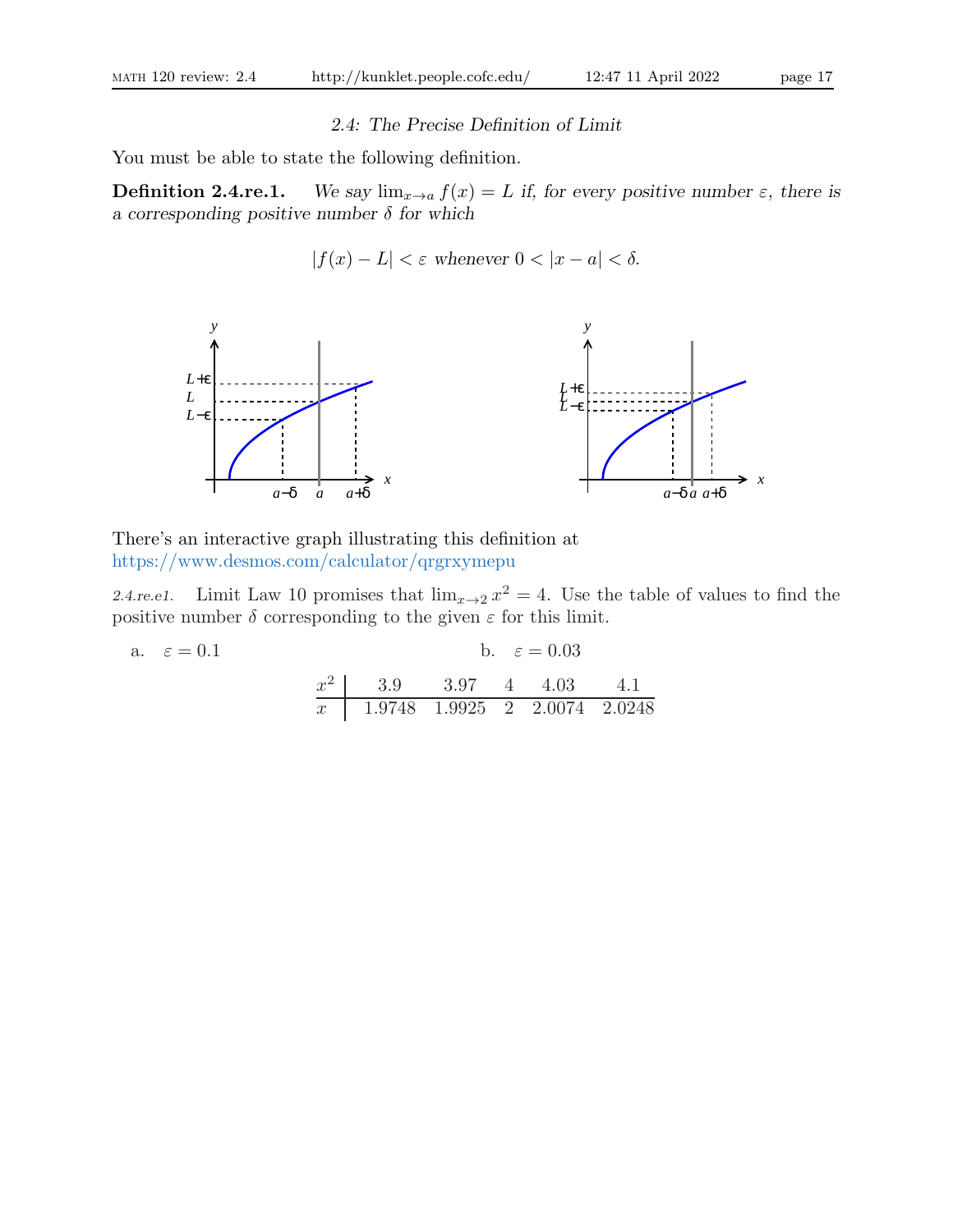*2.4: The Precise Definition of Limit*

You must be able to state the following definition.

**Definition 2.4.re.1.** *We say $\lim_{x\to a} f(x) = L$ if, for every positive number $\varepsilon$, there is a corresponding positive number $\delta$ for which*

$$|f(x) - L| < \varepsilon \text{ whenever } 0 < |x - a| < \delta.$$

There's an interactive graph illustrating this definition at https://www.desmos.com/calculator/qrgrxymepu

*2.4.re.e1.* Limit Law 10 promises that $\lim_{x\to 2} x^2 = 4$. Use the table of values to find the positive number $\delta$ corresponding to the given $\varepsilon$ for this limit.

a. $\varepsilon = 0.1$

b. $\varepsilon = 0.03$

| $x^2$ | 3.9 | 3.97 | 4 | 4.03 | 4.1 |
|---|---|---|---|---|---|
| $x$ | 1.9748 | 1.9925 | 2 | 2.0074 | 2.0248 |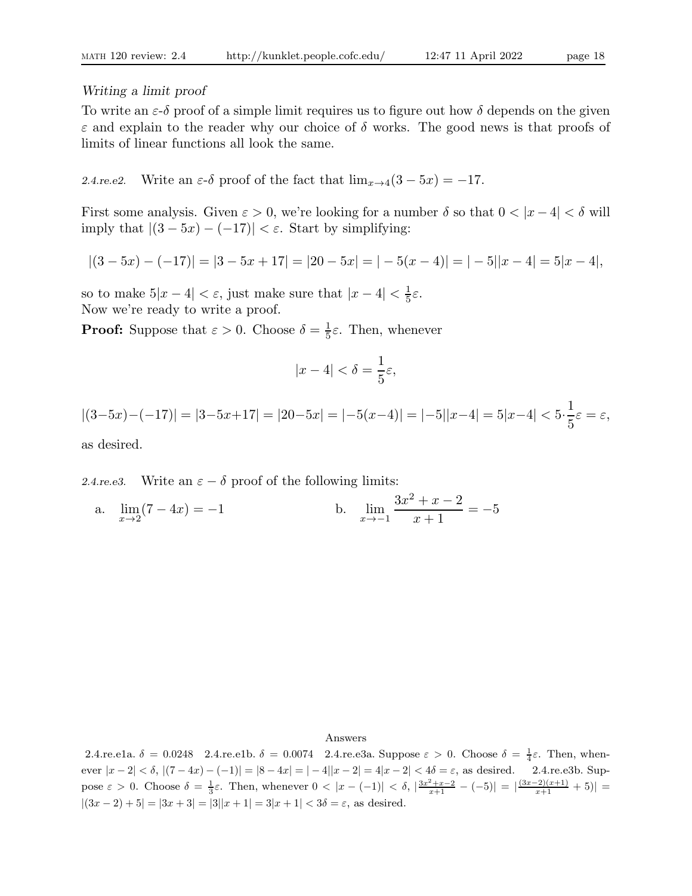*Writing a limit proof*

To write an $\varepsilon$-$\delta$ proof of a simple limit requires us to figure out how $\delta$ depends on the given $\varepsilon$ and explain to the reader why our choice of $\delta$ works. The good news is that proofs of limits of linear functions all look the same.

*2.4.re.e2.* Write an $\varepsilon$-$\delta$ proof of the fact that $\lim_{x\to 4}(3-5x) = -17$.

First some analysis. Given $\varepsilon > 0$, we're looking for a number $\delta$ so that $0 < |x-4| < \delta$ will imply that $|(3-5x)-(-17)| < \varepsilon$. Start by simplifying:

$$|(3-5x)-(-17)| = |3-5x+17| = |20-5x| = |-5(x-4)| = |-5||x-4| = 5|x-4|,$$

so to make $5|x-4| < \varepsilon$, just make sure that $|x-4| < \frac{1}{5}\varepsilon$.
Now we're ready to write a proof.

**Proof:** Suppose that $\varepsilon > 0$. Choose $\delta = \frac{1}{5}\varepsilon$. Then, whenever

$$|x-4| < \delta = \frac{1}{5}\varepsilon,$$

$$|(3-5x)-(-17)| = |3-5x+17| = |20-5x| = |-5(x-4)| = |-5||x-4| = 5|x-4| < 5\cdot\frac{1}{5}\varepsilon = \varepsilon,$$

as desired.

*2.4.re.e3.* Write an $\varepsilon - \delta$ proof of the following limits:

a. $\lim\limits_{x\to 2}(7-4x) = -1$

b. $\lim\limits_{x\to -1} \dfrac{3x^2+x-2}{x+1} = -5$

Answers

2.4.re.e1a. $\delta = 0.0248$ 2.4.re.e1b. $\delta = 0.0074$ 2.4.re.e3a. Suppose $\varepsilon > 0$. Choose $\delta = \frac{1}{4}\varepsilon$. Then, whenever $|x-2| < \delta$, $|(7-4x)-(-1)| = |8-4x| = |-4||x-2| = 4|x-2| < 4\delta = \varepsilon$, as desired. 2.4.re.e3b. Suppose $\varepsilon > 0$. Choose $\delta = \frac{1}{3}\varepsilon$. Then, whenever $0 < |x-(-1)| < \delta$, $|\frac{3x^2+x-2}{x+1} - (-5)| = |\frac{(3x-2)(x+1)}{x+1} + 5)| = |(3x-2)+5| = |3x+3| = |3||x+1| = 3|x+1| < 3\delta = \varepsilon$, as desired.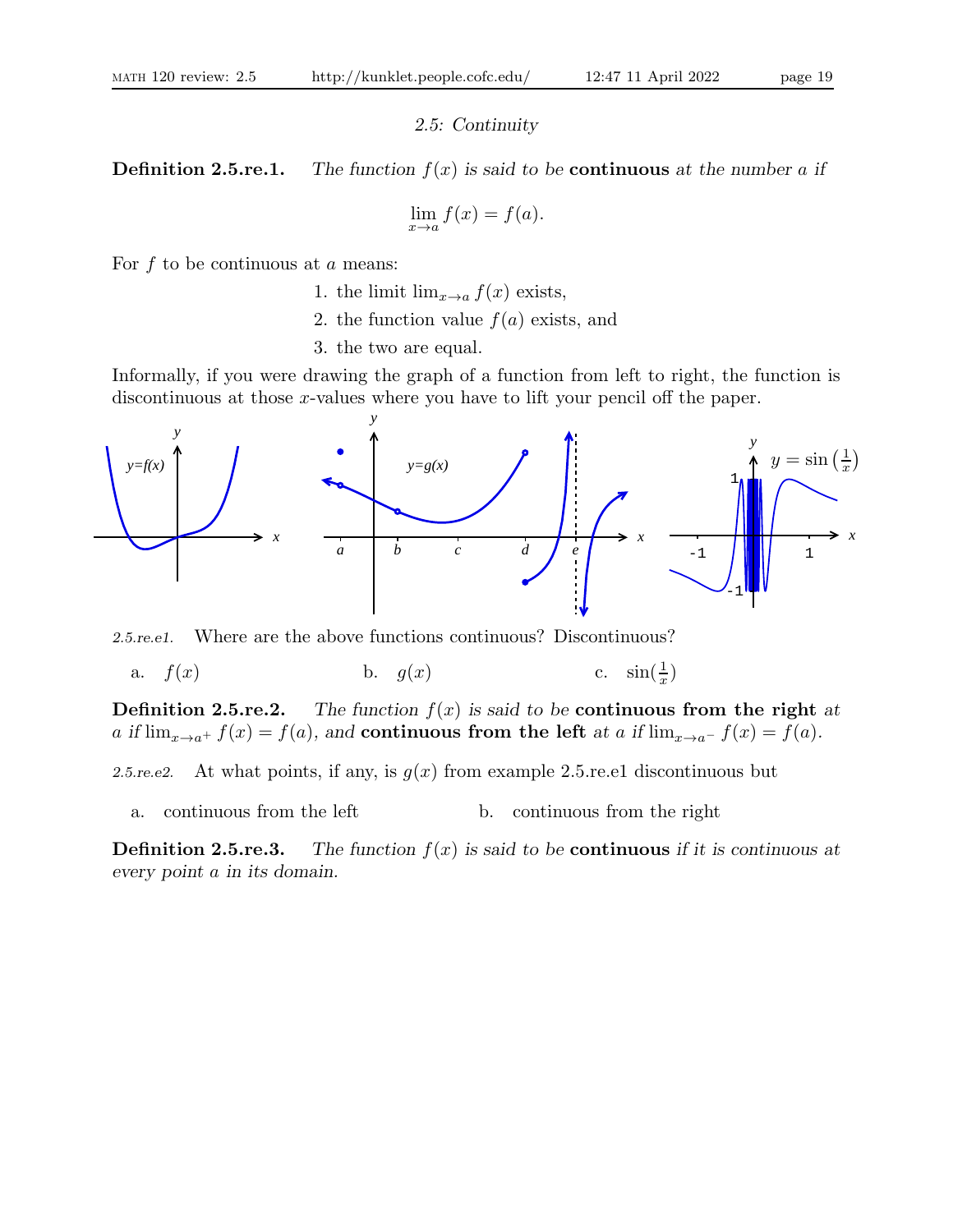### *2.5: Continuity*

**Definition 2.5.re.1.** *The function $f(x)$ is said to be* **continuous** *at the number $a$ if*

$$\lim_{x \to a} f(x) = f(a).$$

For $f$ to be continuous at $a$ means:

1. the limit $\lim_{x \to a} f(x)$ exists,
2. the function value $f(a)$ exists, and
3. the two are equal.

Informally, if you were drawing the graph of a function from left to right, the function is discontinuous at those $x$-values where you have to lift your pencil off the paper.

*2.5.re.e1.* Where are the above functions continuous? Discontinuous?

a. $f(x)$  b. $g(x)$  c. $\sin(\frac{1}{x})$

**Definition 2.5.re.2.** *The function $f(x)$ is said to be* **continuous from the right** *at $a$ if $\lim_{x \to a^+} f(x) = f(a)$, and* **continuous from the left** *at $a$ if $\lim_{x \to a^-} f(x) = f(a)$.*

*2.5.re.e2.* At what points, if any, is $g(x)$ from example 2.5.re.e1 discontinuous but

a. continuous from the left  b. continuous from the right

**Definition 2.5.re.3.** *The function $f(x)$ is said to be* **continuous** *if it is continuous at every point $a$ in its domain.*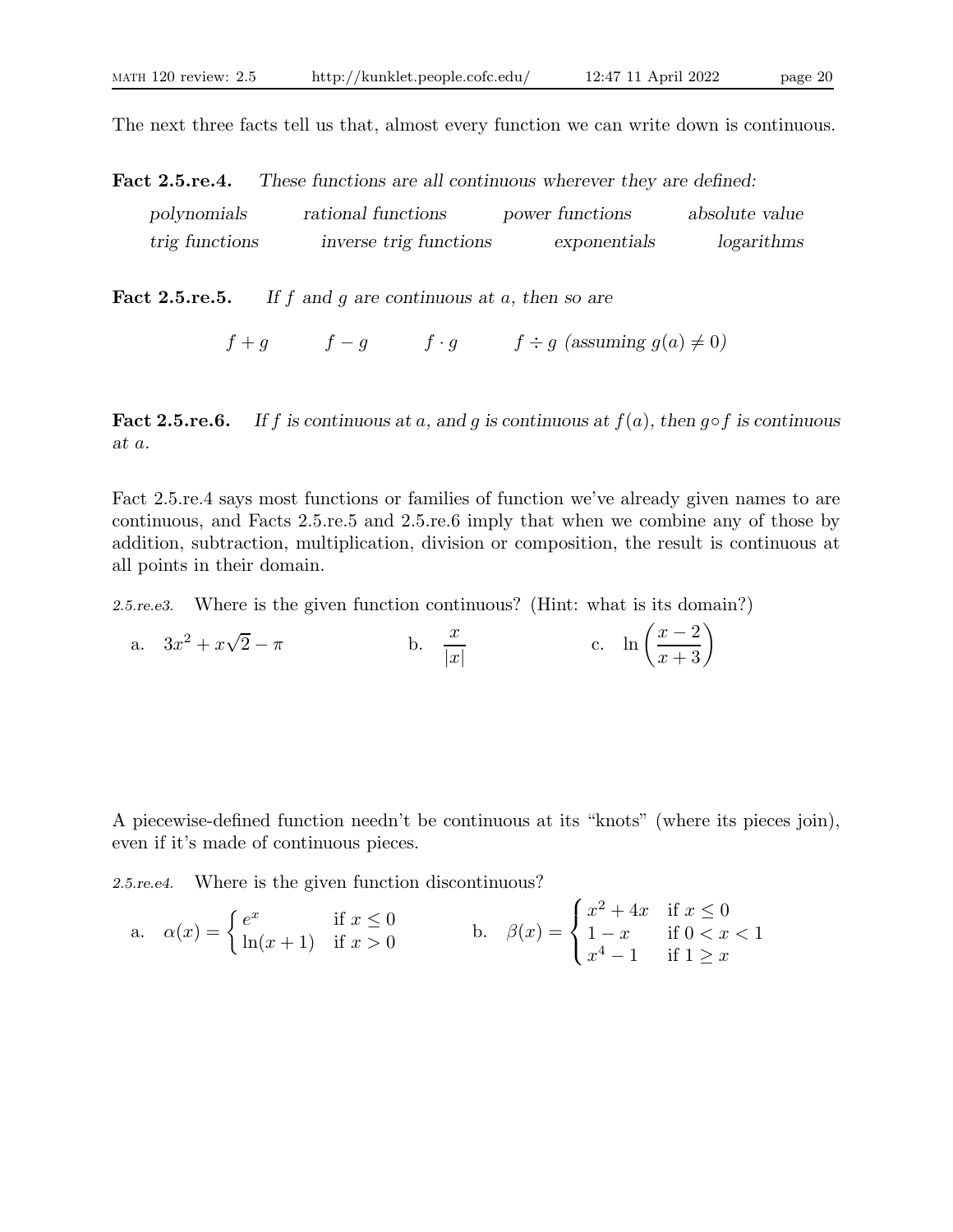The next three facts tell us that, almost every function we can write down is continuous.

**Fact 2.5.re.4.** *These functions are all continuous wherever they are defined:*

| | | | |
|---|---|---|---|
| *polynomials* | *rational functions* | *power functions* | *absolute value* |
| *trig functions* | *inverse trig functions* | *exponentials* | *logarithms* |

**Fact 2.5.re.5.** *If $f$ and $g$ are continuous at $a$, then so are*

$$f + g \qquad f - g \qquad f \cdot g \qquad f \div g \text{ (assuming } g(a) \neq 0\text{)}$$

**Fact 2.5.re.6.** *If $f$ is continuous at $a$, and $g$ is continuous at $f(a)$, then $g \circ f$ is continuous at $a$.*

Fact 2.5.re.4 says most functions or families of function we've already given names to are continuous, and Facts 2.5.re.5 and 2.5.re.6 imply that when we combine any of those by addition, subtraction, multiplication, division or composition, the result is continuous at all points in their domain.

*2.5.re.e3.* Where is the given function continuous? (Hint: what is its domain?)

a. $3x^2 + x\sqrt{2} - \pi$ b. $\dfrac{x}{|x|}$ c. $\ln\left(\dfrac{x-2}{x+3}\right)$

A piecewise-defined function needn't be continuous at its "knots" (where its pieces join), even if it's made of continuous pieces.

*2.5.re.e4.* Where is the given function discontinuous?

a. $\alpha(x) = \begin{cases} e^x & \text{if } x \leq 0 \\ \ln(x+1) & \text{if } x > 0 \end{cases}$ b. $\beta(x) = \begin{cases} x^2 + 4x & \text{if } x \leq 0 \\ 1 - x & \text{if } 0 < x < 1 \\ x^4 - 1 & \text{if } 1 \geq x \end{cases}$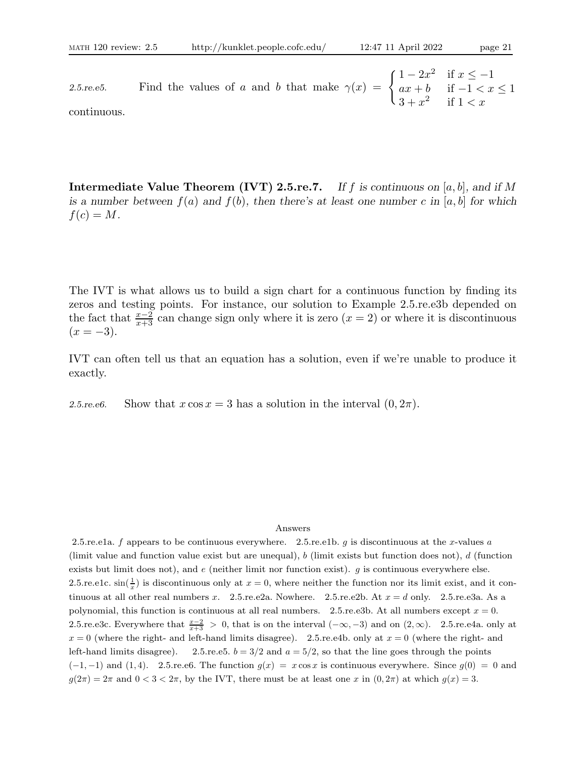*2.5.re.e5.* Find the values of $a$ and $b$ that make $\gamma(x) = \begin{cases} 1 - 2x^2 & \text{if } x \le -1 \\ ax + b & \text{if } -1 < x \le 1 \\ 3 + x^2 & \text{if } 1 < x \end{cases}$ continuous.

**Intermediate Value Theorem (IVT) 2.5.re.7.** *If $f$ is continuous on $[a, b]$, and if $M$ is a number between $f(a)$ and $f(b)$, then there's at least one number $c$ in $[a, b]$ for which $f(c) = M$.*

The IVT is what allows us to build a sign chart for a continuous function by finding its zeros and testing points. For instance, our solution to Example 2.5.re.e3b depended on the fact that $\frac{x-2}{x+3}$ can change sign only where it is zero ($x = 2$) or where it is discontinuous ($x = -3$).

IVT can often tell us that an equation has a solution, even if we're unable to produce it exactly.

*2.5.re.e6.* Show that $x \cos x = 3$ has a solution in the interval $(0, 2\pi)$.

Answers

2.5.re.e1a. $f$ appears to be continuous everywhere. 2.5.re.e1b. $g$ is discontinuous at the $x$-values $a$ (limit value and function value exist but are unequal), $b$ (limit exists but function does not), $d$ (function exists but limit does not), and $e$ (neither limit nor function exist). $g$ is continuous everywhere else. 2.5.re.e1c. $\sin(\frac{1}{x})$ is discontinuous only at $x = 0$, where neither the function nor its limit exist, and it continuous at all other real numbers $x$. 2.5.re.e2a. Nowhere. 2.5.re.e2b. At $x = d$ only. 2.5.re.e3a. As a polynomial, this function is continuous at all real numbers. 2.5.re.e3b. At all numbers except $x = 0$. 2.5.re.e3c. Everywhere that $\frac{x-2}{x+3} > 0$, that is on the interval $(-\infty, -3)$ and on $(2, \infty)$. 2.5.re.e4a. only at $x = 0$ (where the right- and left-hand limits disagree). 2.5.re.e4b. only at $x = 0$ (where the right- and left-hand limits disagree). 2.5.re.e5. $b = 3/2$ and $a = 5/2$, so that the line goes through the points $(-1, -1)$ and $(1, 4)$. 2.5.re.e6. The function $g(x) = x \cos x$ is continuous everywhere. Since $g(0) = 0$ and $g(2\pi) = 2\pi$ and $0 < 3 < 2\pi$, by the IVT, there must be at least one $x$ in $(0, 2\pi)$ at which $g(x) = 3$.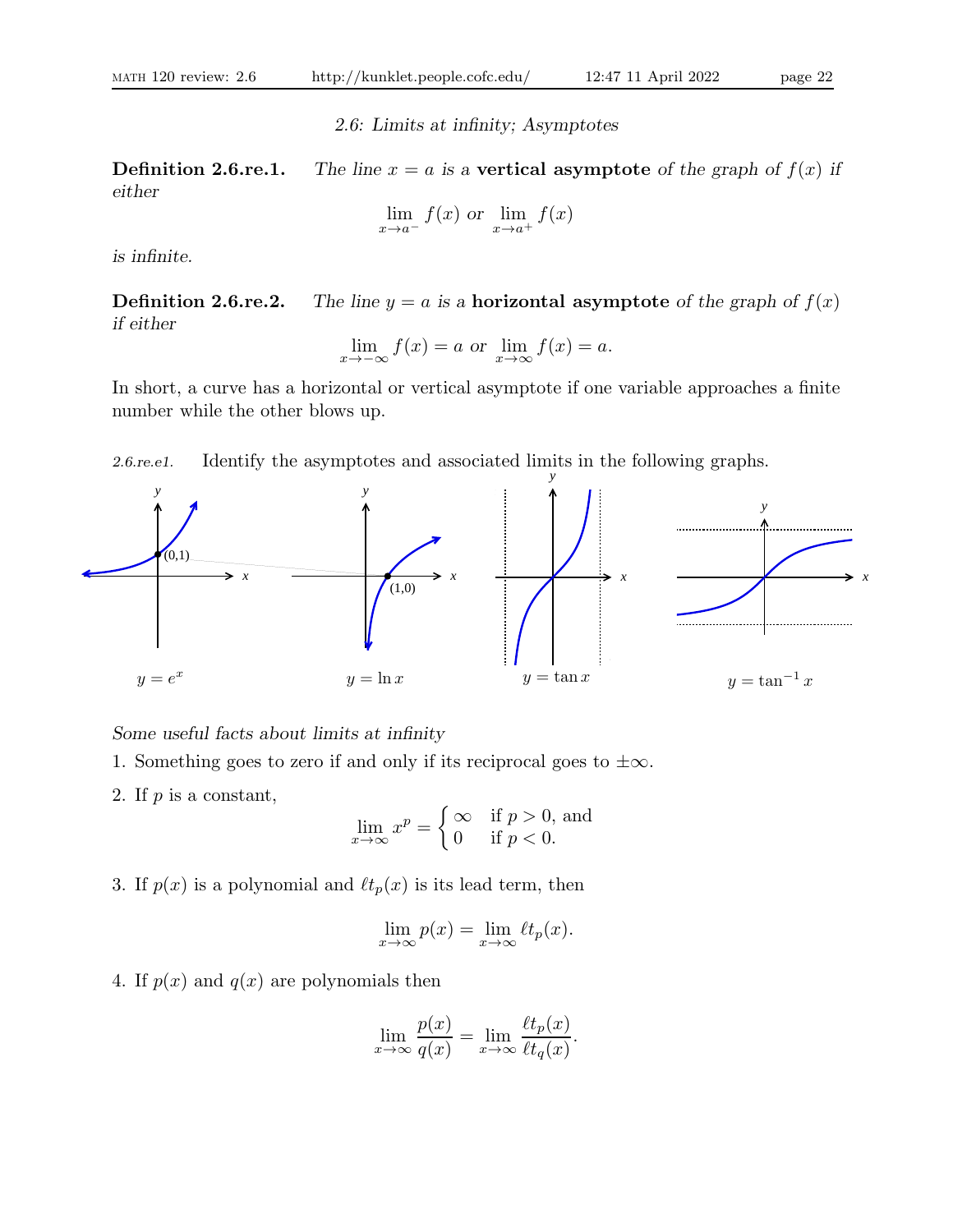*2.6: Limits at infinity; Asymptotes*

**Definition 2.6.re.1.** *The line $x = a$ is a* **vertical asymptote** *of the graph of $f(x)$ if either*

$$\lim_{x \to a^-} f(x) \text{ or } \lim_{x \to a^+} f(x)$$

*is infinite.*

**Definition 2.6.re.2.** *The line $y = a$ is a* **horizontal asymptote** *of the graph of $f(x)$ if either*

$$\lim_{x \to -\infty} f(x) = a \text{ or } \lim_{x \to \infty} f(x) = a.$$

In short, a curve has a horizontal or vertical asymptote if one variable approaches a finite number while the other blows up.

*2.6.re.e1.* Identify the asymptotes and associated limits in the following graphs.

$y = e^x$ $\qquad$ $y = \ln x$ $\qquad$ $y = \tan x$ $\qquad$ $y = \tan^{-1} x$

*Some useful facts about limits at infinity*

1. Something goes to zero if and only if its reciprocal goes to $\pm\infty$.

2. If $p$ is a constant,
$$\lim_{x \to \infty} x^p = \begin{cases} \infty & \text{if } p > 0, \text{ and} \\ 0 & \text{if } p < 0. \end{cases}$$

3. If $p(x)$ is a polynomial and $\ell t_p(x)$ is its lead term, then
$$\lim_{x \to \infty} p(x) = \lim_{x \to \infty} \ell t_p(x).$$

4. If $p(x)$ and $q(x)$ are polynomials then
$$\lim_{x \to \infty} \frac{p(x)}{q(x)} = \lim_{x \to \infty} \frac{\ell t_p(x)}{\ell t_q(x)}.$$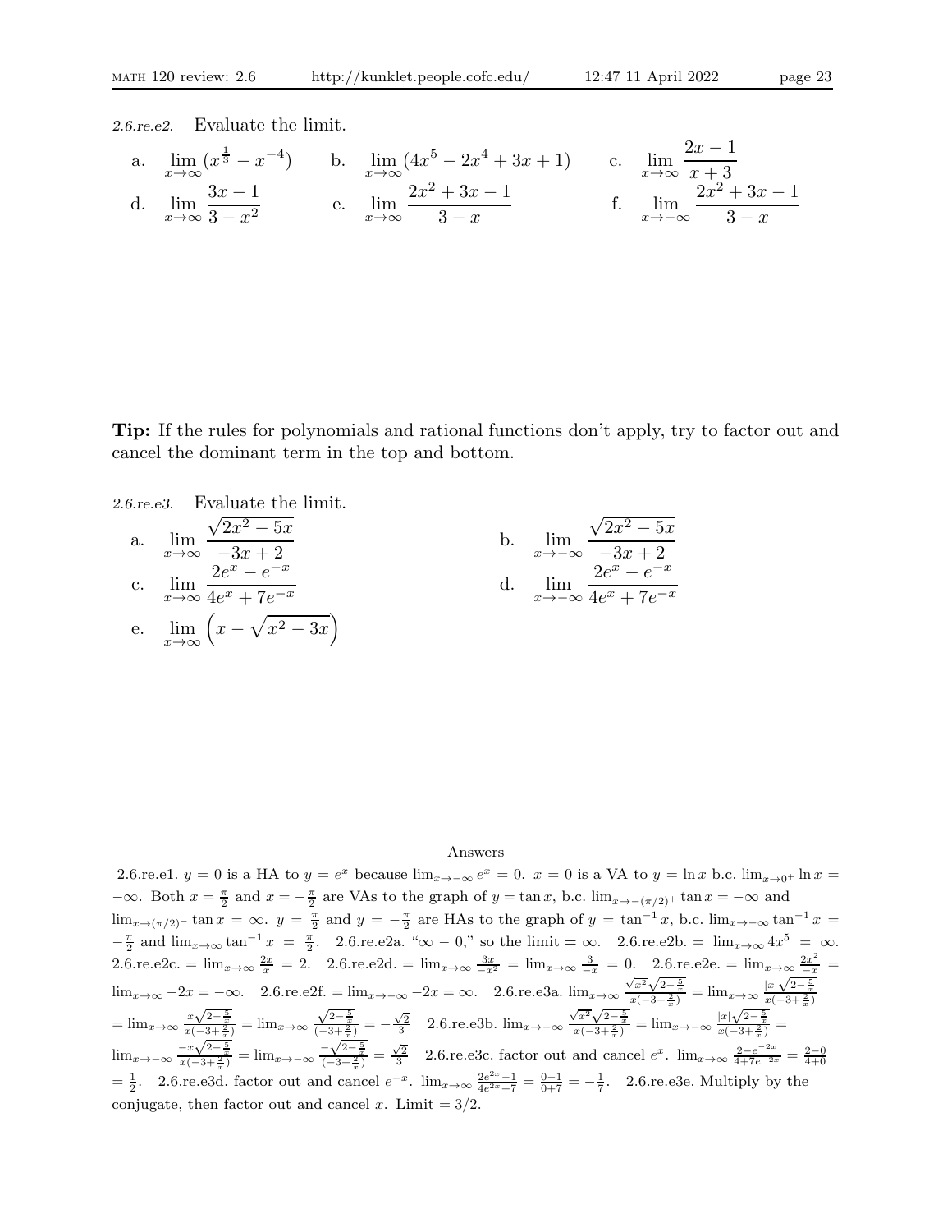*2.6.re.e2.* Evaluate the limit.

a. $\displaystyle\lim_{x\to\infty}(x^{\frac{1}{3}} - x^{-4})$ b. $\displaystyle\lim_{x\to\infty}(4x^5 - 2x^4 + 3x + 1)$ c. $\displaystyle\lim_{x\to\infty}\frac{2x-1}{x+3}$

d. $\displaystyle\lim_{x\to\infty}\frac{3x-1}{3-x^2}$ e. $\displaystyle\lim_{x\to\infty}\frac{2x^2+3x-1}{3-x}$ f. $\displaystyle\lim_{x\to-\infty}\frac{2x^2+3x-1}{3-x}$

**Tip:** If the rules for polynomials and rational functions don't apply, try to factor out and cancel the dominant term in the top and bottom.

*2.6.re.e3.* Evaluate the limit.

a. $\displaystyle\lim_{x\to\infty}\frac{\sqrt{2x^2-5x}}{-3x+2}$ b. $\displaystyle\lim_{x\to-\infty}\frac{\sqrt{2x^2-5x}}{-3x+2}$

c. $\displaystyle\lim_{x\to\infty}\frac{2e^x-e^{-x}}{4e^x+7e^{-x}}$ d. $\displaystyle\lim_{x\to-\infty}\frac{2e^x-e^{-x}}{4e^x+7e^{-x}}$

e. $\displaystyle\lim_{x\to\infty}\left(x-\sqrt{x^2-3x}\right)$

Answers

2.6.re.e1. $y = 0$ is a HA to $y = e^x$ because $\lim_{x\to-\infty} e^x = 0$. $x = 0$ is a VA to $y = \ln x$ b.c. $\lim_{x\to0^+}\ln x = -\infty$. Both $x = \frac{\pi}{2}$ and $x = -\frac{\pi}{2}$ are VAs to the graph of $y = \tan x$, b.c. $\lim_{x\to-(\pi/2)^+}\tan x = -\infty$ and $\lim_{x\to(\pi/2)^-}\tan x = \infty$. $y = \frac{\pi}{2}$ and $y = -\frac{\pi}{2}$ are HAs to the graph of $y = \tan^{-1} x$, b.c. $\lim_{x\to-\infty}\tan^{-1} x = -\frac{\pi}{2}$ and $\lim_{x\to\infty}\tan^{-1} x = \frac{\pi}{2}$. 2.6.re.e2a. "$\infty - 0$," so the limit $= \infty$. 2.6.re.e2b. $= \lim_{x\to\infty} 4x^5 = \infty$. 2.6.re.e2c. $= \lim_{x\to\infty}\frac{2x}{x} = 2$. 2.6.re.e2d. $= \lim_{x\to\infty}\frac{3x}{-x^2} = \lim_{x\to\infty}\frac{3}{-x} = 0$. 2.6.re.e2e. $= \lim_{x\to\infty}\frac{2x^2}{-x} = \lim_{x\to\infty} -2x = -\infty$. 2.6.re.e2f. $= \lim_{x\to-\infty} -2x = \infty$. 2.6.re.e3a. $\lim_{x\to\infty}\frac{\sqrt{x^2}\sqrt{2-\frac{5}{x}}}{x(-3+\frac{2}{x})} = \lim_{x\to\infty}\frac{|x|\sqrt{2-\frac{5}{x}}}{x(-3+\frac{2}{x})}$ $= \lim_{x\to\infty}\frac{x\sqrt{2-\frac{5}{x}}}{x(-3+\frac{2}{x})} = \lim_{x\to\infty}\frac{\sqrt{2-\frac{5}{x}}}{(-3+\frac{2}{x})} = -\frac{\sqrt{2}}{3}$ 2.6.re.e3b. $\lim_{x\to-\infty}\frac{\sqrt{x^2}\sqrt{2-\frac{5}{x}}}{x(-3+\frac{2}{x})} = \lim_{x\to-\infty}\frac{|x|\sqrt{2-\frac{5}{x}}}{x(-3+\frac{2}{x})} =$ $\lim_{x\to-\infty}\frac{-x\sqrt{2-\frac{5}{x}}}{x(-3+\frac{2}{x})} = \lim_{x\to-\infty}\frac{-\sqrt{2-\frac{5}{x}}}{(-3+\frac{2}{x})} = \frac{\sqrt{2}}{3}$ 2.6.re.e3c. factor out and cancel $e^x$. $\lim_{x\to\infty}\frac{2-e^{-2x}}{4+7e^{-2x}} = \frac{2-0}{4+0}$ $= \frac{1}{2}$. 2.6.re.e3d. factor out and cancel $e^{-x}$. $\lim_{x\to\infty}\frac{2e^{2x}-1}{4e^{2x}+7} = \frac{0-1}{0+7} = -\frac{1}{7}$. 2.6.re.e3e. Multiply by the conjugate, then factor out and cancel $x$. Limit $= 3/2$.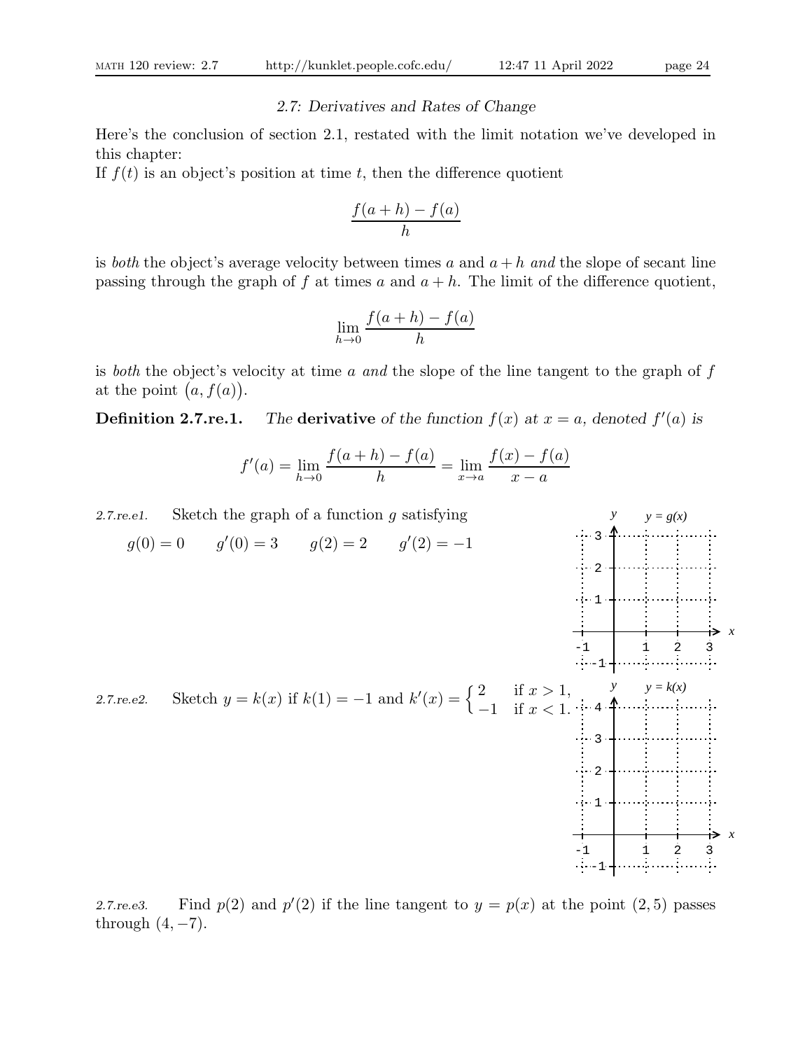## 2.7: Derivatives and Rates of Change

Here's the conclusion of section 2.1, restated with the limit notation we've developed in this chapter:

If $f(t)$ is an object's position at time $t$, then the difference quotient

$$\frac{f(a+h)-f(a)}{h}$$

is *both* the object's average velocity between times $a$ and $a+h$ *and* the slope of secant line passing through the graph of $f$ at times $a$ and $a+h$. The limit of the difference quotient,

$$\lim_{h\to 0}\frac{f(a+h)-f(a)}{h}$$

is *both* the object's velocity at time $a$ *and* the slope of the line tangent to the graph of $f$ at the point $\big(a, f(a)\big)$.

**Definition 2.7.re.1.** *The* **derivative** *of the function $f(x)$ at $x=a$, denoted $f'(a)$ is*

$$f'(a) = \lim_{h\to 0}\frac{f(a+h)-f(a)}{h} = \lim_{x\to a}\frac{f(x)-f(a)}{x-a}$$

*2.7.re.e1.* Sketch the graph of a function $g$ satisfying

$$g(0)=0 \qquad g'(0)=3 \qquad g(2)=2 \qquad g'(2)=-1$$

*2.7.re.e2.* Sketch $y=k(x)$ if $k(1)=-1$ and $k'(x)=\begin{cases} 2 & \text{if } x>1, \\ -1 & \text{if } x<1. \end{cases}$

*2.7.re.e3.* Find $p(2)$ and $p'(2)$ if the line tangent to $y=p(x)$ at the point $(2,5)$ passes through $(4,-7)$.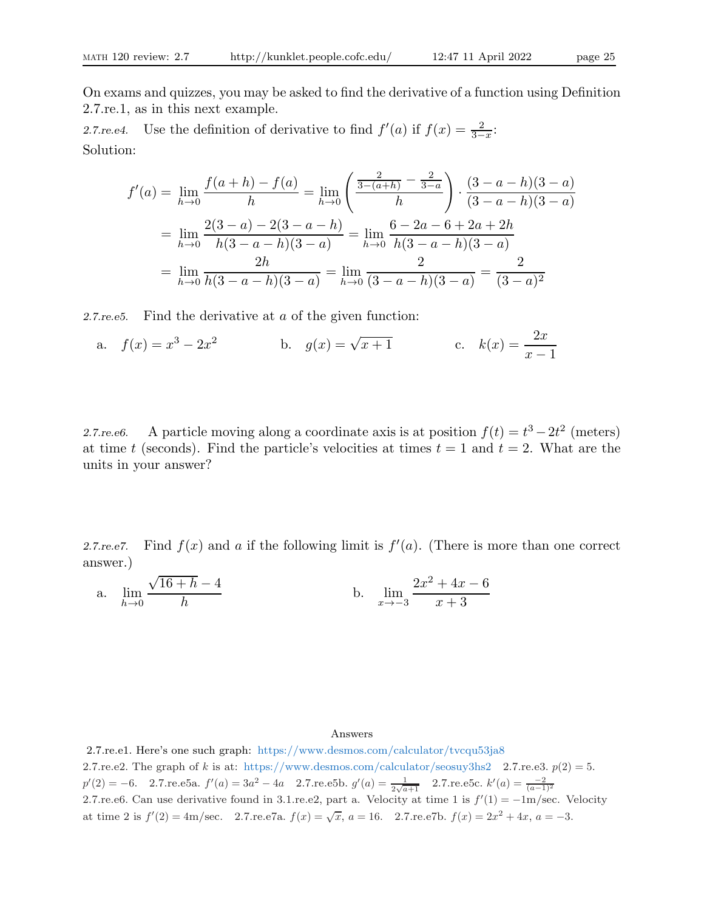On exams and quizzes, you may be asked to find the derivative of a function using Definition 2.7.re.1, as in this next example.

*2.7.re.e4.* Use the definition of derivative to find $f'(a)$ if $f(x) = \frac{2}{3-x}$:

Solution:

$$
\begin{aligned}
f'(a) &= \lim_{h\to 0} \frac{f(a+h) - f(a)}{h} = \lim_{h\to 0} \left( \frac{\frac{2}{3-(a+h)} - \frac{2}{3-a}}{h} \right) \cdot \frac{(3-a-h)(3-a)}{(3-a-h)(3-a)} \\
&= \lim_{h\to 0} \frac{2(3-a) - 2(3-a-h)}{h(3-a-h)(3-a)} = \lim_{h\to 0} \frac{6-2a-6+2a+2h}{h(3-a-h)(3-a)} \\
&= \lim_{h\to 0} \frac{2h}{h(3-a-h)(3-a)} = \lim_{h\to 0} \frac{2}{(3-a-h)(3-a)} = \frac{2}{(3-a)^2}
\end{aligned}
$$

*2.7.re.e5.* Find the derivative at $a$ of the given function:

a. $f(x) = x^3 - 2x^2$  b. $g(x) = \sqrt{x+1}$  c. $k(x) = \dfrac{2x}{x-1}$

*2.7.re.e6.* A particle moving along a coordinate axis is at position $f(t) = t^3 - 2t^2$ (meters) at time $t$ (seconds). Find the particle's velocities at times $t = 1$ and $t = 2$. What are the units in your answer?

*2.7.re.e7.* Find $f(x)$ and $a$ if the following limit is $f'(a)$. (There is more than one correct answer.)

a. $\displaystyle\lim_{h\to 0} \frac{\sqrt{16+h} - 4}{h}$  b. $\displaystyle\lim_{x\to -3} \frac{2x^2 + 4x - 6}{x+3}$

Answers

2.7.re.e1. Here's one such graph: https://www.desmos.com/calculator/tvcqu53ja8
2.7.re.e2. The graph of $k$ is at: https://www.desmos.com/calculator/seosuy3hs2  2.7.re.e3. $p(2) = 5$. $p'(2) = -6$.  2.7.re.e5a. $f'(a) = 3a^2 - 4a$  2.7.re.e5b. $g'(a) = \frac{1}{2\sqrt{a+1}}$  2.7.re.e5c. $k'(a) = \frac{-2}{(a-1)^2}$
2.7.re.e6. Can use derivative found in 3.1.re.e2, part a. Velocity at time 1 is $f'(1) = -1$m/sec. Velocity at time 2 is $f'(2) = 4$m/sec.  2.7.re.e7a. $f(x) = \sqrt{x}$, $a = 16$.  2.7.re.e7b. $f(x) = 2x^2 + 4x$, $a = -3$.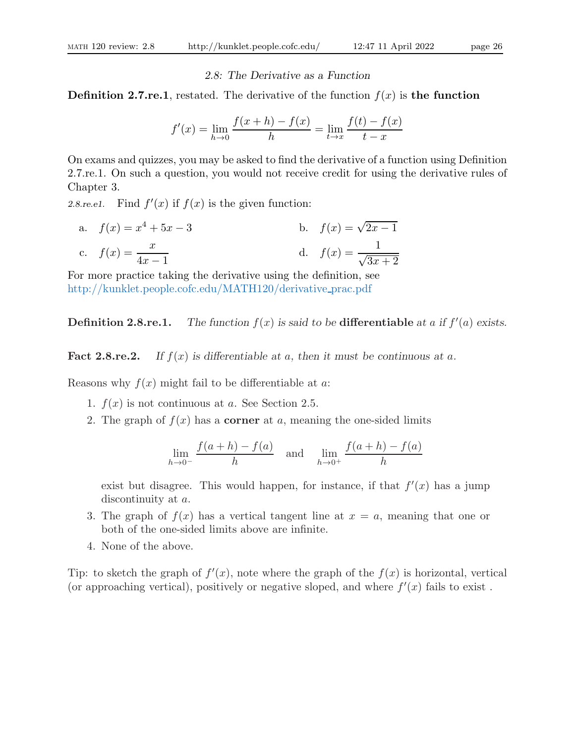## *2.8: The Derivative as a Function*

**Definition 2.7.re.1**, restated. The derivative of the function $f(x)$ is **the function**

$$f'(x) = \lim_{h \to 0} \frac{f(x+h) - f(x)}{h} = \lim_{t \to x} \frac{f(t) - f(x)}{t - x}$$

On exams and quizzes, you may be asked to find the derivative of a function using Definition 2.7.re.1. On such a question, you would not receive credit for using the derivative rules of Chapter 3.

*2.8.re.e1.* Find $f'(x)$ if $f(x)$ is the given function:

a. $f(x) = x^4 + 5x - 3$

b. $f(x) = \sqrt{2x - 1}$

c. $f(x) = \dfrac{x}{4x - 1}$

d. $f(x) = \dfrac{1}{\sqrt{3x + 2}}$

For more practice taking the derivative using the definition, see http://kunklet.people.cofc.edu/MATH120/derivative_prac.pdf

**Definition 2.8.re.1.** *The function $f(x)$ is said to be* **differentiable** *at $a$ if $f'(a)$ exists.*

**Fact 2.8.re.2.** *If $f(x)$ is differentiable at $a$, then it must be continuous at $a$.*

Reasons why $f(x)$ might fail to be differentiable at $a$:

1. $f(x)$ is not continuous at $a$. See Section 2.5.
2. The graph of $f(x)$ has a **corner** at $a$, meaning the one-sided limits

$$\lim_{h \to 0^-} \frac{f(a+h) - f(a)}{h} \quad \text{and} \quad \lim_{h \to 0^+} \frac{f(a+h) - f(a)}{h}$$

   exist but disagree. This would happen, for instance, if that $f'(x)$ has a jump discontinuity at $a$.
3. The graph of $f(x)$ has a vertical tangent line at $x = a$, meaning that one or both of the one-sided limits above are infinite.
4. None of the above.

Tip: to sketch the graph of $f'(x)$, note where the graph of the $f(x)$ is horizontal, vertical (or approaching vertical), positively or negative sloped, and where $f'(x)$ fails to exist .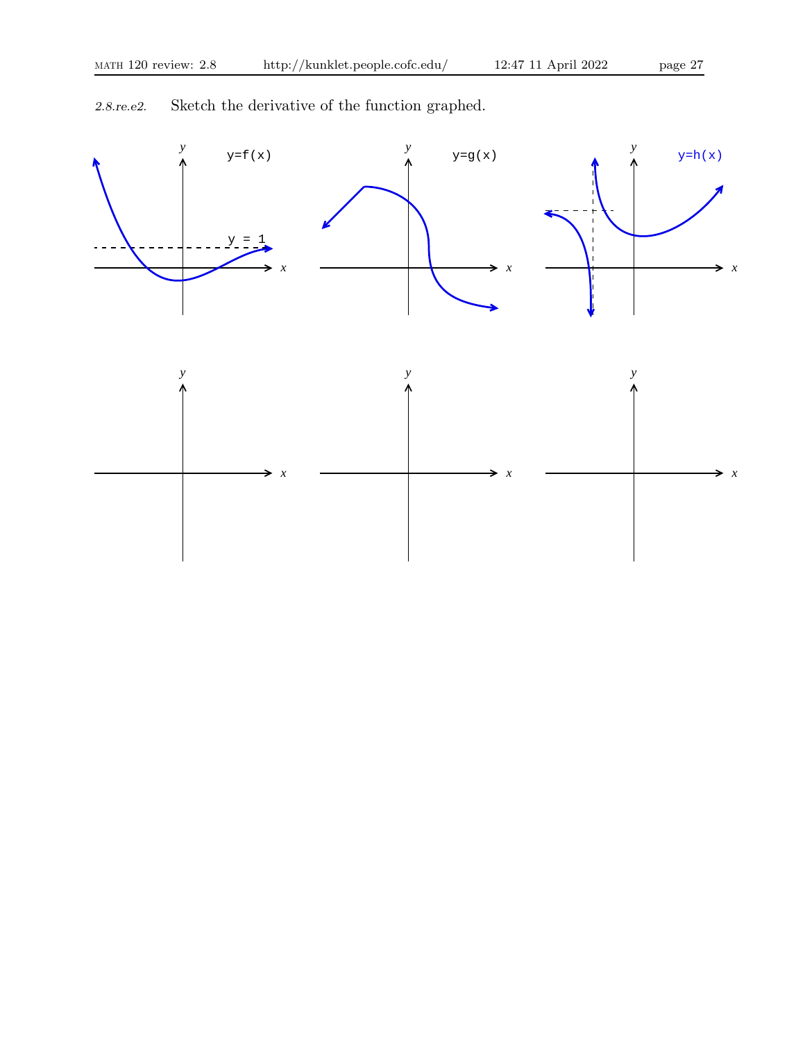*2.8.re.e2.* Sketch the derivative of the function graphed.

y=f(x)

y = 1

y=g(x)

y=h(x)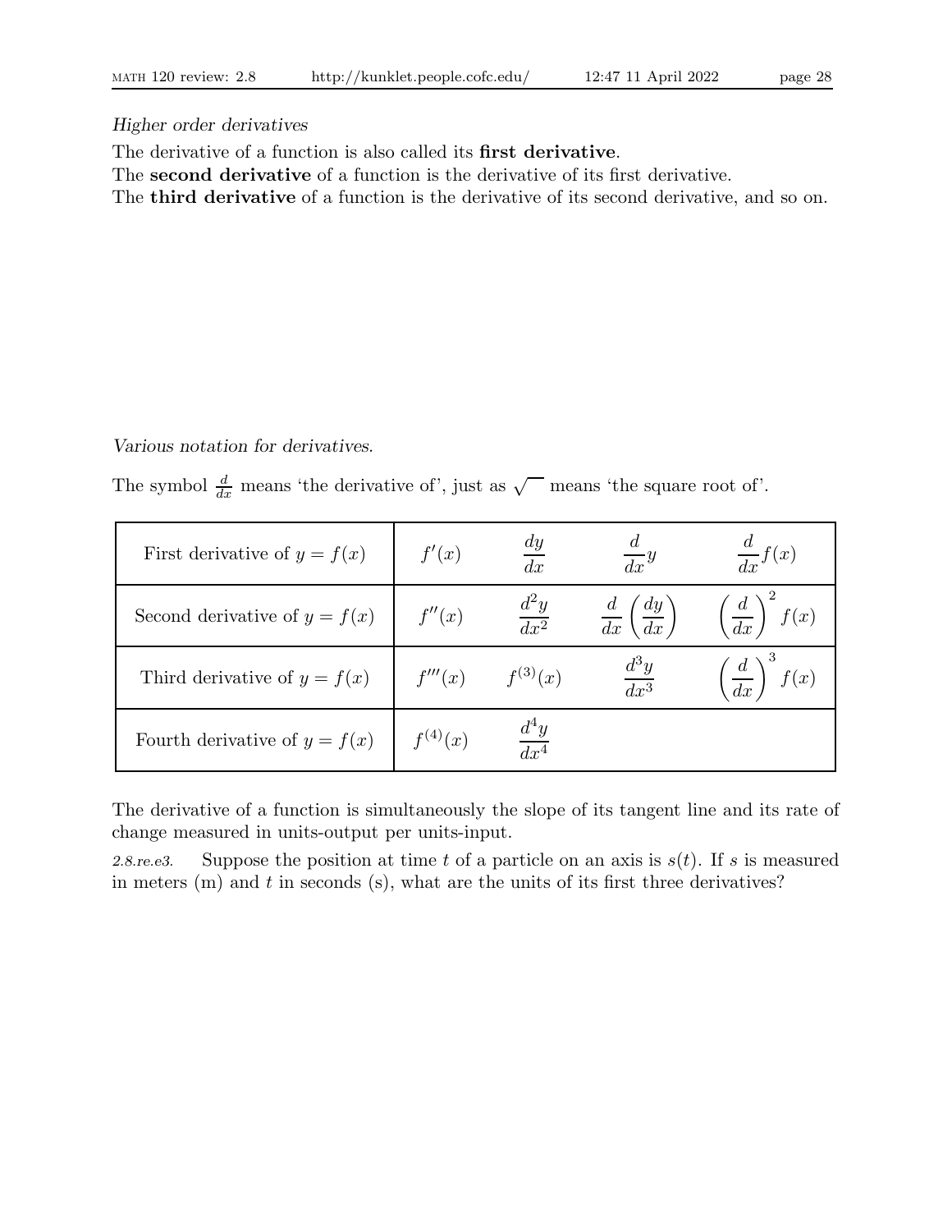*Higher order derivatives*

The derivative of a function is also called its **first derivative**.
The **second derivative** of a function is the derivative of its first derivative.
The **third derivative** of a function is the derivative of its second derivative, and so on.

*Various notation for derivatives.*

The symbol $\frac{d}{dx}$ means 'the derivative of', just as $\sqrt{\phantom{x}}$ means 'the square root of'.

| | | | | |
|---|---|---|---|---|
| First derivative of $y = f(x)$ | $f'(x)$ | $\dfrac{dy}{dx}$ | $\dfrac{d}{dx}y$ | $\dfrac{d}{dx}f(x)$ |
| Second derivative of $y = f(x)$ | $f''(x)$ | $\dfrac{d^2y}{dx^2}$ | $\dfrac{d}{dx}\left(\dfrac{dy}{dx}\right)$ | $\left(\dfrac{d}{dx}\right)^2 f(x)$ |
| Third derivative of $y = f(x)$ | $f'''(x)$ | $f^{(3)}(x)$ | $\dfrac{d^3y}{dx^3}$ | $\left(\dfrac{d}{dx}\right)^3 f(x)$ |
| Fourth derivative of $y = f(x)$ | $f^{(4)}(x)$ | $\dfrac{d^4y}{dx^4}$ | | |

The derivative of a function is simultaneously the slope of its tangent line and its rate of change measured in units-output per units-input.

*2.8.re.e3.* Suppose the position at time $t$ of a particle on an axis is $s(t)$. If $s$ is measured in meters (m) and $t$ in seconds (s), what are the units of its first three derivatives?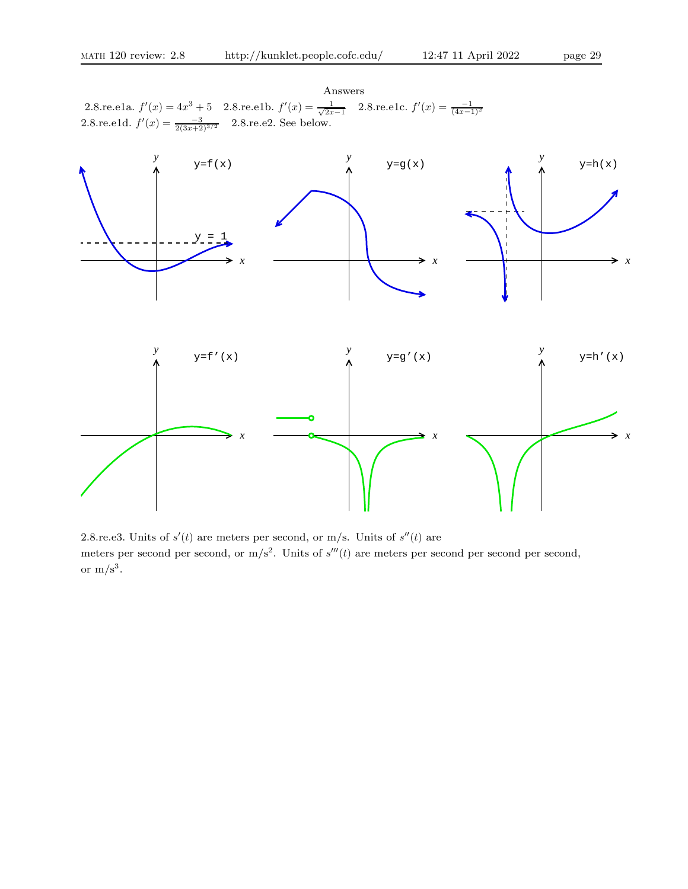Answers

2.8.re.e1a. $f'(x) = 4x^3 + 5$ 2.8.re.e1b. $f'(x) = \frac{1}{\sqrt{2x-1}}$ 2.8.re.e1c. $f'(x) = \frac{-1}{(4x-1)^2}$
2.8.re.e1d. $f'(x) = \frac{-3}{2(3x+2)^{3/2}}$ 2.8.re.e2. See below.

y=f(x) y = 1 y=g(x) y=h(x)

y=f'(x) y=g'(x) y=h'(x)

2.8.re.e3. Units of $s'(t)$ are meters per second, or m/s. Units of $s''(t)$ are meters per second per second, or m/s$^2$. Units of $s'''(t)$ are meters per second per second per second, or m/s$^3$.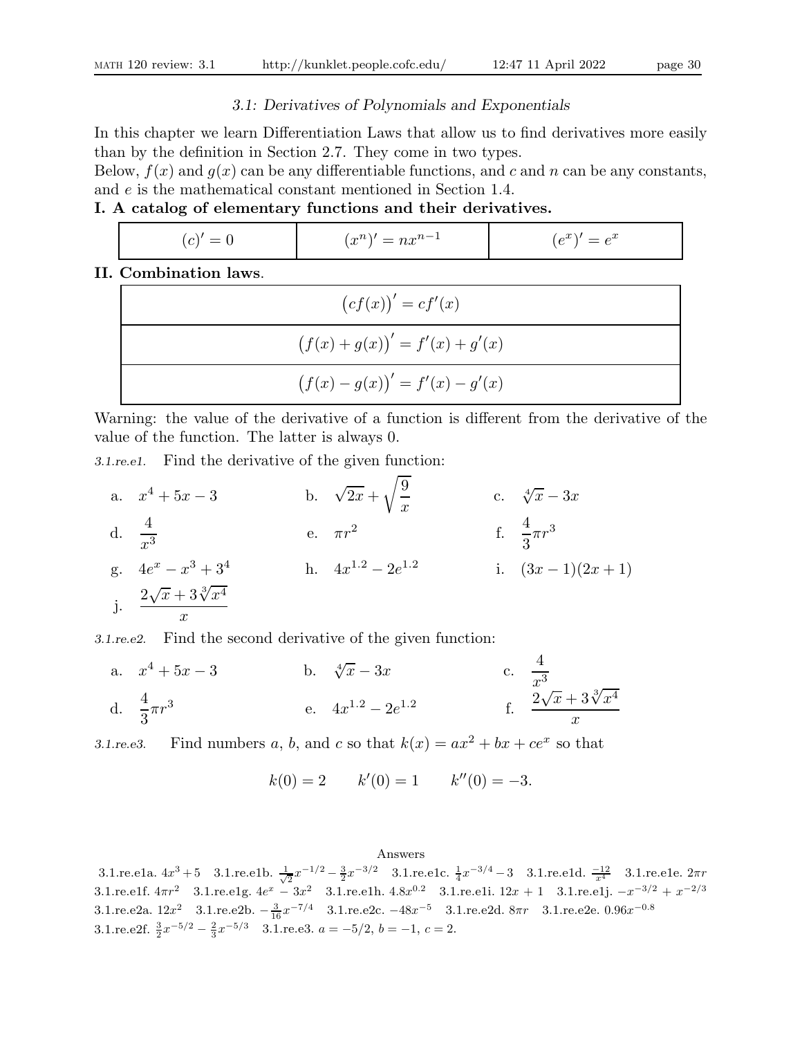*3.1: Derivatives of Polynomials and Exponentials*

In this chapter we learn Differentiation Laws that allow us to find derivatives more easily than by the definition in Section 2.7. They come in two types.
Below, $f(x)$ and $g(x)$ can be any differentiable functions, and $c$ and $n$ can be any constants, and $e$ is the mathematical constant mentioned in Section 1.4.

**I. A catalog of elementary functions and their derivatives.**

| $(c)' = 0$ | $(x^n)' = nx^{n-1}$ | $(e^x)' = e^x$ |
|---|---|---|

**II. Combination laws**.

| $\big(cf(x)\big)' = cf'(x)$ |
|---|
| $\big(f(x)+g(x)\big)' = f'(x) + g'(x)$ |
| $\big(f(x)-g(x)\big)' = f'(x) - g'(x)$ |

Warning: the value of the derivative of a function is different from the derivative of the value of the function. The latter is always 0.

*3.1.re.e1.* Find the derivative of the given function:

a. $x^4 + 5x - 3$ b. $\sqrt{2x} + \sqrt{\dfrac{9}{x}}$ c. $\sqrt[4]{x} - 3x$

d. $\dfrac{4}{x^3}$ e. $\pi r^2$ f. $\dfrac{4}{3}\pi r^3$

g. $4e^x - x^3 + 3^4$ h. $4x^{1.2} - 2e^{1.2}$ i. $(3x-1)(2x+1)$

j. $\dfrac{2\sqrt{x} + 3\sqrt[3]{x^4}}{x}$

*3.1.re.e2.* Find the second derivative of the given function:

a. $x^4 + 5x - 3$ b. $\sqrt[4]{x} - 3x$ c. $\dfrac{4}{x^3}$

d. $\dfrac{4}{3}\pi r^3$ e. $4x^{1.2} - 2e^{1.2}$ f. $\dfrac{2\sqrt{x} + 3\sqrt[3]{x^4}}{x}$

*3.1.re.e3.* Find numbers $a$, $b$, and $c$ so that $k(x) = ax^2 + bx + ce^x$ so that

$$k(0) = 2 \qquad k'(0) = 1 \qquad k''(0) = -3.$$

Answers

3.1.re.e1a. $4x^3 + 5$ 3.1.re.e1b. $\frac{1}{\sqrt{2}}x^{-1/2} - \frac{3}{2}x^{-3/2}$ 3.1.re.e1c. $\frac{1}{4}x^{-3/4} - 3$ 3.1.re.e1d. $\frac{-12}{x^4}$ 3.1.re.e1e. $2\pi r$ 3.1.re.e1f. $4\pi r^2$ 3.1.re.e1g. $4e^x - 3x^2$ 3.1.re.e1h. $4.8x^{0.2}$ 3.1.re.e1i. $12x + 1$ 3.1.re.e1j. $-x^{-3/2} + x^{-2/3}$ 3.1.re.e2a. $12x^2$ 3.1.re.e2b. $-\frac{3}{16}x^{-7/4}$ 3.1.re.e2c. $-48x^{-5}$ 3.1.re.e2d. $8\pi r$ 3.1.re.e2e. $0.96x^{-0.8}$ 3.1.re.e2f. $\frac{3}{2}x^{-5/2} - \frac{2}{3}x^{-5/3}$ 3.1.re.e3. $a = -5/2$, $b = -1$, $c = 2$.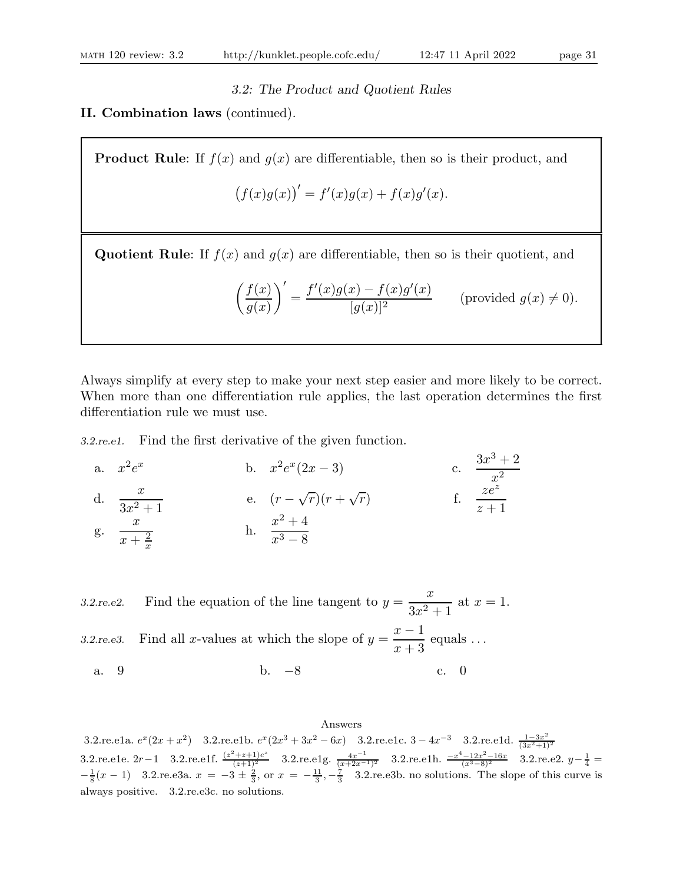*3.2: The Product and Quotient Rules*

**II. Combination laws** (continued).

**Product Rule**: If $f(x)$ and $g(x)$ are differentiable, then so is their product, and

$$\big(f(x)g(x)\big)' = f'(x)g(x) + f(x)g'(x).$$

**Quotient Rule**: If $f(x)$ and $g(x)$ are differentiable, then so is their quotient, and

$$\left(\frac{f(x)}{g(x)}\right)' = \frac{f'(x)g(x) - f(x)g'(x)}{[g(x)]^2} \qquad \text{(provided } g(x) \neq 0\text{)}.$$

Always simplify at every step to make your next step easier and more likely to be correct. When more than one differentiation rule applies, the last operation determines the first differentiation rule we must use.

*3.2.re.e1.* Find the first derivative of the given function.

a. $x^2e^x$ b. $x^2e^x(2x-3)$ c. $\dfrac{3x^3+2}{x^2}$

d. $\dfrac{x}{3x^2+1}$ e. $(r-\sqrt{r})(r+\sqrt{r})$ f. $\dfrac{ze^z}{z+1}$

g. $\dfrac{x}{x+\frac{2}{x}}$ h. $\dfrac{x^2+4}{x^3-8}$

*3.2.re.e2.* Find the equation of the line tangent to $y = \dfrac{x}{3x^2+1}$ at $x = 1$.

*3.2.re.e3.* Find all $x$-values at which the slope of $y = \dfrac{x-1}{x+3}$ equals ...

a. 9 b. $-8$ c. 0

Answers

3.2.re.e1a. $e^x(2x+x^2)$ 3.2.re.e1b. $e^x(2x^3+3x^2-6x)$ 3.2.re.e1c. $3-4x^{-3}$ 3.2.re.e1d. $\frac{1-3x^2}{(3x^2+1)^2}$ 3.2.re.e1e. $2r-1$ 3.2.re.e1f. $\frac{(z^2+z+1)e^z}{(z+1)^2}$ 3.2.re.e1g. $\frac{4x^{-1}}{(x+2x^{-1})^2}$ 3.2.re.e1h. $\frac{-x^4-12x^2-16x}{(x^3-8)^2}$ 3.2.re.e2. $y-\frac{1}{4} = -\frac{1}{8}(x-1)$ 3.2.re.e3a. $x = -3 \pm \frac{2}{3}$, or $x = -\frac{11}{3}, -\frac{7}{3}$ 3.2.re.e3b. no solutions. The slope of this curve is always positive. 3.2.re.e3c. no solutions.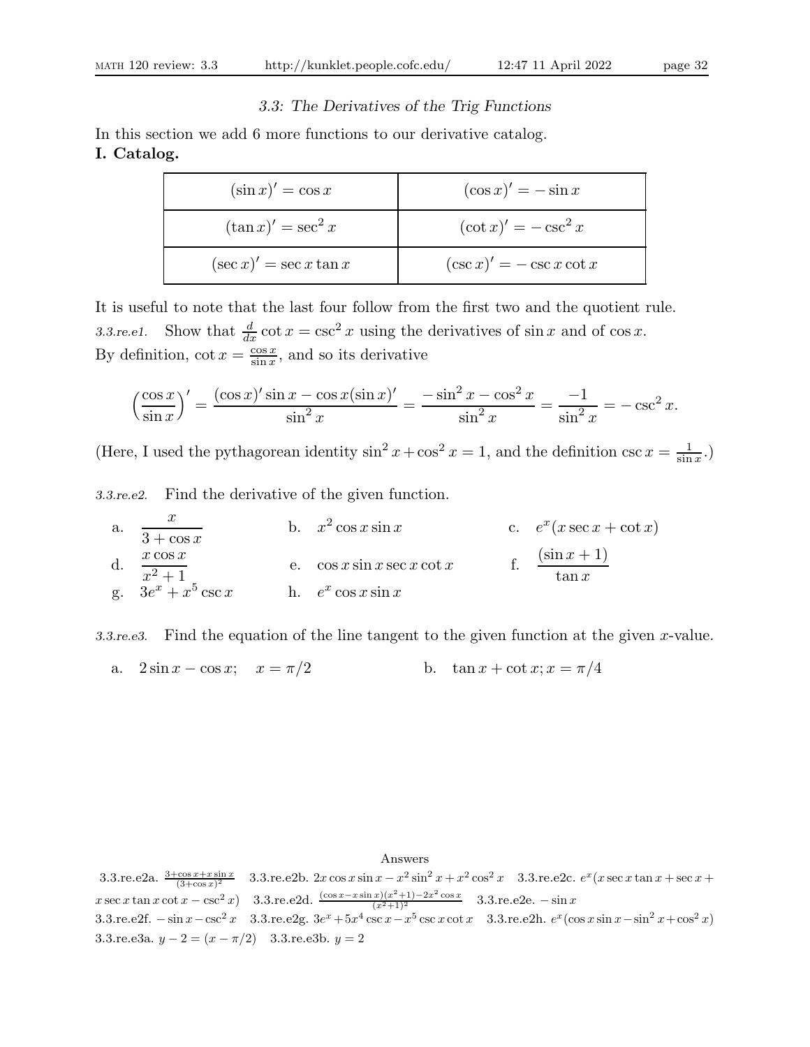### 3.3: The Derivatives of the Trig Functions

In this section we add 6 more functions to our derivative catalog.

**I. Catalog.**

| | |
|---|---|
| $(\sin x)' = \cos x$ | $(\cos x)' = -\sin x$ |
| $(\tan x)' = \sec^2 x$ | $(\cot x)' = -\csc^2 x$ |
| $(\sec x)' = \sec x \tan x$ | $(\csc x)' = -\csc x \cot x$ |

It is useful to note that the last four follow from the first two and the quotient rule.

*3.3.re.e1.* Show that $\frac{d}{dx} \cot x = \csc^2 x$ using the derivatives of $\sin x$ and of $\cos x$.
By definition, $\cot x = \frac{\cos x}{\sin x}$, and so its derivative

$$\Big(\frac{\cos x}{\sin x}\Big)' = \frac{(\cos x)' \sin x - \cos x (\sin x)'}{\sin^2 x} = \frac{-\sin^2 x - \cos^2 x}{\sin^2 x} = \frac{-1}{\sin^2 x} = -\csc^2 x.$$

(Here, I used the pythagorean identity $\sin^2 x + \cos^2 x = 1$, and the definition $\csc x = \frac{1}{\sin x}$.)

*3.3.re.e2.* Find the derivative of the given function.

a. $\dfrac{x}{3 + \cos x}$  b. $x^2 \cos x \sin x$  c. $e^x(x \sec x + \cot x)$

d. $\dfrac{x \cos x}{x^2 + 1}$  e. $\cos x \sin x \sec x \cot x$  f. $\dfrac{(\sin x + 1)}{\tan x}$

g. $3e^x + x^5 \csc x$  h. $e^x \cos x \sin x$

*3.3.re.e3.* Find the equation of the line tangent to the given function at the given $x$-value.

a. $2 \sin x - \cos x;\quad x = \pi/2$  b. $\tan x + \cot x; x = \pi/4$

Answers

3.3.re.e2a. $\frac{3+\cos x + x \sin x}{(3+\cos x)^2}$ 3.3.re.e2b. $2x \cos x \sin x - x^2 \sin^2 x + x^2 \cos^2 x$ 3.3.re.e2c. $e^x(x \sec x \tan x + \sec x + x \sec x \tan x \cot x - \csc^2 x)$ 3.3.re.e2d. $\frac{(\cos x - x \sin x)(x^2+1) - 2x^2 \cos x}{(x^2+1)^2}$ 3.3.re.e2e. $-\sin x$
3.3.re.e2f. $-\sin x - \csc^2 x$ 3.3.re.e2g. $3e^x + 5x^4 \csc x - x^5 \csc x \cot x$ 3.3.re.e2h. $e^x(\cos x \sin x - \sin^2 x + \cos^2 x)$
3.3.re.e3a. $y - 2 = (x - \pi/2)$ 3.3.re.e3b. $y = 2$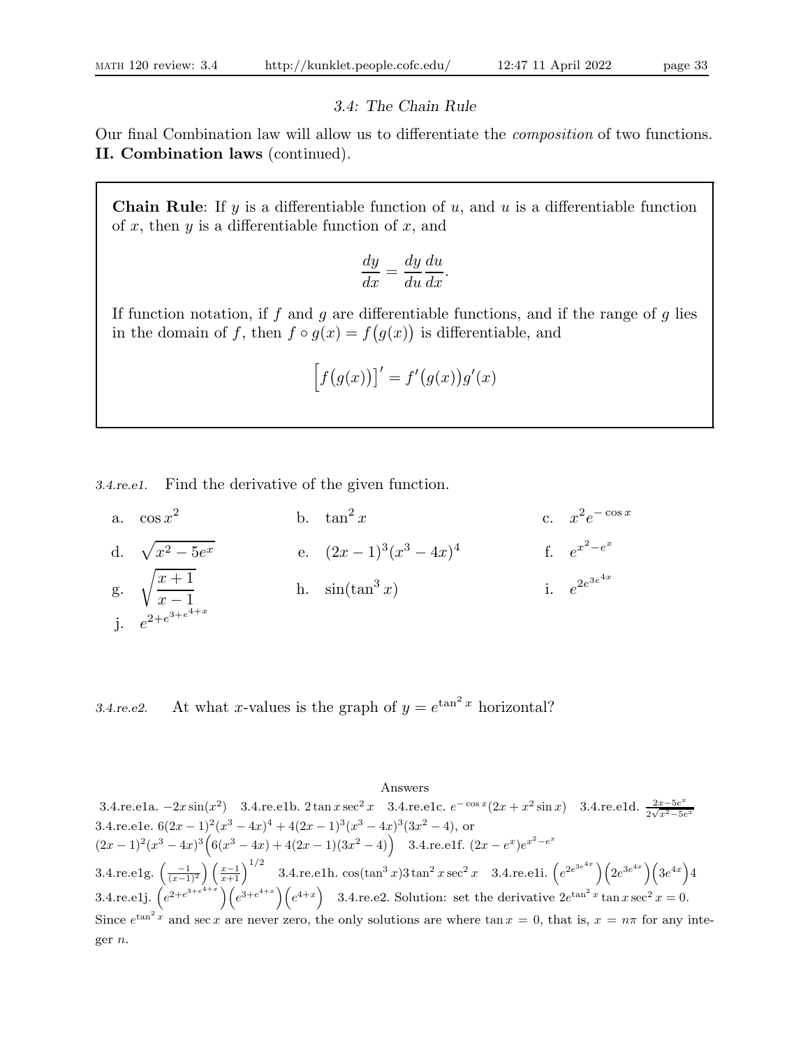### 3.4: The Chain Rule

Our final Combination law will allow us to differentiate the *composition* of two functions.
**II. Combination laws** (continued).

**Chain Rule**: If $y$ is a differentiable function of $u$, and $u$ is a differentiable function of $x$, then $y$ is a differentiable function of $x$, and

$$\frac{dy}{dx} = \frac{dy}{du}\frac{du}{dx}.$$

If function notation, if $f$ and $g$ are differentiable functions, and if the range of $g$ lies in the domain of $f$, then $f \circ g(x) = f\big(g(x)\big)$ is differentiable, and

$$\Big[f\big(g(x)\big)\Big]' = f'\big(g(x)\big)g'(x)$$

*3.4.re.e1.* Find the derivative of the given function.

a. $\cos x^2$  b. $\tan^2 x$  c. $x^2 e^{-\cos x}$

d. $\sqrt{x^2 - 5e^x}$  e. $(2x-1)^3(x^3-4x)^4$  f. $e^{x^2 - e^x}$

g. $\sqrt{\dfrac{x+1}{x-1}}$  h. $\sin(\tan^3 x)$  i. $e^{2e^{3e^{4x}}}$

j. $e^{2+e^{3+e^{4+x}}}$

*3.4.re.e2.* At what $x$-values is the graph of $y = e^{\tan^2 x}$ horizontal?

Answers

3.4.re.e1a. $-2x\sin(x^2)$ 3.4.re.e1b. $2\tan x \sec^2 x$ 3.4.re.e1c. $e^{-\cos x}(2x + x^2 \sin x)$ 3.4.re.e1d. $\frac{2x-5e^x}{2\sqrt{x^2-5e^x}}$
3.4.re.e1e. $6(2x-1)^2(x^3-4x)^4 + 4(2x-1)^3(x^3-4x)^3(3x^2-4)$, or
$(2x-1)^2(x^3-4x)^3\Big(6(x^3-4x) + 4(2x-1)(3x^2-4)\Big)$ 3.4.re.e1f. $(2x - e^x)e^{x^2-e^x}$
3.4.re.e1g. $\left(\frac{-1}{(x-1)^2}\right)\left(\frac{x-1}{x+1}\right)^{1/2}$ 3.4.re.e1h. $\cos(\tan^3 x)3\tan^2 x \sec^2 x$ 3.4.re.e1i. $\left(e^{2e^{3e^{4x}}}\right)\left(2e^{3e^{4x}}\right)\left(3e^{4x}\right)4$
3.4.re.e1j. $\left(e^{2+e^{3+e^{4+x}}}\right)\left(e^{3+e^{4+x}}\right)\left(e^{4+x}\right)$ 3.4.re.e2. Solution: set the derivative $2e^{\tan^2 x}\tan x \sec^2 x = 0$. Since $e^{\tan^2 x}$ and $\sec x$ are never zero, the only solutions are where $\tan x = 0$, that is, $x = n\pi$ for any integer $n$.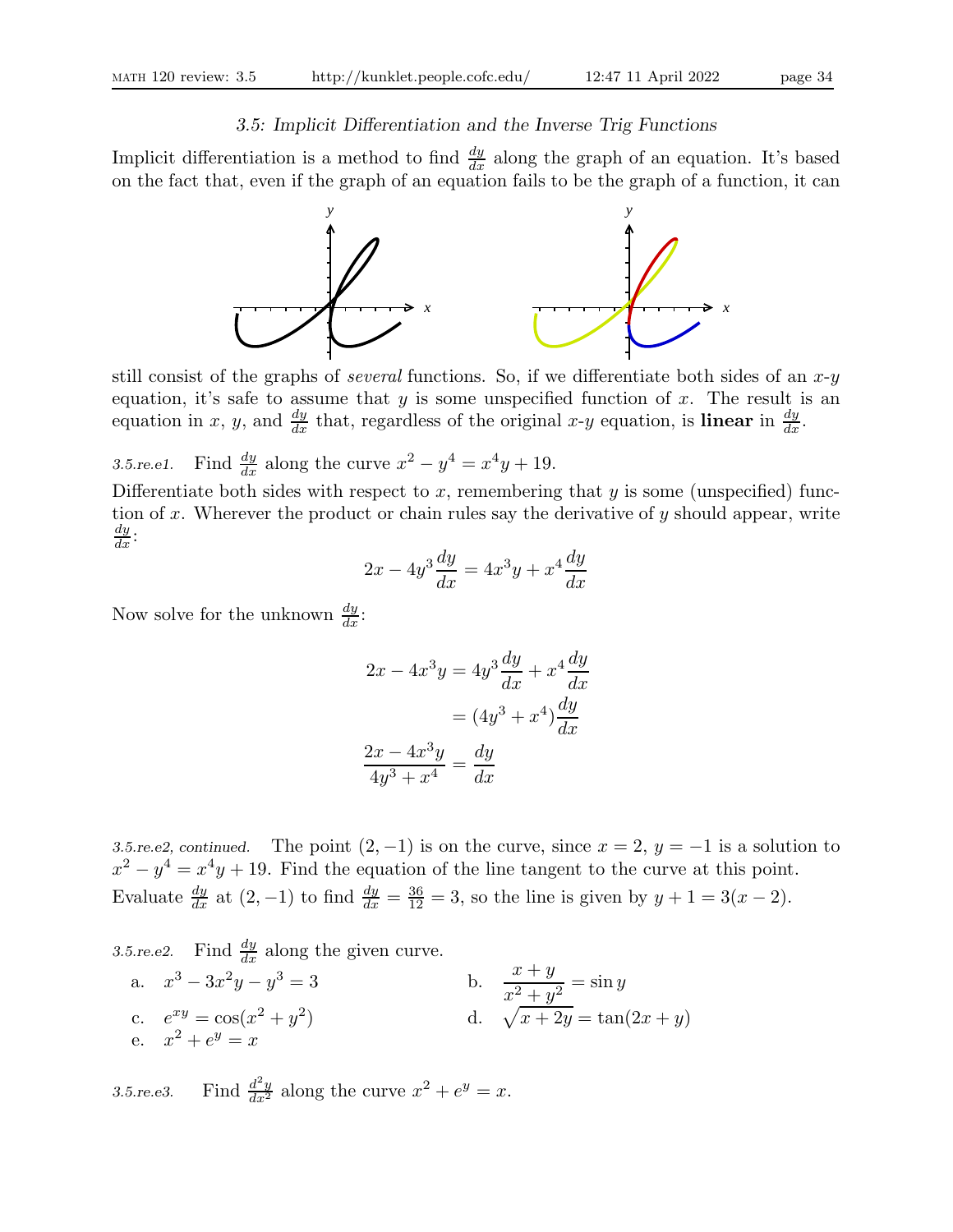### 3.5: Implicit Differentiation and the Inverse Trig Functions

Implicit differentiation is a method to find $\frac{dy}{dx}$ along the graph of an equation. It's based on the fact that, even if the graph of an equation fails to be the graph of a function, it can still consist of the graphs of *several* functions. So, if we differentiate both sides of an $x$-$y$ equation, it's safe to assume that $y$ is some unspecified function of $x$. The result is an equation in $x$, $y$, and $\frac{dy}{dx}$ that, regardless of the original $x$-$y$ equation, is **linear** in $\frac{dy}{dx}$.

*3.5.re.e1.* Find $\frac{dy}{dx}$ along the curve $x^2 - y^4 = x^4y + 19$.

Differentiate both sides with respect to $x$, remembering that $y$ is some (unspecified) function of $x$. Wherever the product or chain rules say the derivative of $y$ should appear, write $\frac{dy}{dx}$:

$$2x - 4y^3\frac{dy}{dx} = 4x^3y + x^4\frac{dy}{dx}$$

Now solve for the unknown $\frac{dy}{dx}$:

$$\begin{aligned}
2x - 4x^3y &= 4y^3\frac{dy}{dx} + x^4\frac{dy}{dx} \\
&= (4y^3 + x^4)\frac{dy}{dx} \\
\frac{2x - 4x^3y}{4y^3 + x^4} &= \frac{dy}{dx}
\end{aligned}$$

*3.5.re.e2, continued.* The point $(2, -1)$ is on the curve, since $x = 2$, $y = -1$ is a solution to $x^2 - y^4 = x^4y + 19$. Find the equation of the line tangent to the curve at this point. Evaluate $\frac{dy}{dx}$ at $(2, -1)$ to find $\frac{dy}{dx} = \frac{36}{12} = 3$, so the line is given by $y + 1 = 3(x - 2)$.

*3.5.re.e2.* Find $\frac{dy}{dx}$ along the given curve.

a. $x^3 - 3x^2y - y^3 = 3$

b. $\dfrac{x + y}{x^2 + y^2} = \sin y$

c. $e^{xy} = \cos(x^2 + y^2)$

d. $\sqrt{x + 2y} = \tan(2x + y)$

e. $x^2 + e^y = x$

*3.5.re.e3.* Find $\frac{d^2y}{dx^2}$ along the curve $x^2 + e^y = x$.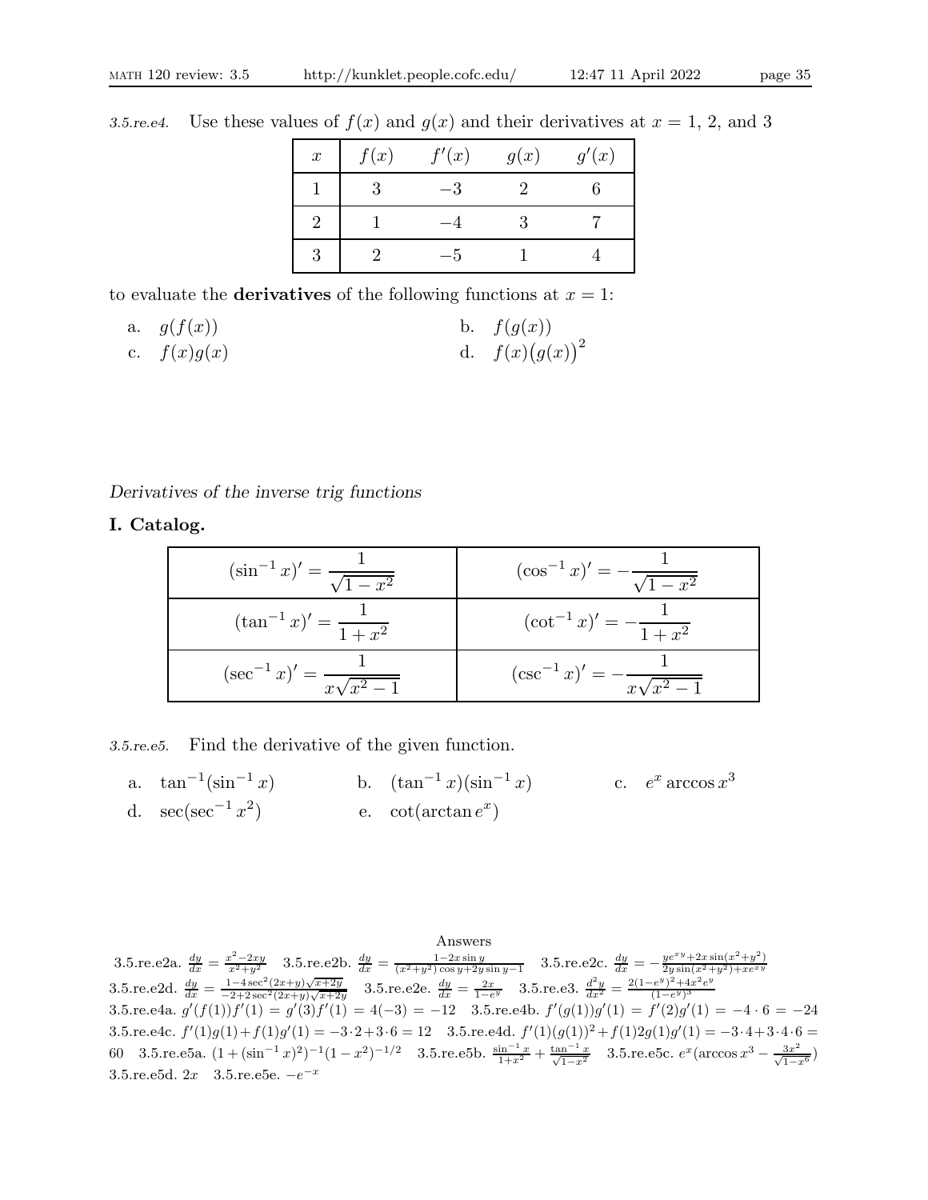*3.5.re.e4.* Use these values of $f(x)$ and $g(x)$ and their derivatives at $x = 1$, 2, and 3

| $x$ | $f(x)$ | $f'(x)$ | $g(x)$ | $g'(x)$ |
|---|---|---|---|---|
| 1 | 3 | $-3$ | 2 | 6 |
| 2 | 1 | $-4$ | 3 | 7 |
| 3 | 2 | $-5$ | 1 | 4 |

to evaluate the **derivatives** of the following functions at $x = 1$:

a. $g(f(x))$

b. $f(g(x))$

c. $f(x)g(x)$

d. $f(x)\big(g(x)\big)^2$

*Derivatives of the inverse trig functions*

**I. Catalog.**

| | |
|---|---|
| $(\sin^{-1} x)' = \dfrac{1}{\sqrt{1-x^2}}$ | $(\cos^{-1} x)' = -\dfrac{1}{\sqrt{1-x^2}}$ |
| $(\tan^{-1} x)' = \dfrac{1}{1+x^2}$ | $(\cot^{-1} x)' = -\dfrac{1}{1+x^2}$ |
| $(\sec^{-1} x)' = \dfrac{1}{x\sqrt{x^2-1}}$ | $(\csc^{-1} x)' = -\dfrac{1}{x\sqrt{x^2-1}}$ |

*3.5.re.e5.* Find the derivative of the given function.

a. $\tan^{-1}(\sin^{-1} x)$

b. $(\tan^{-1} x)(\sin^{-1} x)$

c. $e^x \arccos x^3$

d. $\sec(\sec^{-1} x^2)$

e. $\cot(\arctan e^x)$

Answers

3.5.re.e2a. $\frac{dy}{dx} = \frac{x^2-2xy}{x^2+y^2}$ 3.5.re.e2b. $\frac{dy}{dx} = \frac{1-2x\sin y}{(x^2+y^2)\cos y+2y\sin y-1}$ 3.5.re.e2c. $\frac{dy}{dx} = -\frac{ye^{xy}+2x\sin(x^2+y^2)}{2y\sin(x^2+y^2)+xe^{xy}}$ 3.5.re.e2d. $\frac{dy}{dx} = \frac{1-4\sec^2(2x+y)\sqrt{x+2y}}{-2+2\sec^2(2x+y)\sqrt{x+2y}}$ 3.5.re.e2e. $\frac{dy}{dx} = \frac{2x}{1-e^y}$ 3.5.re.e3. $\frac{d^2y}{dx^2} = \frac{2(1-e^y)^2+4x^2e^y}{(1-e^y)^3}$ 3.5.re.e4a. $g'(f(1))f'(1) = g'(3)f'(1) = 4(-3) = -12$ 3.5.re.e4b. $f'(g(1))g'(1) = f'(2)g'(1) = -4\cdot 6 = -24$ 3.5.re.e4c. $f'(1)g(1)+f(1)g'(1) = -3\cdot 2+3\cdot 6 = 12$ 3.5.re.e4d. $f'(1)(g(1))^2+f(1)2g(1)g'(1) = -3\cdot 4+3\cdot 4\cdot 6 = 60$ 3.5.re.e5a. $(1+(\sin^{-1} x)^2)^{-1}(1-x^2)^{-1/2}$ 3.5.re.e5b. $\frac{\sin^{-1} x}{1+x^2} + \frac{\tan^{-1} x}{\sqrt{1-x^2}}$ 3.5.re.e5c. $e^x(\arccos x^3 - \frac{3x^2}{\sqrt{1-x^6}})$ 3.5.re.e5d. $2x$ 3.5.re.e5e. $-e^{-x}$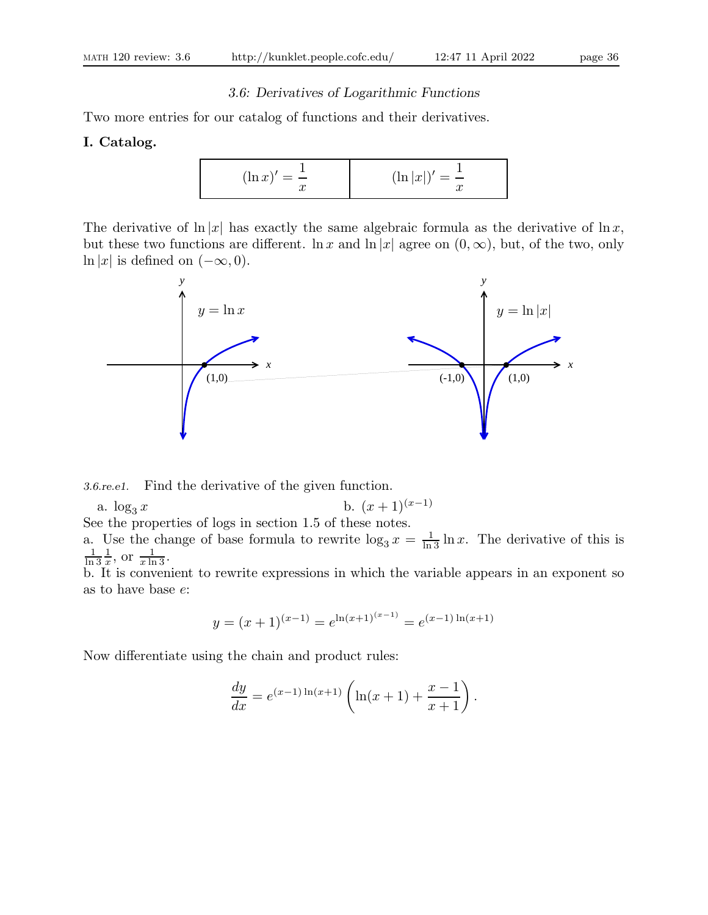### 3.6: Derivatives of Logarithmic Functions

Two more entries for our catalog of functions and their derivatives.

**I. Catalog.**

| $(\ln x)' = \dfrac{1}{x}$ | $(\ln \lvert x\rvert)' = \dfrac{1}{x}$ |
|---|---|

The derivative of $\ln |x|$ has exactly the same algebraic formula as the derivative of $\ln x$, but these two functions are different. $\ln x$ and $\ln |x|$ agree on $(0, \infty)$, but, of the two, only $\ln |x|$ is defined on $(-\infty, 0)$.

*3.6.re.e1.* Find the derivative of the given function.

a. $\log_3 x$ b. $(x+1)^{(x-1)}$

See the properties of logs in section 1.5 of these notes.

a. Use the change of base formula to rewrite $\log_3 x = \frac{1}{\ln 3} \ln x$. The derivative of this is $\frac{1}{\ln 3}\frac{1}{x}$, or $\frac{1}{x \ln 3}$.

b. It is convenient to rewrite expressions in which the variable appears in an exponent so as to have base $e$:

$$y = (x+1)^{(x-1)} = e^{\ln(x+1)^{(x-1)}} = e^{(x-1)\ln(x+1)}$$

Now differentiate using the chain and product rules:

$$\frac{dy}{dx} = e^{(x-1)\ln(x+1)} \left( \ln(x+1) + \frac{x-1}{x+1} \right).$$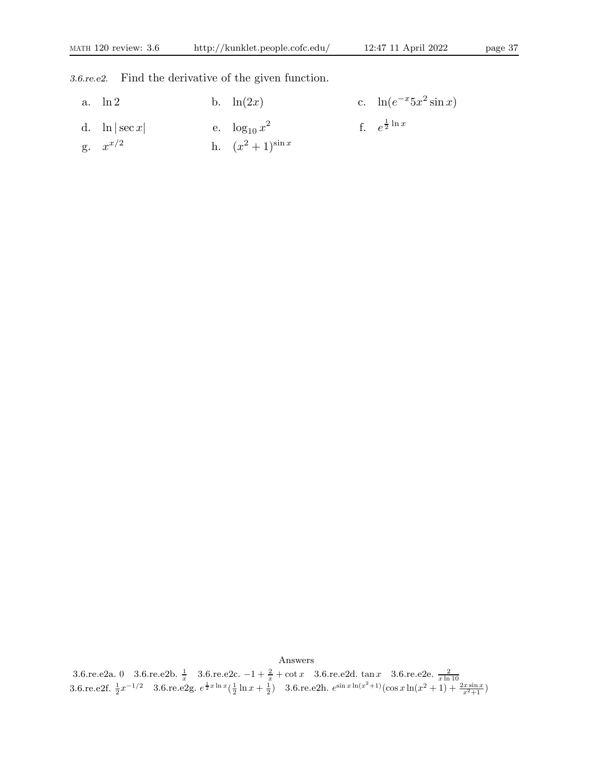*3.6.re.e2.* Find the derivative of the given function.

a. $\ln 2$ b. $\ln(2x)$ c. $\ln(e^{-x}5x^2\sin x)$

d. $\ln|\sec x|$ e. $\log_{10} x^2$ f. $e^{\frac{1}{2}\ln x}$

g. $x^{x/2}$ h. $(x^2+1)^{\sin x}$

Answers

3.6.re.e2a. $0$ 3.6.re.e2b. $\frac{1}{x}$ 3.6.re.e2c. $-1+\frac{2}{x}+\cot x$ 3.6.re.e2d. $\tan x$ 3.6.re.e2e. $\frac{2}{x\ln 10}$
3.6.re.e2f. $\frac{1}{2}x^{-1/2}$ 3.6.re.e2g. $e^{\frac{1}{2}x\ln x}(\frac{1}{2}\ln x+\frac{1}{2})$ 3.6.re.e2h. $e^{\sin x\ln(x^2+1)}(\cos x\ln(x^2+1)+\frac{2x\sin x}{x^2+1})$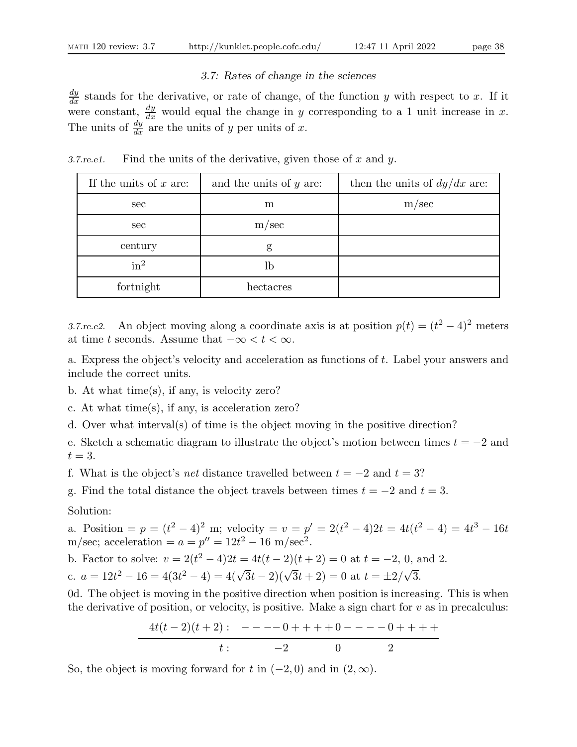### 3.7: Rates of change in the sciences

$\frac{dy}{dx}$ stands for the derivative, or rate of change, of the function $y$ with respect to $x$. If it were constant, $\frac{dy}{dx}$ would equal the change in $y$ corresponding to a 1 unit increase in $x$. The units of $\frac{dy}{dx}$ are the units of $y$ per units of $x$.

*3.7.re.e1.* Find the units of the derivative, given those of $x$ and $y$.

| If the units of $x$ are: | and the units of $y$ are: | then the units of $dy/dx$ are: |
|---|---|---|
| sec | m | m/sec |
| sec | m/sec | |
| century | g | |
| in$^2$ | lb | |
| fortnight | hectacres | |

*3.7.re.e2.* An object moving along a coordinate axis is at position $p(t) = (t^2 - 4)^2$ meters at time $t$ seconds. Assume that $-\infty < t < \infty$.

a. Express the object's velocity and acceleration as functions of $t$. Label your answers and include the correct units.

b. At what time(s), if any, is velocity zero?

c. At what time(s), if any, is acceleration zero?

d. Over what interval(s) of time is the object moving in the positive direction?

e. Sketch a schematic diagram to illustrate the object's motion between times $t = -2$ and $t = 3$.

f. What is the object's *net* distance travelled between $t = -2$ and $t = 3$?

g. Find the total distance the object travels between times $t = -2$ and $t = 3$.

Solution:

a. Position $= p = (t^2 - 4)^2$ m; velocity $= v = p' = 2(t^2 - 4)2t = 4t(t^2 - 4) = 4t^3 - 16t$ m/sec; acceleration $= a = p'' = 12t^2 - 16$ m/sec$^2$.

b. Factor to solve: $v = 2(t^2 - 4)2t = 4t(t-2)(t+2) = 0$ at $t = -2$, 0, and 2.

c. $a = 12t^2 - 16 = 4(3t^2 - 4) = 4(\sqrt{3}t - 2)(\sqrt{3}t + 2) = 0$ at $t = \pm 2/\sqrt{3}$.

0d. The object is moving in the positive direction when position is increasing. This is when the derivative of position, or velocity, is positive. Make a sign chart for $v$ as in precalculus:

$$
\begin{array}{rl}
4t(t-2)(t+2): & - - - - 0 + + + + 0 - - - - 0 + + + + \\
\hline
t: & \qquad -2 \qquad\quad 0 \qquad\quad 2
\end{array}
$$

So, the object is moving forward for $t$ in $(-2, 0)$ and in $(2, \infty)$.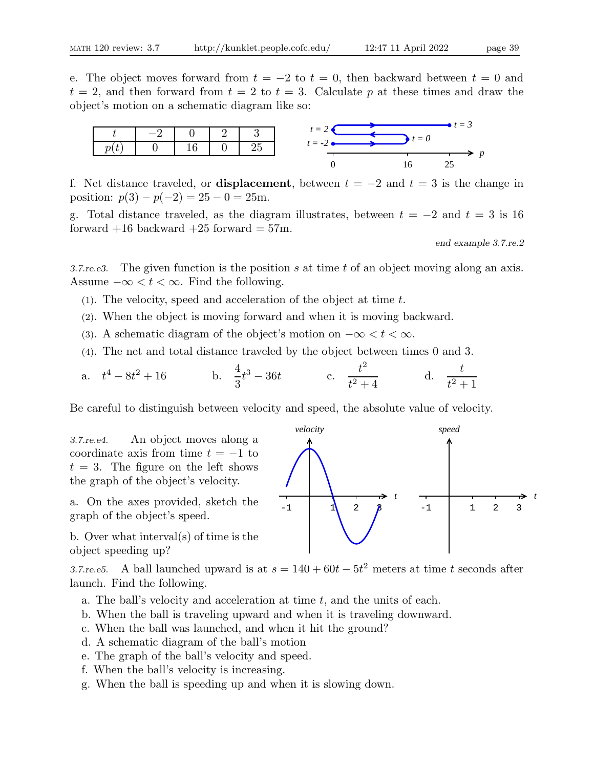e. The object moves forward from $t = -2$ to $t = 0$, then backward between $t = 0$ and $t = 2$, and then forward from $t = 2$ to $t = 3$. Calculate $p$ at these times and draw the object's motion on a schematic diagram like so:

| $t$ | $-2$ | $0$ | $2$ | $3$ |
|---|---|---|---|---|
| $p(t)$ | $0$ | $16$ | $0$ | $25$ |

f. Net distance traveled, or **displacement**, between $t = -2$ and $t = 3$ is the change in position: $p(3) - p(-2) = 25 - 0 = 25$m.

g. Total distance traveled, as the diagram illustrates, between $t = -2$ and $t = 3$ is 16 forward +16 backward +25 forward = 57m.

*end example 3.7.re.2*

*3.7.re.e3.* The given function is the position $s$ at time $t$ of an object moving along an axis. Assume $-\infty < t < \infty$. Find the following.

(1). The velocity, speed and acceleration of the object at time $t$.

(2). When the object is moving forward and when it is moving backward.

(3). A schematic diagram of the object's motion on $-\infty < t < \infty$.

(4). The net and total distance traveled by the object between times 0 and 3.

a. $t^4 - 8t^2 + 16$  b. $\dfrac{4}{3}t^3 - 36t$  c. $\dfrac{t^2}{t^2+4}$  d. $\dfrac{t}{t^2+1}$

Be careful to distinguish between velocity and speed, the absolute value of velocity.

*3.7.re.e4.* An object moves along a coordinate axis from time $t = -1$ to $t = 3$. The figure on the left shows the graph of the object's velocity.

a. On the axes provided, sketch the graph of the object's speed.

b. Over what interval(s) of time is the object speeding up?

*3.7.re.e5.* A ball launched upward is at $s = 140 + 60t - 5t^2$ meters at time $t$ seconds after launch. Find the following.

a. The ball's velocity and acceleration at time $t$, and the units of each.

b. When the ball is traveling upward and when it is traveling downward.

c. When the ball was launched, and when it hit the ground?

d. A schematic diagram of the ball's motion

e. The graph of the ball's velocity and speed.

f. When the ball's velocity is increasing.

g. When the ball is speeding up and when it is slowing down.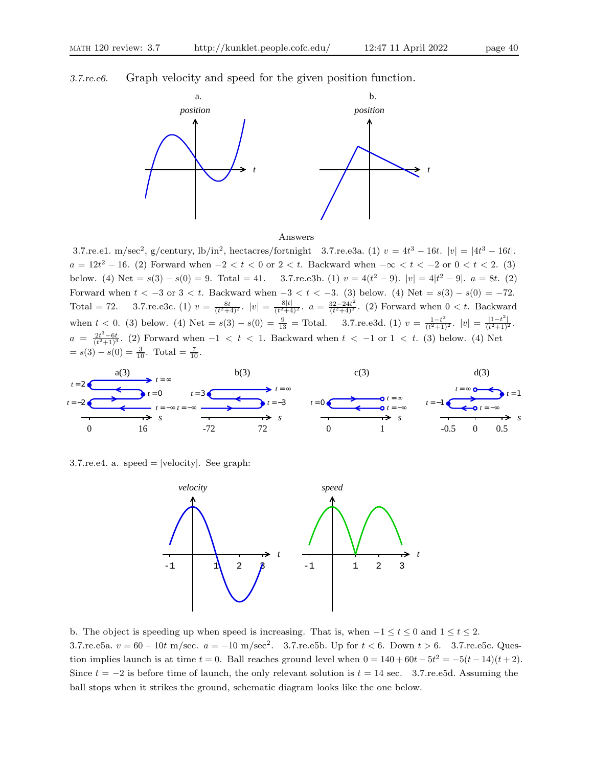*3.7.re.e6.* Graph velocity and speed for the given position function.

a. *position*

b. *position*

Answers

3.7.re.e1. m/sec$^2$, g/century, lb/in$^2$, hectacres/fortnight 3.7.re.e3a. (1) $v = 4t^3 - 16t$. $|v| = |4t^3 - 16t|$. $a = 12t^2 - 16$. (2) Forward when $-2 < t < 0$ or $2 < t$. Backward when $-\infty < t < -2$ or $0 < t < 2$. (3) below. (4) Net $= s(3) - s(0) = 9$. Total $= 41$. 3.7.re.e3b. (1) $v = 4(t^2 - 9)$. $|v| = 4|t^2 - 9|$. $a = 8t$. (2) Forward when $t < -3$ or $3 < t$. Backward when $-3 < t < -3$. (3) below. (4) Net $= s(3) - s(0) = -72$. Total $= 72$. 3.7.re.e3c. (1) $v = \frac{8t}{(t^2+4)^2}$. $|v| = \frac{8|t|}{(t^2+4)^2}$. $a = \frac{32-24t^2}{(t^2+4)^3}$. (2) Forward when $0 < t$. Backward when $t < 0$. (3) below. (4) Net $= s(3) - s(0) = \frac{9}{13} =$ Total. 3.7.re.e3d. (1) $v = \frac{1-t^2}{(t^2+1)^2}$. $|v| = \frac{|1-t^2|}{(t^2+1)^2}$. $a = \frac{2t^3-6t}{(t^2+1)^3}$. (2) Forward when $-1 < t < 1$. Backward when $t < -1$ or $1 < t$. (3) below. (4) Net $= s(3) - s(0) = \frac{3}{10}$. Total $= \frac{7}{10}$.

a(3) b(3) c(3) d(3)

3.7.re.e4. a. speed = |velocity|. See graph:

*velocity* *speed*

b. The object is speeding up when speed is increasing. That is, when $-1 \le t \le 0$ and $1 \le t \le 2$.
3.7.re.e5a. $v = 60 - 10t$ m/sec. $a = -10$ m/sec$^2$. 3.7.re.e5b. Up for $t < 6$. Down $t > 6$. 3.7.re.e5c. Question implies launch is at time $t = 0$. Ball reaches ground level when $0 = 140 + 60t - 5t^2 = -5(t - 14)(t + 2)$. Since $t = -2$ is before time of launch, the only relevant solution is $t = 14$ sec. 3.7.re.e5d. Assuming the ball stops when it strikes the ground, schematic diagram looks like the one below.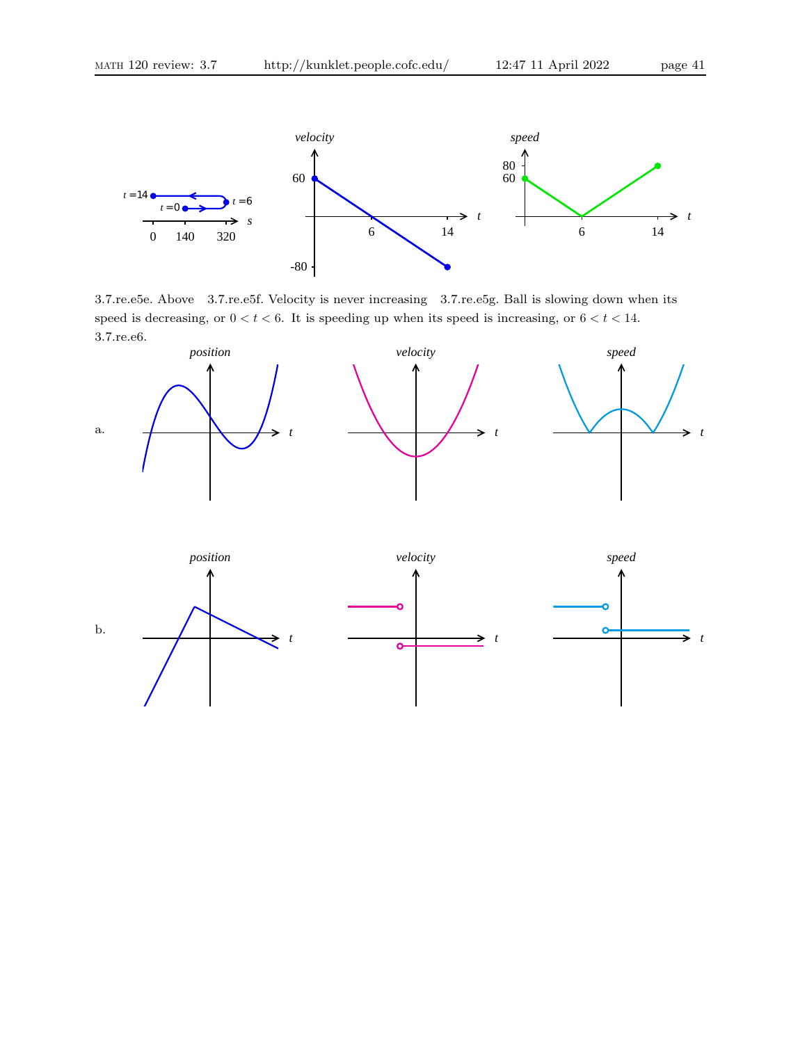3.7.re.e5e. Above 3.7.re.e5f. Velocity is never increasing 3.7.re.e5g. Ball is slowing down when its speed is decreasing, or $0 < t < 6$. It is speeding up when its speed is increasing, or $6 < t < 14$.

3.7.re.e6.

a.

b.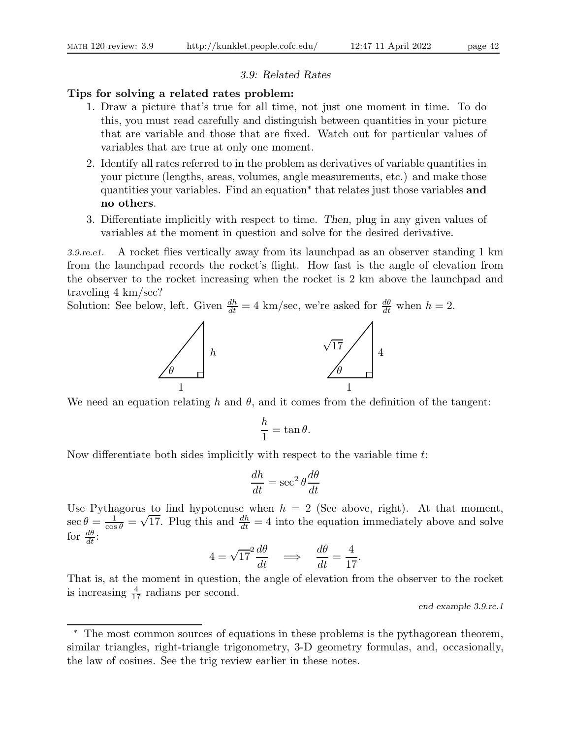*3.9: Related Rates*

**Tips for solving a related rates problem:**

1. Draw a picture that's true for all time, not just one moment in time. To do this, you must read carefully and distinguish between quantities in your picture that are variable and those that are fixed. Watch out for particular values of variables that are true at only one moment.
2. Identify all rates referred to in the problem as derivatives of variable quantities in your picture (lengths, areas, volumes, angle measurements, etc.) and make those quantities your variables. Find an equation* that relates just those variables **and no others**.
3. Differentiate implicitly with respect to time. *Then*, plug in any given values of variables at the moment in question and solve for the desired derivative.

*3.9.re.e1.* A rocket flies vertically away from its launchpad as an observer standing 1 km from the launchpad records the rocket's flight. How fast is the angle of elevation from the observer to the rocket increasing when the rocket is 2 km above the launchpad and traveling 4 km/sec?

Solution: See below, left. Given $\frac{dh}{dt} = 4$ km/sec, we're asked for $\frac{d\theta}{dt}$ when $h = 2$.

We need an equation relating $h$ and $\theta$, and it comes from the definition of the tangent:

$$\frac{h}{1} = \tan\theta.$$

Now differentiate both sides implicitly with respect to the variable time $t$:

$$\frac{dh}{dt} = \sec^2\theta \frac{d\theta}{dt}$$

Use Pythagorus to find hypotenuse when $h = 2$ (See above, right). At that moment, $\sec\theta = \frac{1}{\cos\theta} = \sqrt{17}$. Plug this and $\frac{dh}{dt} = 4$ into the equation immediately above and solve for $\frac{d\theta}{dt}$:

$$4 = \sqrt{17}^2 \frac{d\theta}{dt} \quad \Longrightarrow \quad \frac{d\theta}{dt} = \frac{4}{17}.$$

That is, at the moment in question, the angle of elevation from the observer to the rocket is increasing $\frac{4}{17}$ radians per second.

*end example 3.9.re.1*

\* The most common sources of equations in these problems is the pythagorean theorem, similar triangles, right-triangle trigonometry, 3-D geometry formulas, and, occasionally, the law of cosines. See the trig review earlier in these notes.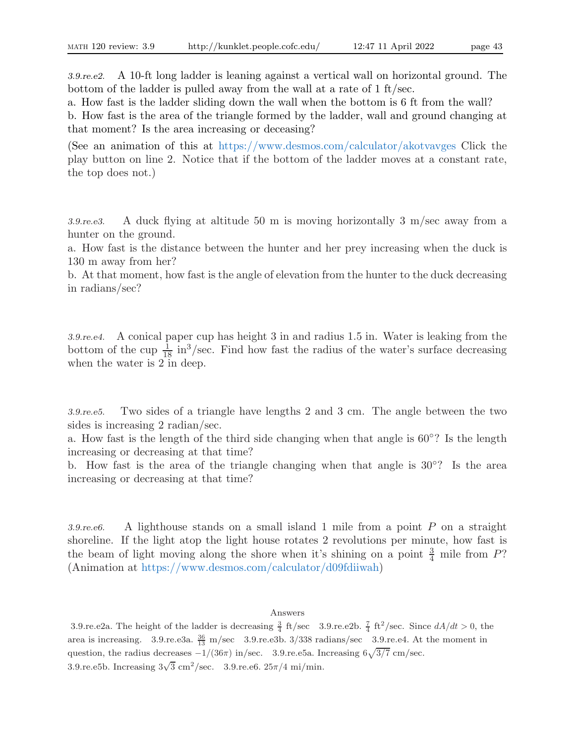*3.9.re.e2.* A 10-ft long ladder is leaning against a vertical wall on horizontal ground. The bottom of the ladder is pulled away from the wall at a rate of 1 ft/sec.

a. How fast is the ladder sliding down the wall when the bottom is 6 ft from the wall?

b. How fast is the area of the triangle formed by the ladder, wall and ground changing at that moment? Is the area increasing or deceasing?

(See an animation of this at https://www.desmos.com/calculator/akotvavges Click the play button on line 2. Notice that if the bottom of the ladder moves at a constant rate, the top does not.)

*3.9.re.e3.* A duck flying at altitude 50 m is moving horizontally 3 m/sec away from a hunter on the ground.

a. How fast is the distance between the hunter and her prey increasing when the duck is 130 m away from her?

b. At that moment, how fast is the angle of elevation from the hunter to the duck decreasing in radians/sec?

*3.9.re.e4.* A conical paper cup has height 3 in and radius 1.5 in. Water is leaking from the bottom of the cup $\frac{1}{18}$ in$^3$/sec. Find how fast the radius of the water's surface decreasing when the water is 2 in deep.

*3.9.re.e5.* Two sides of a triangle have lengths 2 and 3 cm. The angle between the two sides is increasing 2 radian/sec.

a. How fast is the length of the third side changing when that angle is 60°? Is the length increasing or decreasing at that time?

b. How fast is the area of the triangle changing when that angle is 30°? Is the area increasing or decreasing at that time?

*3.9.re.e6.* A lighthouse stands on a small island 1 mile from a point $P$ on a straight shoreline. If the light atop the light house rotates 2 revolutions per minute, how fast is the beam of light moving along the shore when it's shining on a point $\frac{3}{4}$ mile from $P$? (Animation at https://www.desmos.com/calculator/d09fdiiwah)

Answers

3.9.re.e2a. The height of the ladder is decreasing $\frac{3}{4}$ ft/sec 3.9.re.e2b. $\frac{7}{4}$ ft$^2$/sec. Since $dA/dt > 0$, the area is increasing. 3.9.re.e3a. $\frac{36}{13}$ m/sec 3.9.re.e3b. $3/338$ radians/sec 3.9.re.e4. At the moment in question, the radius decreases $-1/(36\pi)$ in/sec. 3.9.re.e5a. Increasing $6\sqrt{3/7}$ cm/sec. 3.9.re.e5b. Increasing $3\sqrt{3}$ cm$^2$/sec. 3.9.re.e6. $25\pi/4$ mi/min.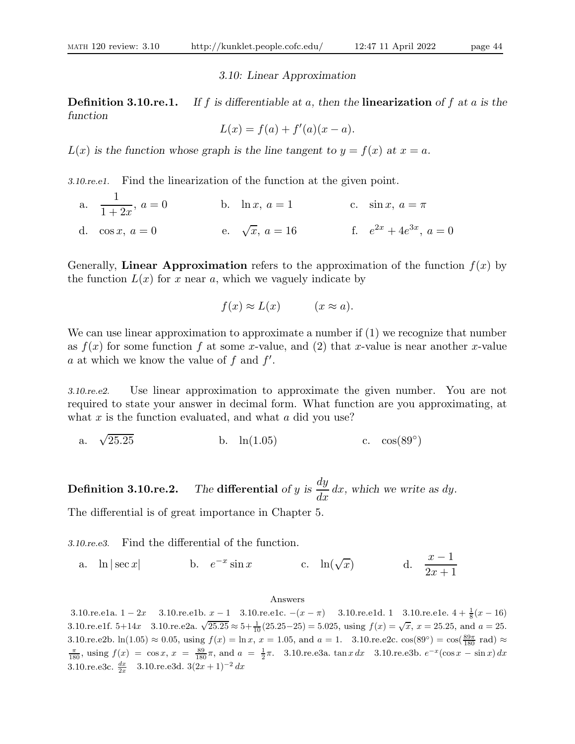### 3.10: Linear Approximation

**Definition 3.10.re.1.** *If $f$ is differentiable at $a$, then the* **linearization** *of $f$ at $a$ is the function*

$$L(x) = f(a) + f'(a)(x - a).$$

*$L(x)$ is the function whose graph is the line tangent to $y = f(x)$ at $x = a$.*

*3.10.re.e1.* Find the linearization of the function at the given point.

a. $\dfrac{1}{1+2x}$, $a = 0$ b. $\ln x$, $a = 1$ c. $\sin x$, $a = \pi$

d. $\cos x$, $a = 0$ e. $\sqrt{x}$, $a = 16$ f. $e^{2x} + 4e^{3x}$, $a = 0$

Generally, **Linear Approximation** refers to the approximation of the function $f(x)$ by the function $L(x)$ for $x$ near $a$, which we vaguely indicate by

$$f(x) \approx L(x) \qquad (x \approx a).$$

We can use linear approximation to approximate a number if (1) we recognize that number as $f(x)$ for some function $f$ at some $x$-value, and (2) that $x$-value is near another $x$-value $a$ at which we know the value of $f$ and $f'$.

*3.10.re.e2.* Use linear approximation to approximate the given number. You are not required to state your answer in decimal form. What function are you approximating, at what $x$ is the function evaluated, and what $a$ did you use?

a. $\sqrt{25.25}$ b. $\ln(1.05)$ c. $\cos(89^\circ)$

**Definition 3.10.re.2.** *The* **differential** *of $y$ is $\dfrac{dy}{dx}\,dx$, which we write as $dy$.*

The differential is of great importance in Chapter 5.

*3.10.re.e3.* Find the differential of the function.

a. $\ln|\sec x|$ b. $e^{-x}\sin x$ c. $\ln(\sqrt{x})$ d. $\dfrac{x-1}{2x+1}$

Answers

3.10.re.e1a. $1 - 2x$ 3.10.re.e1b. $x - 1$ 3.10.re.e1c. $-(x - \pi)$ 3.10.re.e1d. 1 3.10.re.e1e. $4 + \frac{1}{8}(x - 16)$ 3.10.re.e1f. $5 + 14x$ 3.10.re.e2a. $\sqrt{25.25} \approx 5 + \frac{1}{10}(25.25 - 25) = 5.025$, using $f(x) = \sqrt{x}$, $x = 25.25$, and $a = 25$. 3.10.re.e2b. $\ln(1.05) \approx 0.05$, using $f(x) = \ln x$, $x = 1.05$, and $a = 1$. 3.10.re.e2c. $\cos(89^\circ) = \cos(\frac{89\pi}{180}\text{ rad}) \approx \frac{\pi}{180}$, using $f(x) = \cos x$, $x = \frac{89}{180}\pi$, and $a = \frac{1}{2}\pi$. 3.10.re.e3a. $\tan x\,dx$ 3.10.re.e3b. $e^{-x}(\cos x - \sin x)\,dx$ 3.10.re.e3c. $\frac{dx}{2x}$ 3.10.re.e3d. $3(2x+1)^{-2}\,dx$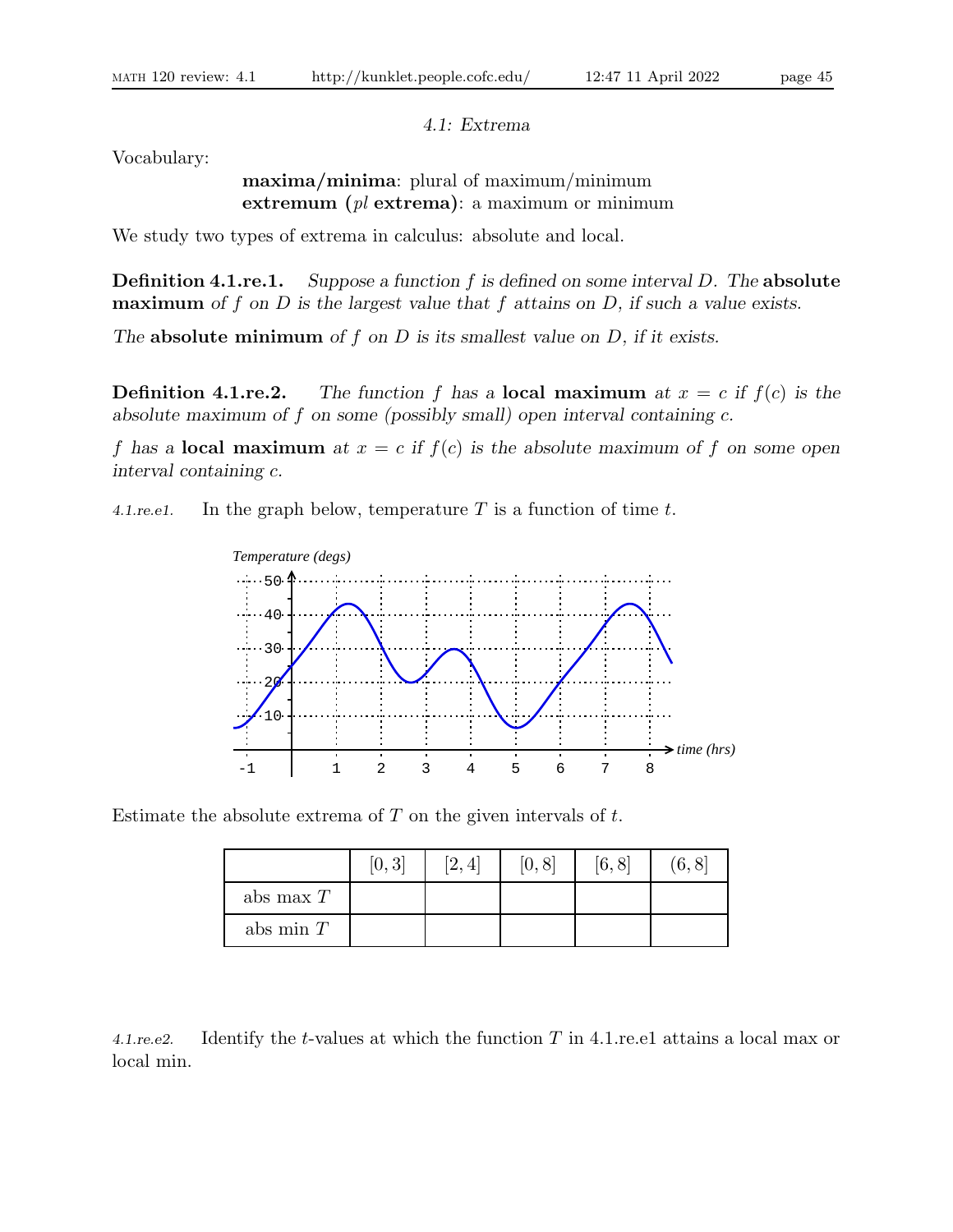*4.1: Extrema*

Vocabulary:

> **maxima/minima**: plural of maximum/minimum
> **extremum (*pl* extrema)**: a maximum or minimum

We study two types of extrema in calculus: absolute and local.

**Definition 4.1.re.1.** *Suppose a function $f$ is defined on some interval $D$. The* **absolute maximum** *of $f$ on $D$ is the largest value that $f$ attains on $D$, if such a value exists.*

*The* **absolute minimum** *of $f$ on $D$ is its smallest value on $D$, if it exists.*

**Definition 4.1.re.2.** *The function $f$ has a* **local maximum** *at $x = c$ if $f(c)$ is the absolute maximum of $f$ on some (possibly small) open interval containing $c$.*

*$f$ has a* **local maximum** *at $x = c$ if $f(c)$ is the absolute maximum of $f$ on some open interval containing $c$.*

*4.1.re.e1.* In the graph below, temperature $T$ is a function of time $t$.

Estimate the absolute extrema of $T$ on the given intervals of $t$.

| | $[0, 3]$ | $[2, 4]$ | $[0, 8]$ | $[6, 8]$ | $(6, 8]$ |
|---|---|---|---|---|---|
| abs max $T$ | | | | | |
| abs min $T$ | | | | | |

*4.1.re.e2.* Identify the $t$-values at which the function $T$ in 4.1.re.e1 attains a local max or local min.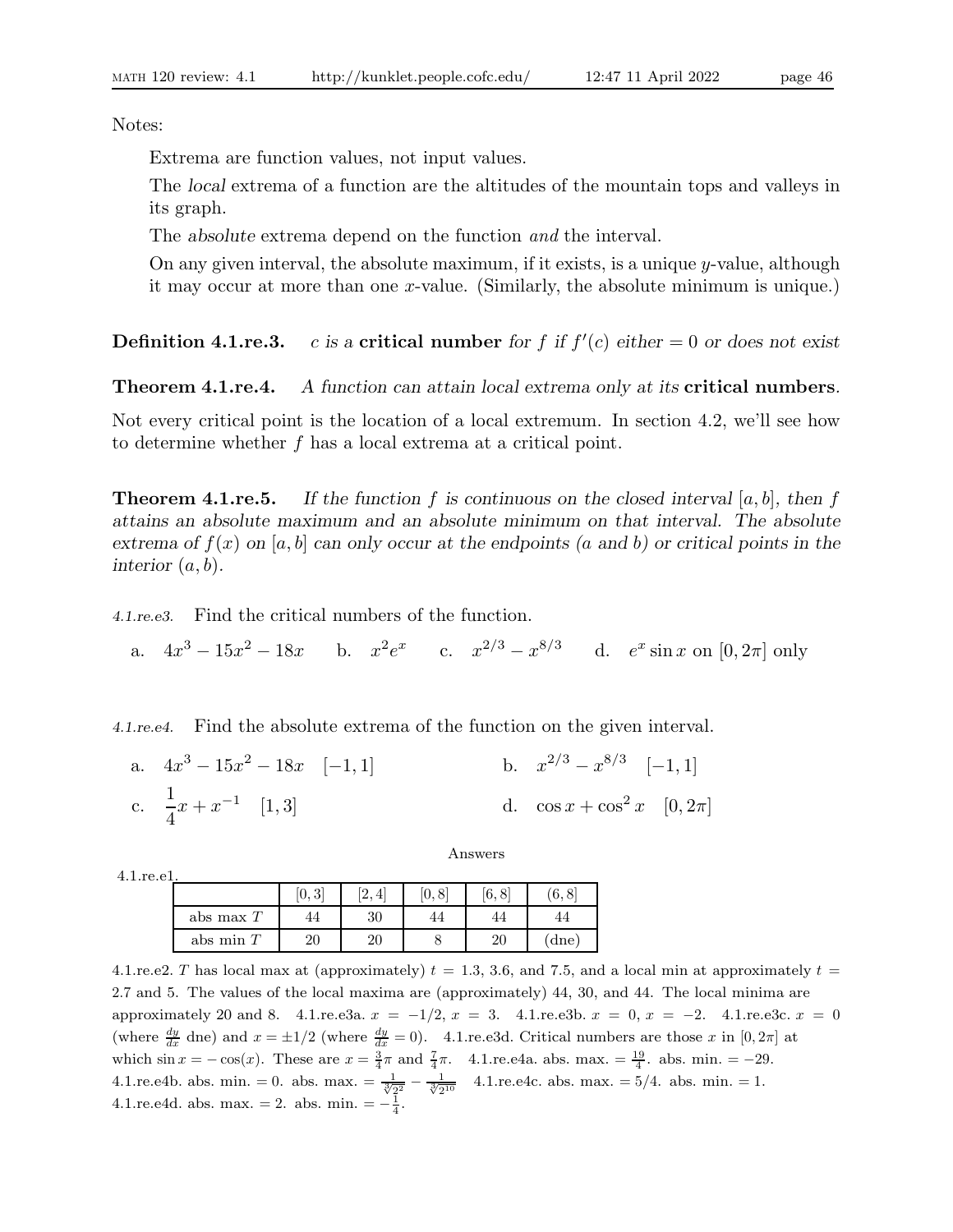Notes:

Extrema are function values, not input values.

The *local* extrema of a function are the altitudes of the mountain tops and valleys in its graph.

The *absolute* extrema depend on the function *and* the interval.

On any given interval, the absolute maximum, if it exists, is a unique $y$-value, although it may occur at more than one $x$-value. (Similarly, the absolute minimum is unique.)

**Definition 4.1.re.3.** *$c$ is a* **critical number** *for $f$ if $f'(c)$ either $= 0$ or does not exist*

**Theorem 4.1.re.4.** *A function can attain local extrema only at its* **critical numbers**.

Not every critical point is the location of a local extremum. In section 4.2, we'll see how to determine whether $f$ has a local extrema at a critical point.

**Theorem 4.1.re.5.** *If the function $f$ is continuous on the closed interval $[a, b]$, then $f$ attains an absolute maximum and an absolute minimum on that interval. The absolute extrema of $f(x)$ on $[a, b]$ can only occur at the endpoints ($a$ and $b$) or critical points in the interior $(a, b)$.*

*4.1.re.e3.* Find the critical numbers of the function.

a. $4x^3 - 15x^2 - 18x$ b. $x^2e^x$ c. $x^{2/3} - x^{8/3}$ d. $e^x \sin x$ on $[0, 2\pi]$ only

*4.1.re.e4.* Find the absolute extrema of the function on the given interval.

a. $4x^3 - 15x^2 - 18x$ $[-1, 1]$

b. $x^{2/3} - x^{8/3}$ $[-1, 1]$

c. $\frac{1}{4}x + x^{-1}$ $[1, 3]$

d. $\cos x + \cos^2 x$ $[0, 2\pi]$

Answers

4.1.re.e1.

| | $[0,3]$ | $[2,4]$ | $[0,8]$ | $[6,8]$ | $(6,8]$ |
|---|---|---|---|---|---|
| abs max $T$ | 44 | 30 | 44 | 44 | 44 |
| abs min $T$ | 20 | 20 | 8 | 20 | (dne) |

4.1.re.e2. $T$ has local max at (approximately) $t = 1.3$, $3.6$, and $7.5$, and a local min at approximately $t = 2.7$ and $5$. The values of the local maxima are (approximately) 44, 30, and 44. The local minima are approximately 20 and 8. 4.1.re.e3a. $x = -1/2$, $x = 3$. 4.1.re.e3b. $x = 0$, $x = -2$. 4.1.re.e3c. $x = 0$ (where $\frac{dy}{dx}$ dne) and $x = \pm 1/2$ (where $\frac{dy}{dx} = 0$). 4.1.re.e3d. Critical numbers are those $x$ in $[0, 2\pi]$ at which $\sin x = -\cos(x)$. These are $x = \frac{3}{4}\pi$ and $\frac{7}{4}\pi$. 4.1.re.e4a. abs. max. $= \frac{19}{4}$. abs. min. $= -29$. 4.1.re.e4b. abs. min. $= 0$. abs. max. $= \frac{1}{\sqrt[3]{2^2}} - \frac{1}{\sqrt[3]{2^{10}}}$ 4.1.re.e4c. abs. max. $= 5/4$. abs. min. $= 1$. 4.1.re.e4d. abs. max. $= 2$. abs. min. $= -\frac{1}{4}$.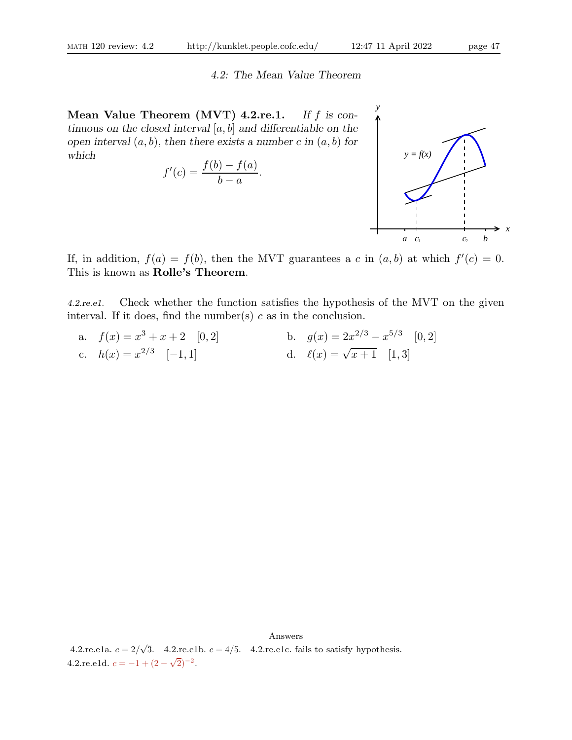## *4.2: The Mean Value Theorem*

**Mean Value Theorem (MVT) 4.2.re.1.** *If $f$ is continuous on the closed interval $[a, b]$ and differentiable on the open interval $(a, b)$, then there exists a number $c$ in $(a, b)$ for which*

$$f'(c) = \frac{f(b) - f(a)}{b - a}.$$

If, in addition, $f(a) = f(b)$, then the MVT guarantees a $c$ in $(a, b)$ at which $f'(c) = 0$. This is known as **Rolle's Theorem**.

*4.2.re.e1.* Check whether the function satisfies the hypothesis of the MVT on the given interval. If it does, find the number(s) $c$ as in the conclusion.

a. $f(x) = x^3 + x + 2 \quad [0, 2]$

b. $g(x) = 2x^{2/3} - x^{5/3} \quad [0, 2]$

c. $h(x) = x^{2/3} \quad [-1, 1]$

d. $\ell(x) = \sqrt{x + 1} \quad [1, 3]$

Answers

4.2.re.e1a. $c = 2/\sqrt{3}$. 4.2.re.e1b. $c = 4/5$. 4.2.re.e1c. fails to satisfy hypothesis.
4.2.re.e1d. $c = -1 + (2 - \sqrt{2})^{-2}$.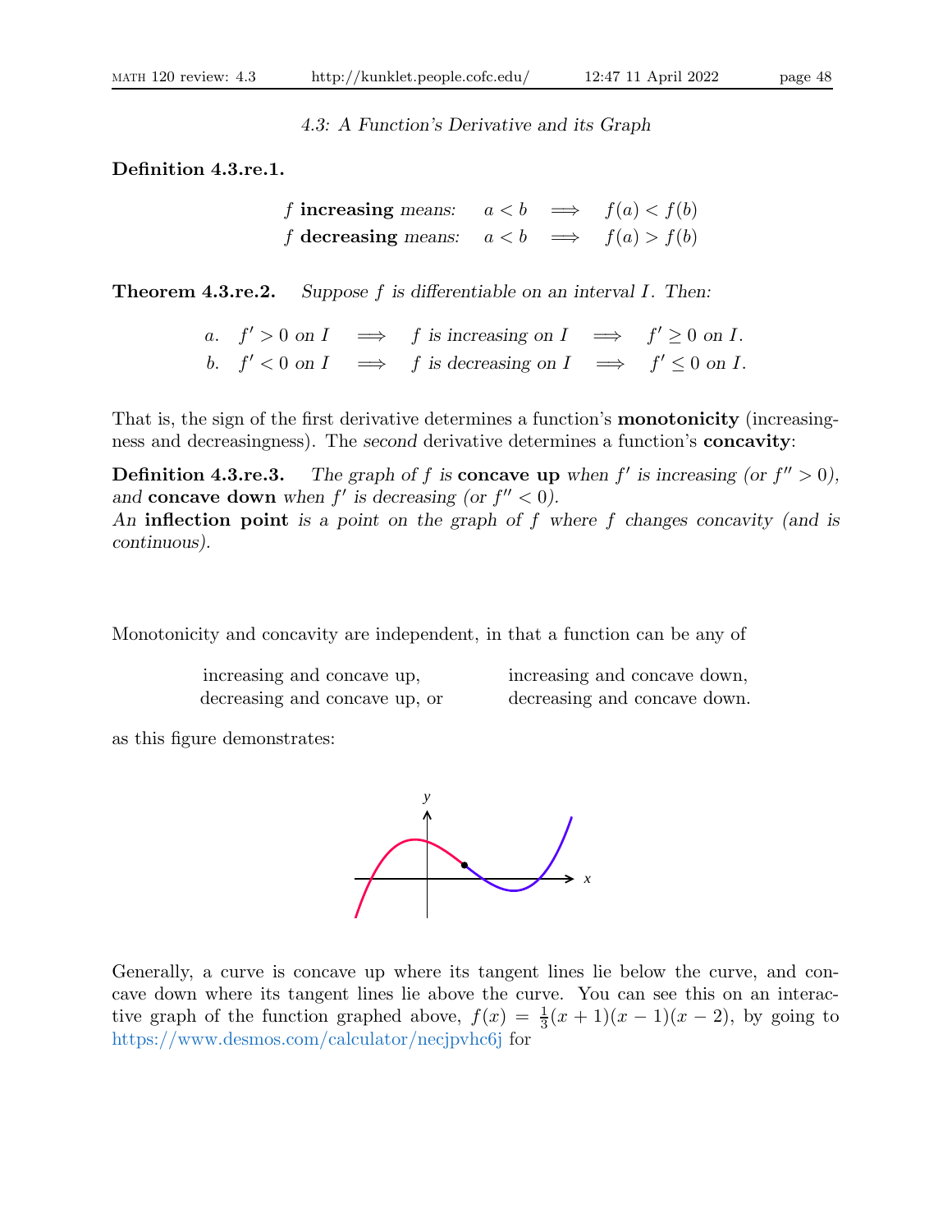*4.3: A Function's Derivative and its Graph*

**Definition 4.3.re.1.**

$$f \textbf{ increasing } \textit{means:} \quad a < b \implies f(a) < f(b)$$
$$f \textbf{ decreasing } \textit{means:} \quad a < b \implies f(a) > f(b)$$

**Theorem 4.3.re.2.** *Suppose $f$ is differentiable on an interval $I$. Then:*

a. $f' > 0$ on $I$ $\implies$ $f$ is increasing on $I$ $\implies$ $f' \geq 0$ on $I$.

b. $f' < 0$ on $I$ $\implies$ $f$ is decreasing on $I$ $\implies$ $f' \leq 0$ on $I$.

That is, the sign of the first derivative determines a function's **monotonicity** (increasingness and decreasingness). The *second* derivative determines a function's **concavity**:

**Definition 4.3.re.3.** *The graph of $f$ is* **concave up** *when $f'$ is increasing (or $f'' > 0$), and* **concave down** *when $f'$ is decreasing (or $f'' < 0$).*
*An* **inflection point** *is a point on the graph of $f$ where $f$ changes concavity (and is continuous).*

Monotonicity and concavity are independent, in that a function can be any of

| | |
|---|---|
| increasing and concave up, | increasing and concave down, |
| decreasing and concave up, or | decreasing and concave down. |

as this figure demonstrates:

Generally, a curve is concave up where its tangent lines lie below the curve, and concave down where its tangent lines lie above the curve. You can see this on an interactive graph of the function graphed above, $f(x) = \frac{1}{3}(x+1)(x-1)(x-2)$, by going to https://www.desmos.com/calculator/necjpvhc6j for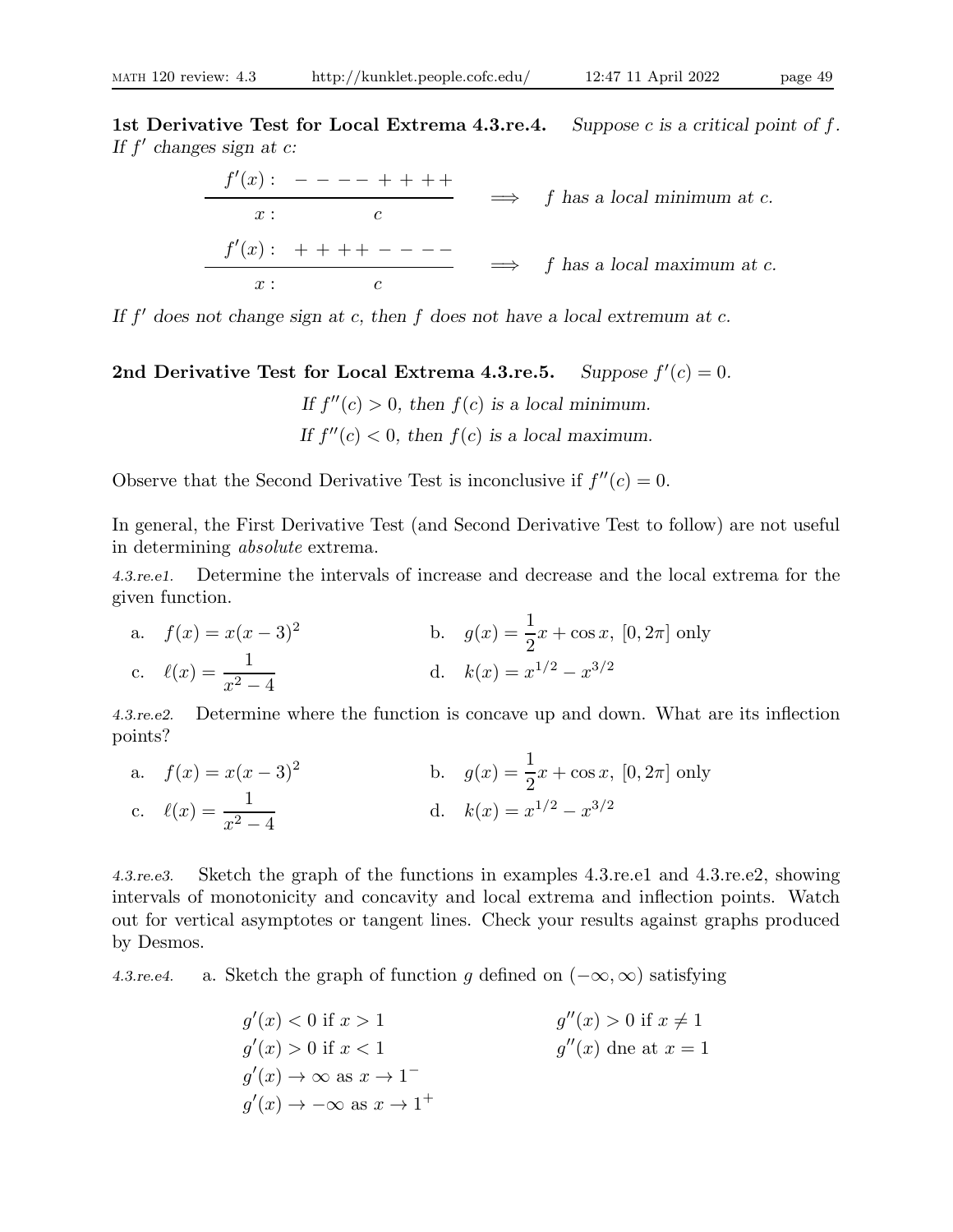**1st Derivative Test for Local Extrema 4.3.re.4.** *Suppose $c$ is a critical point of $f$. If $f'$ changes sign at $c$:*

$$\begin{array}{c} f'(x):\ - - - - + + + + \\ \hline x: \qquad\quad c \end{array} \quad \Longrightarrow \quad f \text{ has a local minimum at } c.$$

$$\begin{array}{c} f'(x):\ + + + + - - - - \\ \hline x: \qquad\quad c \end{array} \quad \Longrightarrow \quad f \text{ has a local maximum at } c.$$

*If $f'$ does not change sign at $c$, then $f$ does not have a local extremum at $c$.*

**2nd Derivative Test for Local Extrema 4.3.re.5.** *Suppose $f'(c) = 0$.*

*If $f''(c) > 0$, then $f(c)$ is a local minimum.*
*If $f''(c) < 0$, then $f(c)$ is a local maximum.*

Observe that the Second Derivative Test is inconclusive if $f''(c) = 0$.

In general, the First Derivative Test (and Second Derivative Test to follow) are not useful in determining *absolute* extrema.

*4.3.re.e1.* Determine the intervals of increase and decrease and the local extrema for the given function.

a. $f(x) = x(x-3)^2$ b. $g(x) = \frac{1}{2}x + \cos x,\ [0, 2\pi]$ only

c. $\ell(x) = \dfrac{1}{x^2 - 4}$ d. $k(x) = x^{1/2} - x^{3/2}$

*4.3.re.e2.* Determine where the function is concave up and down. What are its inflection points?

a. $f(x) = x(x-3)^2$ b. $g(x) = \frac{1}{2}x + \cos x,\ [0, 2\pi]$ only

c. $\ell(x) = \dfrac{1}{x^2 - 4}$ d. $k(x) = x^{1/2} - x^{3/2}$

*4.3.re.e3.* Sketch the graph of the functions in examples 4.3.re.e1 and 4.3.re.e2, showing intervals of monotonicity and concavity and local extrema and inflection points. Watch out for vertical asymptotes or tangent lines. Check your results against graphs produced by Desmos.

*4.3.re.e4.* a. Sketch the graph of function $g$ defined on $(-\infty, \infty)$ satisfying

$g'(x) < 0$ if $x > 1$ $g''(x) > 0$ if $x \neq 1$

$g'(x) > 0$ if $x < 1$ $g''(x)$ dne at $x = 1$

$g'(x) \to \infty$ as $x \to 1^-$

$g'(x) \to -\infty$ as $x \to 1^+$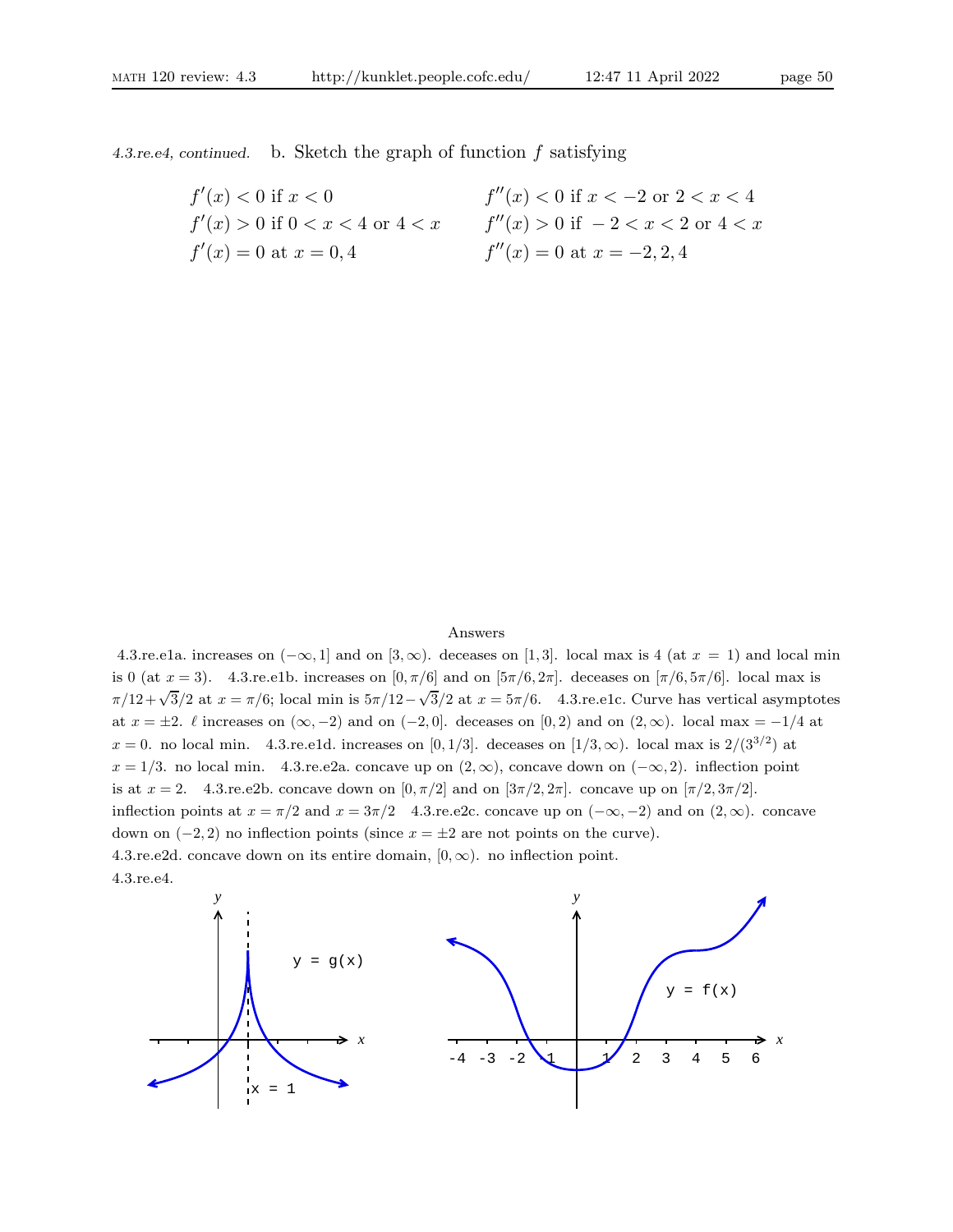*4.3.re.e4, continued.* b. Sketch the graph of function $f$ satisfying

$$f'(x) < 0 \text{ if } x < 0 \qquad f''(x) < 0 \text{ if } x < -2 \text{ or } 2 < x < 4$$

$$f'(x) > 0 \text{ if } 0 < x < 4 \text{ or } 4 < x \qquad f''(x) > 0 \text{ if } -2 < x < 2 \text{ or } 4 < x$$

$$f'(x) = 0 \text{ at } x = 0, 4 \qquad f''(x) = 0 \text{ at } x = -2, 2, 4$$

## Answers

4.3.re.e1a. increases on $(-\infty, 1]$ and on $[3, \infty)$. deceases on $[1, 3]$. local max is 4 (at $x = 1$) and local min is 0 (at $x = 3$). 4.3.re.e1b. increases on $[0, \pi/6]$ and on $[5\pi/6, 2\pi]$. deceases on $[\pi/6, 5\pi/6]$. local max is $\pi/12 + \sqrt{3}/2$ at $x = \pi/6$; local min is $5\pi/12 - \sqrt{3}/2$ at $x = 5\pi/6$. 4.3.re.e1c. Curve has vertical asymptotes at $x = \pm 2$. $\ell$ increases on $(\infty, -2)$ and on $(-2, 0]$. deceases on $[0, 2)$ and on $(2, \infty)$. local max $= -1/4$ at $x = 0$. no local min. 4.3.re.e1d. increases on $[0, 1/3]$. deceases on $[1/3, \infty)$. local max is $2/(3^{3/2})$ at $x = 1/3$. no local min. 4.3.re.e2a. concave up on $(2, \infty)$, concave down on $(-\infty, 2)$. inflection point is at $x = 2$. 4.3.re.e2b. concave down on $[0, \pi/2]$ and on $[3\pi/2, 2\pi]$. concave up on $[\pi/2, 3\pi/2]$. inflection points at $x = \pi/2$ and $x = 3\pi/2$ 4.3.re.e2c. concave up on $(-\infty, -2)$ and on $(2, \infty)$. concave down on $(-2, 2)$ no inflection points (since $x = \pm 2$ are not points on the curve). 4.3.re.e2d. concave down on its entire domain, $[0, \infty)$. no inflection point.

4.3.re.e4.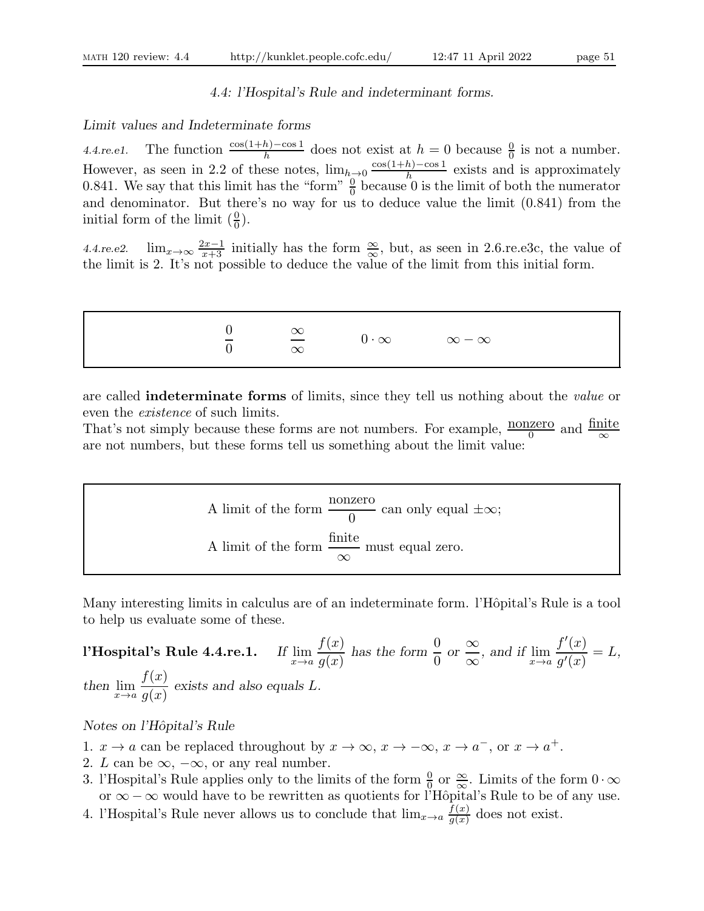### 4.4: l'Hospital's Rule and indeterminant forms.

*Limit values and Indeterminate forms*

*4.4.re.e1.* The function $\frac{\cos(1+h)-\cos 1}{h}$ does not exist at $h = 0$ because $\frac{0}{0}$ is not a number. However, as seen in 2.2 of these notes, $\lim_{h\to 0} \frac{\cos(1+h)-\cos 1}{h}$ exists and is approximately 0.841. We say that this limit has the "form" $\frac{0}{0}$ because 0 is the limit of both the numerator and denominator. But there's no way for us to deduce value the limit (0.841) from the initial form of the limit ($\frac{0}{0}$).

*4.4.re.e2.* $\lim_{x\to\infty} \frac{2x-1}{x+3}$ initially has the form $\frac{\infty}{\infty}$, but, as seen in 2.6.re.e3c, the value of the limit is 2. It's not possible to deduce the value of the limit from this initial form.

$$\frac{0}{0} \qquad \frac{\infty}{\infty} \qquad 0\cdot\infty \qquad \infty-\infty$$

are called **indeterminate forms** of limits, since they tell us nothing about the *value* or even the *existence* of such limits.
That's not simply because these forms are not numbers. For example, $\frac{\text{nonzero}}{0}$ and $\frac{\text{finite}}{\infty}$ are not numbers, but these forms tell us something about the limit value:

A limit of the form $\dfrac{\text{nonzero}}{0}$ can only equal $\pm\infty$;

A limit of the form $\dfrac{\text{finite}}{\infty}$ must equal zero.

Many interesting limits in calculus are of an indeterminate form. l'Hôpital's Rule is a tool to help us evaluate some of these.

**l'Hospital's Rule 4.4.re.1.** *If $\lim_{x\to a} \dfrac{f(x)}{g(x)}$ has the form $\dfrac{0}{0}$ or $\dfrac{\infty}{\infty}$, and if $\lim_{x\to a} \dfrac{f'(x)}{g'(x)} = L$, then $\lim_{x\to a} \dfrac{f(x)}{g(x)}$ exists and also equals $L$.*

*Notes on l'Hôpital's Rule*

1. $x \to a$ can be replaced throughout by $x\to\infty$, $x\to-\infty$, $x\to a^-$, or $x\to a^+$.
2. $L$ can be $\infty$, $-\infty$, or any real number.
3. l'Hospital's Rule applies only to the limits of the form $\frac{0}{0}$ or $\frac{\infty}{\infty}$. Limits of the form $0\cdot\infty$ or $\infty-\infty$ would have to be rewritten as quotients for l'Hôpital's Rule to be of any use.
4. l'Hospital's Rule never allows us to conclude that $\lim_{x\to a} \frac{f(x)}{g(x)}$ does not exist.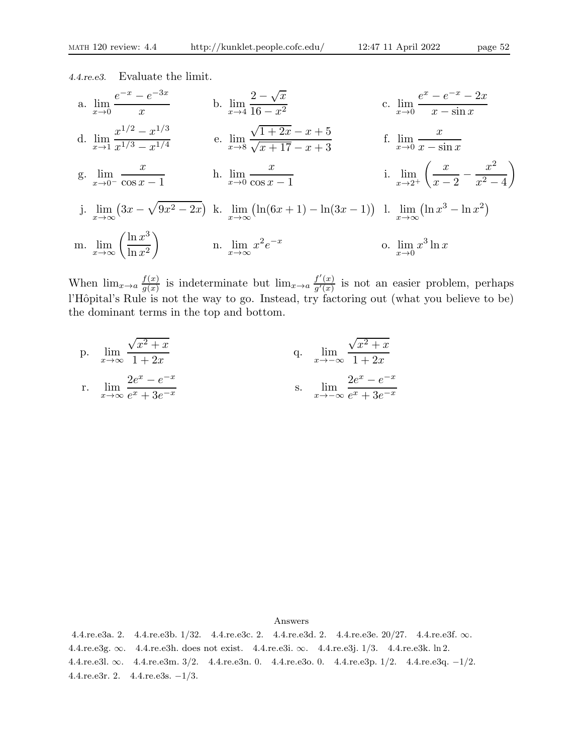*4.4.re.e3.* Evaluate the limit.

a. $\displaystyle\lim_{x\to 0} \frac{e^{-x} - e^{-3x}}{x}$

b. $\displaystyle\lim_{x\to 4} \frac{2-\sqrt{x}}{16-x^2}$

c. $\displaystyle\lim_{x\to 0} \frac{e^{x} - e^{-x} - 2x}{x - \sin x}$

d. $\displaystyle\lim_{x\to 1} \frac{x^{1/2} - x^{1/3}}{x^{1/3} - x^{1/4}}$

e. $\displaystyle\lim_{x\to 8} \frac{\sqrt{1+2x} - x + 5}{\sqrt{x+17} - x + 3}$

f. $\displaystyle\lim_{x\to 0} \frac{x}{x - \sin x}$

g. $\displaystyle\lim_{x\to 0^-} \frac{x}{\cos x - 1}$

h. $\displaystyle\lim_{x\to 0} \frac{x}{\cos x - 1}$

i. $\displaystyle\lim_{x\to 2^+} \left(\frac{x}{x-2} - \frac{x^2}{x^2-4}\right)$

j. $\displaystyle\lim_{x\to\infty} \left(3x - \sqrt{9x^2 - 2x}\right)$

k. $\displaystyle\lim_{x\to\infty} \left(\ln(6x+1) - \ln(3x-1)\right)$

l. $\displaystyle\lim_{x\to\infty} \left(\ln x^3 - \ln x^2\right)$

m. $\displaystyle\lim_{x\to\infty} \left(\frac{\ln x^3}{\ln x^2}\right)$

n. $\displaystyle\lim_{x\to\infty} x^2 e^{-x}$

o. $\displaystyle\lim_{x\to 0} x^3 \ln x$

When $\lim_{x\to a} \frac{f(x)}{g(x)}$ is indeterminate but $\lim_{x\to a} \frac{f'(x)}{g'(x)}$ is not an easier problem, perhaps l'Hôpital's Rule is not the way to go. Instead, try factoring out (what you believe to be) the dominant terms in the top and bottom.

p. $\displaystyle\lim_{x\to\infty} \frac{\sqrt{x^2+x}}{1+2x}$

q. $\displaystyle\lim_{x\to-\infty} \frac{\sqrt{x^2+x}}{1+2x}$

r. $\displaystyle\lim_{x\to\infty} \frac{2e^{x} - e^{-x}}{e^{x} + 3e^{-x}}$

s. $\displaystyle\lim_{x\to-\infty} \frac{2e^{x} - e^{-x}}{e^{x} + 3e^{-x}}$

Answers

4.4.re.e3a. 2. 4.4.re.e3b. $1/32$. 4.4.re.e3c. 2. 4.4.re.e3d. 2. 4.4.re.e3e. $20/27$. 4.4.re.e3f. $\infty$. 4.4.re.e3g. $\infty$. 4.4.re.e3h. does not exist. 4.4.re.e3i. $\infty$. 4.4.re.e3j. $1/3$. 4.4.re.e3k. $\ln 2$. 4.4.re.e3l. $\infty$. 4.4.re.e3m. $3/2$. 4.4.re.e3n. 0. 4.4.re.e3o. 0. 4.4.re.e3p. $1/2$. 4.4.re.e3q. $-1/2$. 4.4.re.e3r. 2. 4.4.re.e3s. $-1/3$.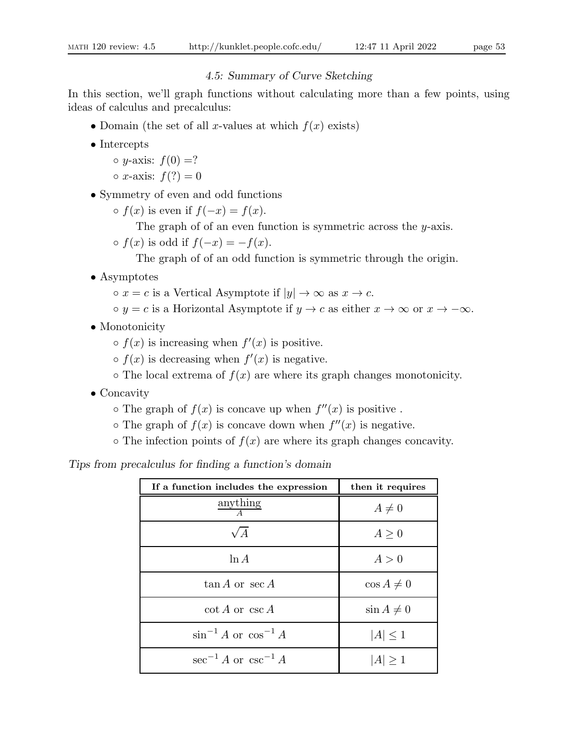## *4.5: Summary of Curve Sketching*

In this section, we'll graph functions without calculating more than a few points, using ideas of calculus and precalculus:

- Domain (the set of all $x$-values at which $f(x)$ exists)
- Intercepts
  - $y$-axis: $f(0) = ?$
  - $x$-axis: $f(?) = 0$
- Symmetry of even and odd functions
  - $f(x)$ is even if $f(-x) = f(x)$.
    The graph of of an even function is symmetric across the $y$-axis.
  - $f(x)$ is odd if $f(-x) = -f(x)$.
    The graph of of an odd function is symmetric through the origin.
- Asymptotes
  - $x = c$ is a Vertical Asymptote if $|y| \to \infty$ as $x \to c$.
  - $y = c$ is a Horizontal Asymptote if $y \to c$ as either $x \to \infty$ or $x \to -\infty$.
- Monotonicity
  - $f(x)$ is increasing when $f'(x)$ is positive.
  - $f(x)$ is decreasing when $f'(x)$ is negative.
  - The local extrema of $f(x)$ are where its graph changes monotonicity.
- Concavity
  - The graph of $f(x)$ is concave up when $f''(x)$ is positive .
  - The graph of $f(x)$ is concave down when $f''(x)$ is negative.
  - The infection points of $f(x)$ are where its graph changes concavity.

*Tips from precalculus for finding a function's domain*

| **If a function includes the expression** | **then it requires** |
|---|---|
| $\frac{\text{anything}}{A}$ | $A \neq 0$ |
| $\sqrt{A}$ | $A \geq 0$ |
| $\ln A$ | $A > 0$ |
| $\tan A$ or $\sec A$ | $\cos A \neq 0$ |
| $\cot A$ or $\csc A$ | $\sin A \neq 0$ |
| $\sin^{-1} A$ or $\cos^{-1} A$ | $\lvert A \rvert \leq 1$ |
| $\sec^{-1} A$ or $\csc^{-1} A$ | $\lvert A \rvert \geq 1$ |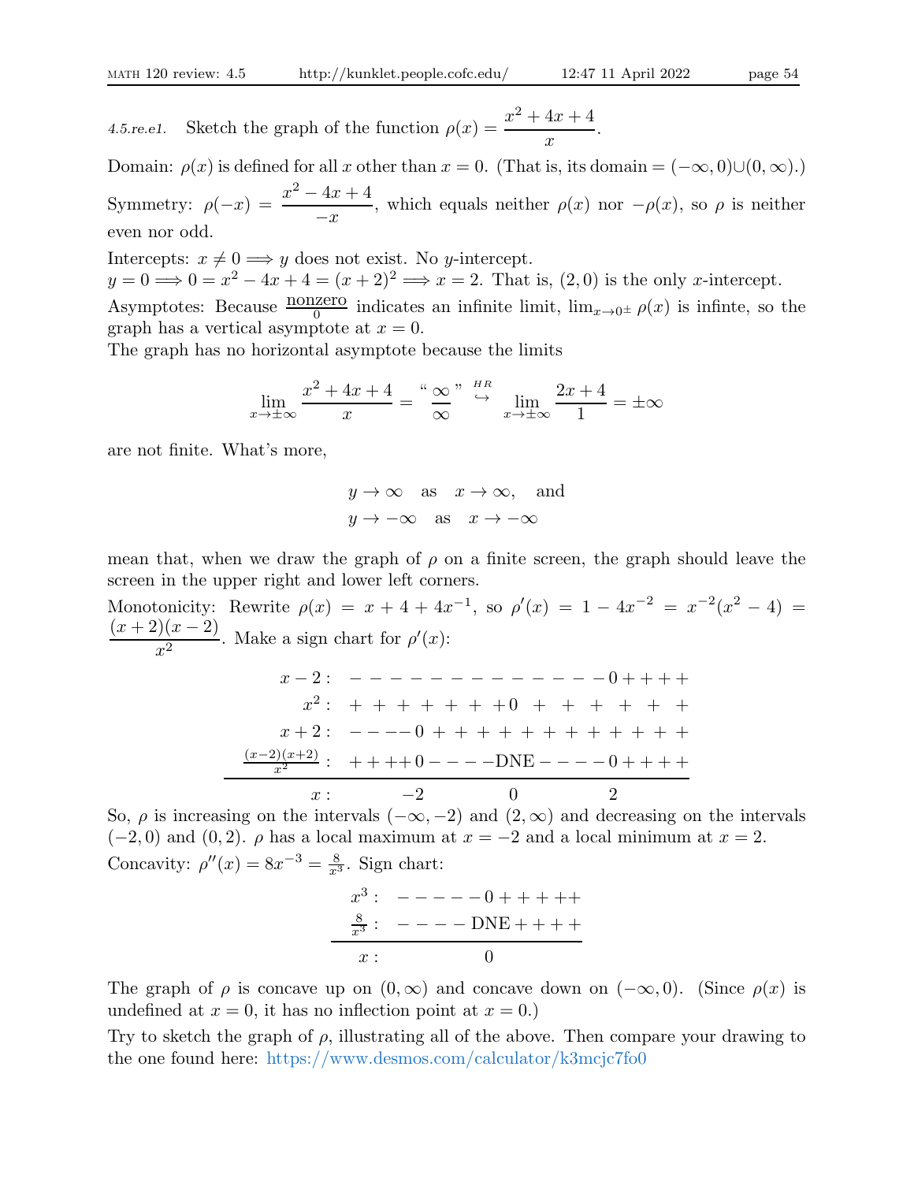*4.5.re.e1.* Sketch the graph of the function $\rho(x) = \dfrac{x^2 + 4x + 4}{x}$.

Domain: $\rho(x)$ is defined for all $x$ other than $x = 0$. (That is, its domain $= (-\infty, 0) \cup (0, \infty)$.)

Symmetry: $\rho(-x) = \dfrac{x^2 - 4x + 4}{-x}$, which equals neither $\rho(x)$ nor $-\rho(x)$, so $\rho$ is neither even nor odd.

Intercepts: $x \neq 0 \Longrightarrow y$ does not exist. No $y$-intercept.
$y = 0 \Longrightarrow 0 = x^2 - 4x + 4 = (x + 2)^2 \Longrightarrow x = 2$. That is, $(2, 0)$ is the only $x$-intercept.

Asymptotes: Because $\frac{\text{nonzero}}{0}$ indicates an infinite limit, $\lim_{x \to 0^\pm} \rho(x)$ is infinte, so the graph has a vertical asymptote at $x = 0$.

The graph has no horizontal asymptote because the limits

$$\lim_{x \to \pm\infty} \frac{x^2 + 4x + 4}{x} = \text{“}\frac{\infty}{\infty}\text{”} \overset{HR}{\hookrightarrow} \lim_{x \to \pm\infty} \frac{2x + 4}{1} = \pm\infty$$

are not finite. What's more,

$$\begin{aligned} y &\to \infty \quad \text{as} \quad x \to \infty, \quad \text{and} \\ y &\to -\infty \quad \text{as} \quad x \to -\infty \end{aligned}$$

mean that, when we draw the graph of $\rho$ on a finite screen, the graph should leave the screen in the upper right and lower left corners.

Monotonicity: Rewrite $\rho(x) = x + 4 + 4x^{-1}$, so $\rho'(x) = 1 - 4x^{-2} = x^{-2}(x^2 - 4) = \dfrac{(x + 2)(x - 2)}{x^2}$. Make a sign chart for $\rho'(x)$:

| | | | | | |
|---|---|---|---|---|---|
| $x - 2$: | $- - - -$ | $- - - -$ | $- - - -$ | $- - - -$ 0 | $+ + + +$ |
| $x^2$: | $+ + + +$ | $+ + + +$ 0 | $+ + +$ | $+ + +$ | $+ + +$ |
| $x + 2$: | $- - - -$ 0 | $+ + + +$ | $+ + + +$ | $+ + + +$ | $+ + + +$ |
| $\frac{(x-2)(x+2)}{x^2}$: | $+ + + +$ 0 | $- - - -$ DNE | $- - - -$ 0 | | $+ + + +$ |
| $x$: | $-2$ | | $0$ | $2$ | |

So, $\rho$ is increasing on the intervals $(-\infty, -2)$ and $(2, \infty)$ and decreasing on the intervals $(-2, 0)$ and $(0, 2)$. $\rho$ has a local maximum at $x = -2$ and a local minimum at $x = 2$.

Concavity: $\rho''(x) = 8x^{-3} = \frac{8}{x^3}$. Sign chart:

| | | | |
|---|---|---|---|
| $x^3$: | $- - - - -$ | 0 | $+ + + + +$ |
| $\frac{8}{x^3}$: | $- - - -$ | DNE | $+ + + +$ |
| $x$: | | $0$ | |

The graph of $\rho$ is concave up on $(0, \infty)$ and concave down on $(-\infty, 0)$. (Since $\rho(x)$ is undefined at $x = 0$, it has no inflection point at $x = 0$.)

Try to sketch the graph of $\rho$, illustrating all of the above. Then compare your drawing to the one found here: https://www.desmos.com/calculator/k3mcjc7fo0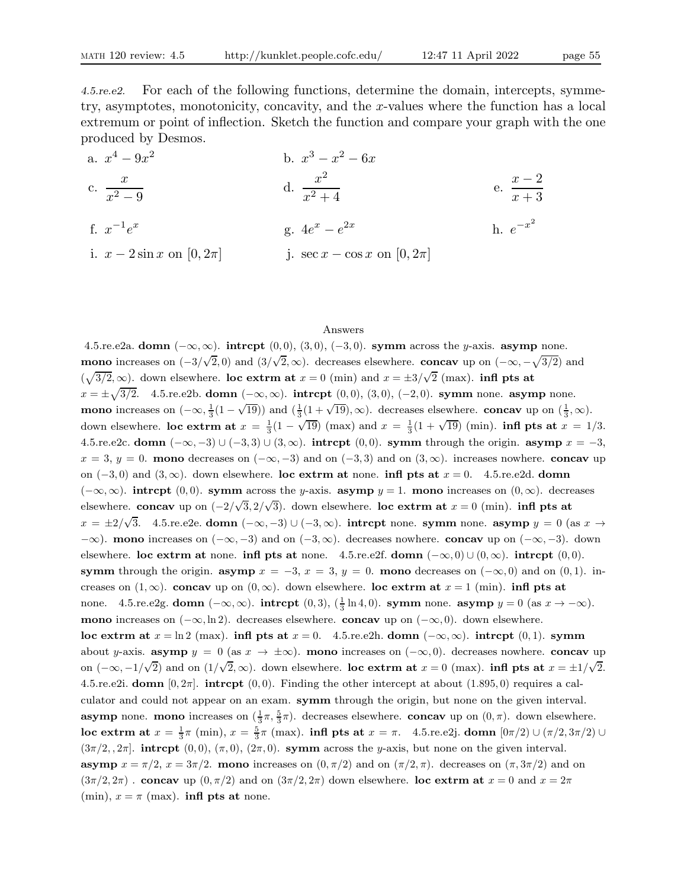*4.5.re.e2.* For each of the following functions, determine the domain, intercepts, symmetry, asymptotes, monotonicity, concavity, and the $x$-values where the function has a local extremum or point of inflection. Sketch the function and compare your graph with the one produced by Desmos.

a. $x^4 - 9x^2$

b. $x^3 - x^2 - 6x$

c. $\dfrac{x}{x^2 - 9}$

d. $\dfrac{x^2}{x^2 + 4}$

e. $\dfrac{x - 2}{x + 3}$

f. $x^{-1}e^x$

g. $4e^x - e^{2x}$

h. $e^{-x^2}$

i. $x - 2\sin x$ on $[0, 2\pi]$

j. $\sec x - \cos x$ on $[0, 2\pi]$

Answers

4.5.re.e2a. **domn** $(-\infty, \infty)$. **intrcpt** $(0, 0)$, $(3, 0)$, $(-3, 0)$. **symm** across the $y$-axis. **asymp** none. **mono** increases on $(-3/\sqrt{2}, 0)$ and $(3/\sqrt{2}, \infty)$. decreases elsewhere. **concav** up on $(-\infty, -\sqrt{3/2})$ and $(\sqrt{3/2}, \infty)$. down elsewhere. **loc extrm at** $x = 0$ (min) and $x = \pm 3/\sqrt{2}$ (max). **infl pts at** $x = \pm\sqrt{3/2}$. 4.5.re.e2b. **domn** $(-\infty, \infty)$. **intrcpt** $(0, 0)$, $(3, 0)$, $(-2, 0)$. **symm** none. **asymp** none. **mono** increases on $(-\infty, \frac{1}{3}(1 - \sqrt{19}))$ and $(\frac{1}{3}(1 + \sqrt{19}), \infty)$. decreases elsewhere. **concav** up on $(\frac{1}{3}, \infty)$. down elsewhere. **loc extrm at** $x = \frac{1}{3}(1 - \sqrt{19})$ (max) and $x = \frac{1}{3}(1 + \sqrt{19})$ (min). **infl pts at** $x = 1/3$. 4.5.re.e2c. **domn** $(-\infty, -3) \cup (-3, 3) \cup (3, \infty)$. **intrcpt** $(0, 0)$. **symm** through the origin. **asymp** $x = -3$, $x = 3$, $y = 0$. **mono** decreases on $(-\infty, -3)$ and on $(-3, 3)$ and on $(3, \infty)$. increases nowhere. **concav** up on $(-3, 0)$ and $(3, \infty)$. down elsewhere. **loc extrm at** none. **infl pts at** $x = 0$. 4.5.re.e2d. **domn** $(-\infty, \infty)$. **intrcpt** $(0, 0)$. **symm** across the $y$-axis. **asymp** $y = 1$. **mono** increases on $(0, \infty)$. decreases elsewhere. **concav** up on $(-2/\sqrt{3}, 2/\sqrt{3})$. down elsewhere. **loc extrm at** $x = 0$ (min). **infl pts at** $x = \pm 2/\sqrt{3}$. 4.5.re.e2e. **domn** $(-\infty, -3) \cup (-3, \infty)$. **intrcpt** none. **symm** none. **asymp** $y = 0$ (as $x \to -\infty$). **mono** increases on $(-\infty, -3)$ and on $(-3, \infty)$. decreases nowhere. **concav** up on $(-\infty, -3)$. down elsewhere. **loc extrm at** none. **infl pts at** none. 4.5.re.e2f. **domn** $(-\infty, 0) \cup (0, \infty)$. **intrcpt** $(0, 0)$. **symm** through the origin. **asymp** $x = -3$, $x = 3$, $y = 0$. **mono** decreases on $(-\infty, 0)$ and on $(0, 1)$. increases on $(1, \infty)$. **concav** up on $(0, \infty)$. down elsewhere. **loc extrm at** $x = 1$ (min). **infl pts at** none. 4.5.re.e2g. **domn** $(-\infty, \infty)$. **intrcpt** $(0, 3)$, $(\frac{1}{3}\ln 4, 0)$. **symm** none. **asymp** $y = 0$ (as $x \to -\infty$). **mono** increases on $(-\infty, \ln 2)$. decreases elsewhere. **concav** up on $(-\infty, 0)$. down elsewhere. **loc extrm at** $x = \ln 2$ (max). **infl pts at** $x = 0$. 4.5.re.e2h. **domn** $(-\infty, \infty)$. **intrcpt** $(0, 1)$. **symm** about $y$-axis. **asymp** $y = 0$ (as $x \to \pm\infty$). **mono** increases on $(-\infty, 0)$. decreases nowhere. **concav** up on $(-\infty, -1/\sqrt{2})$ and on $(1/\sqrt{2}, \infty)$. down elsewhere. **loc extrm at** $x = 0$ (max). **infl pts at** $x = \pm 1/\sqrt{2}$. 4.5.re.e2i. **domn** $[0, 2\pi]$. **intrcpt** $(0, 0)$. Finding the other intercept at about $(1.895, 0)$ requires a calculator and could not appear on an exam. **symm** through the origin, but none on the given interval. **asymp** none. **mono** increases on $(\frac{1}{3}\pi, \frac{5}{3}\pi)$. decreases elsewhere. **concav** up on $(0, \pi)$. down elsewhere. **loc extrm at** $x = \frac{1}{3}\pi$ (min), $x = \frac{5}{3}\pi$ (max). **infl pts at** $x = \pi$. 4.5.re.e2j. **domn** $[0\pi/2) \cup (\pi/2, 3\pi/2) \cup (3\pi/2, , 2\pi]$. **intrcpt** $(0, 0)$, $(\pi, 0)$, $(2\pi, 0)$. **symm** across the $y$-axis, but none on the given interval. **asymp** $x = \pi/2$, $x = 3\pi/2$. **mono** increases on $(0, \pi/2)$ and on $(\pi/2, \pi)$. decreases on $(\pi, 3\pi/2)$ and on $(3\pi/2, 2\pi)$ . **concav** up $(0, \pi/2)$ and on $(3\pi/2, 2\pi)$ down elsewhere. **loc extrm at** $x = 0$ and $x = 2\pi$ (min), $x = \pi$ (max). **infl pts at** none.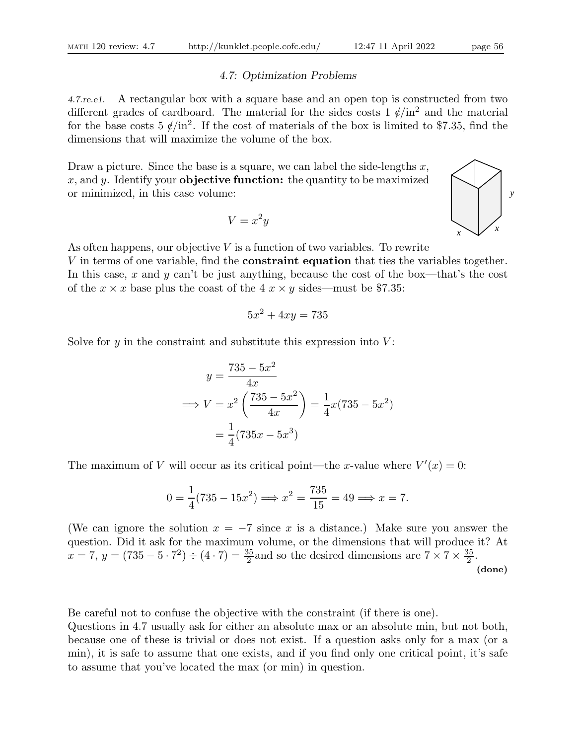## 4.7: Optimization Problems

*4.7.re.e1.* A rectangular box with a square base and an open top is constructed from two different grades of cardboard. The material for the sides costs 1 ¢/in$^2$ and the material for the base costs 5 ¢/in$^2$. If the cost of materials of the box is limited to \$7.35, find the dimensions that will maximize the volume of the box.

Draw a picture. Since the base is a square, we can label the side-lengths $x$, $x$, and $y$. Identify your **objective function:** the quantity to be maximized or minimized, in this case volume:

$$V = x^2 y$$

As often happens, our objective $V$ is a function of two variables. To rewrite $V$ in terms of one variable, find the **constraint equation** that ties the variables together. In this case, $x$ and $y$ can't be just anything, because the cost of the box—that's the cost of the $x \times x$ base plus the coast of the 4 $x \times y$ sides—must be \$7.35:

$$5x^2 + 4xy = 735$$

Solve for $y$ in the constraint and substitute this expression into $V$:

$$\begin{aligned} y &= \frac{735 - 5x^2}{4x} \\ \implies V &= x^2 \left( \frac{735 - 5x^2}{4x} \right) = \frac{1}{4} x(735 - 5x^2) \\ &= \frac{1}{4}(735x - 5x^3) \end{aligned}$$

The maximum of $V$ will occur as its critical point—the $x$-value where $V'(x) = 0$:

$$0 = \frac{1}{4}(735 - 15x^2) \implies x^2 = \frac{735}{15} = 49 \implies x = 7.$$

(We can ignore the solution $x = -7$ since $x$ is a distance.) Make sure you answer the question. Did it ask for the maximum volume, or the dimensions that will produce it? At $x = 7$, $y = (735 - 5 \cdot 7^2) \div (4 \cdot 7) = \frac{35}{2}$ and so the desired dimensions are $7 \times 7 \times \frac{35}{2}$.

**(done)**

Be careful not to confuse the objective with the constraint (if there is one).
Questions in 4.7 usually ask for either an absolute max or an absolute min, but not both, because one of these is trivial or does not exist. If a question asks only for a max (or a min), it is safe to assume that one exists, and if you find only one critical point, it's safe to assume that you've located the max (or min) in question.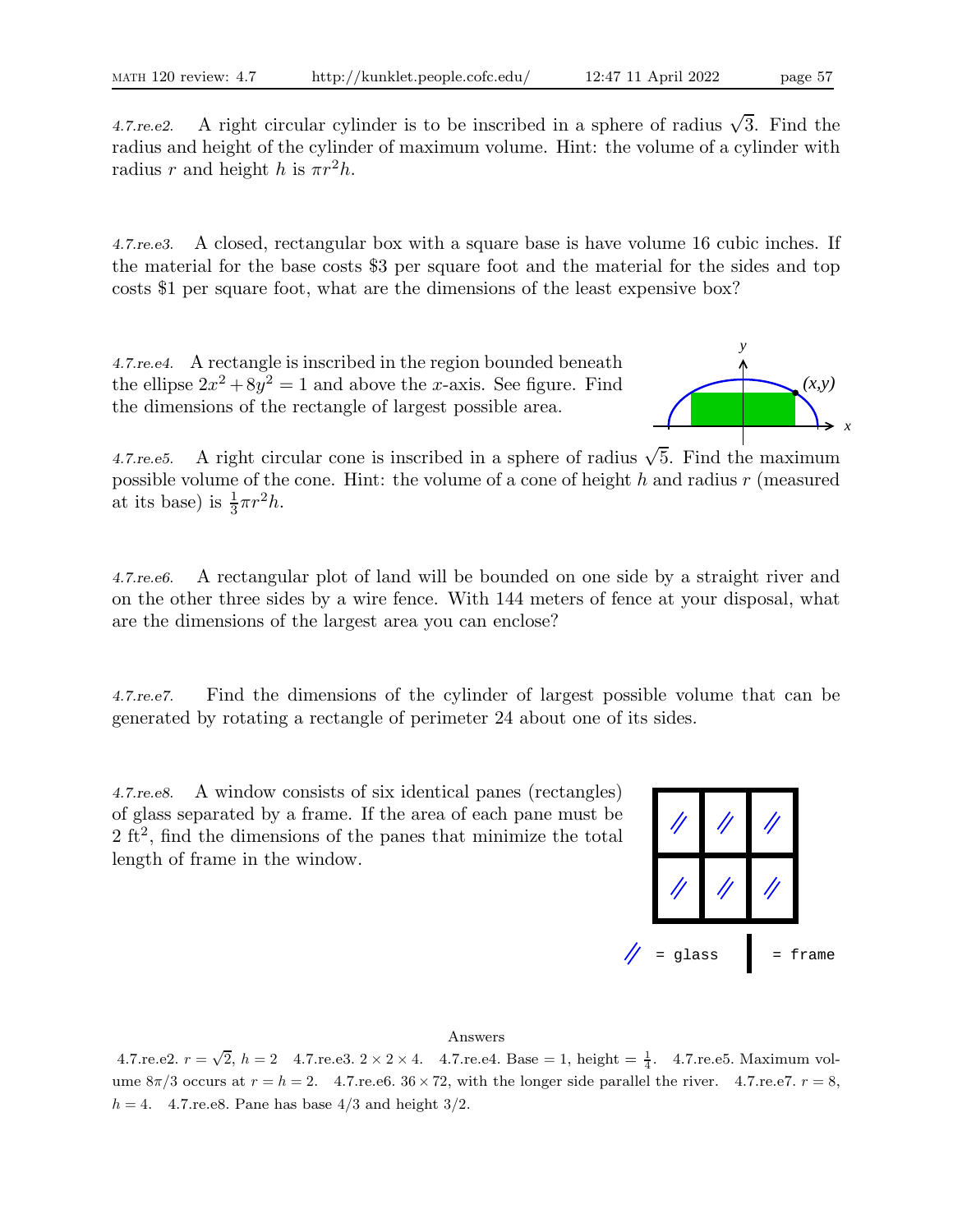*4.7.re.e2.* A right circular cylinder is to be inscribed in a sphere of radius $\sqrt{3}$. Find the radius and height of the cylinder of maximum volume. Hint: the volume of a cylinder with radius $r$ and height $h$ is $\pi r^2 h$.

*4.7.re.e3.* A closed, rectangular box with a square base is have volume 16 cubic inches. If the material for the base costs \$3 per square foot and the material for the sides and top costs \$1 per square foot, what are the dimensions of the least expensive box?

*4.7.re.e4.* A rectangle is inscribed in the region bounded beneath the ellipse $2x^2 + 8y^2 = 1$ and above the $x$-axis. See figure. Find the dimensions of the rectangle of largest possible area.

*4.7.re.e5.* A right circular cone is inscribed in a sphere of radius $\sqrt{5}$. Find the maximum possible volume of the cone. Hint: the volume of a cone of height $h$ and radius $r$ (measured at its base) is $\frac{1}{3}\pi r^2 h$.

*4.7.re.e6.* A rectangular plot of land will be bounded on one side by a straight river and on the other three sides by a wire fence. With 144 meters of fence at your disposal, what are the dimensions of the largest area you can enclose?

*4.7.re.e7.* Find the dimensions of the cylinder of largest possible volume that can be generated by rotating a rectangle of perimeter 24 about one of its sides.

*4.7.re.e8.* A window consists of six identical panes (rectangles) of glass separated by a frame. If the area of each pane must be 2 ft$^2$, find the dimensions of the panes that minimize the total length of frame in the window.

// = glass  | = frame

Answers

4.7.re.e2. $r = \sqrt{2}$, $h = 2$ 4.7.re.e3. $2 \times 2 \times 4$. 4.7.re.e4. Base $= 1$, height $= \frac{1}{4}$. 4.7.re.e5. Maximum volume $8\pi/3$ occurs at $r = h = 2$. 4.7.re.e6. $36 \times 72$, with the longer side parallel the river. 4.7.re.e7. $r = 8$, $h = 4$. 4.7.re.e8. Pane has base $4/3$ and height $3/2$.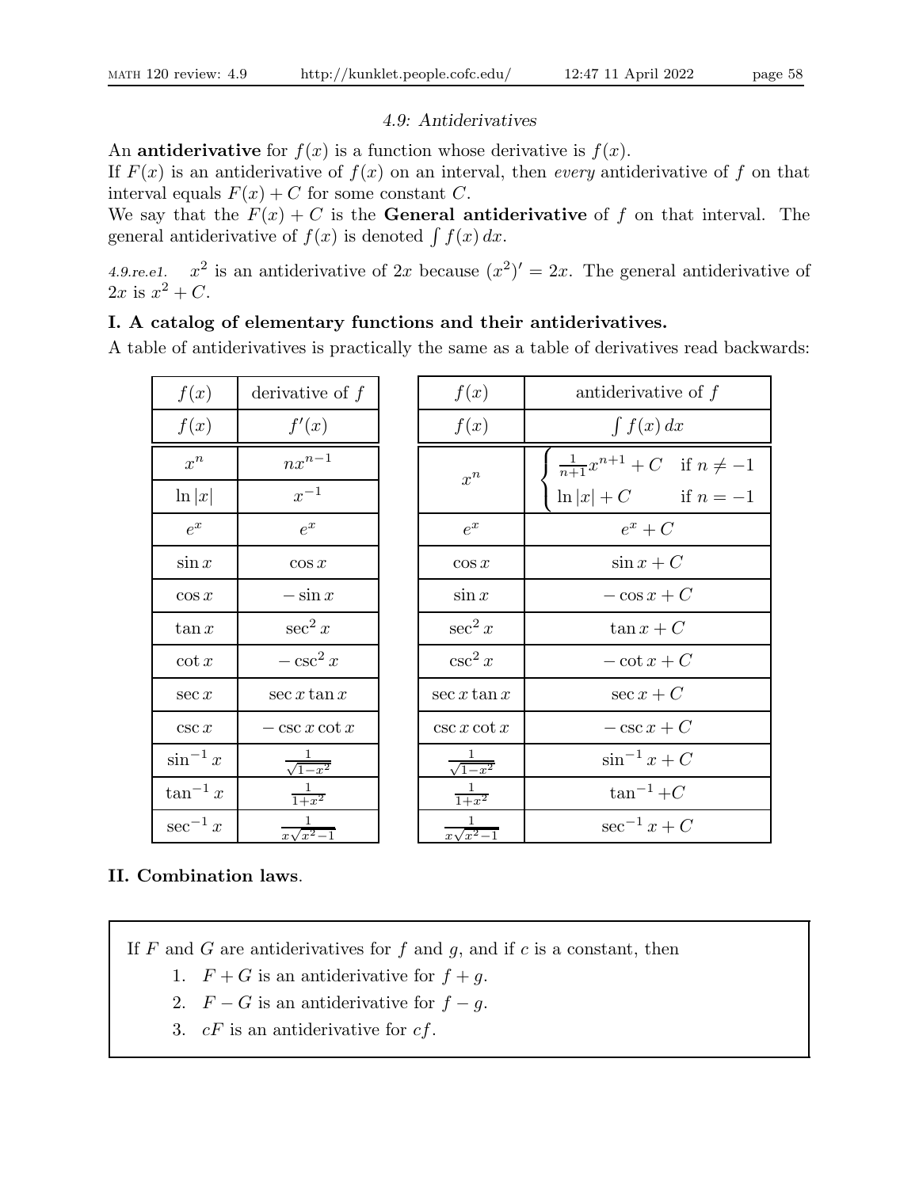### 4.9: Antiderivatives

An **antiderivative** for $f(x)$ is a function whose derivative is $f(x)$.
If $F(x)$ is an antiderivative of $f(x)$ on an interval, then *every* antiderivative of $f$ on that interval equals $F(x) + C$ for some constant $C$.
We say that the $F(x) + C$ is the **General antiderivative** of $f$ on that interval. The general antiderivative of $f(x)$ is denoted $\int f(x)\,dx$.

*4.9.re.e1.* $x^2$ is an antiderivative of $2x$ because $(x^2)' = 2x$. The general antiderivative of $2x$ is $x^2 + C$.

## I. A catalog of elementary functions and their antiderivatives.

A table of antiderivatives is practically the same as a table of derivatives read backwards:

| $f(x)$ | derivative of $f$ |
|---|---|
| $f(x)$ | $f'(x)$ |
| $x^n$ | $nx^{n-1}$ |
| $\ln\lvert x\rvert$ | $x^{-1}$ |
| $e^x$ | $e^x$ |
| $\sin x$ | $\cos x$ |
| $\cos x$ | $-\sin x$ |
| $\tan x$ | $\sec^2 x$ |
| $\cot x$ | $-\csc^2 x$ |
| $\sec x$ | $\sec x \tan x$ |
| $\csc x$ | $-\csc x \cot x$ |
| $\sin^{-1} x$ | $\frac{1}{\sqrt{1-x^2}}$ |
| $\tan^{-1} x$ | $\frac{1}{1+x^2}$ |
| $\sec^{-1} x$ | $\frac{1}{x\sqrt{x^2-1}}$ |

| $f(x)$ | antiderivative of $f$ |
|---|---|
| $f(x)$ | $\int f(x)\,dx$ |
| $x^n$ | $\begin{cases} \frac{1}{n+1}x^{n+1} + C & \text{if } n \neq -1 \\ \ln\lvert x\rvert + C & \text{if } n = -1 \end{cases}$ |
| $e^x$ | $e^x + C$ |
| $\cos x$ | $\sin x + C$ |
| $\sin x$ | $-\cos x + C$ |
| $\sec^2 x$ | $\tan x + C$ |
| $\csc^2 x$ | $-\cot x + C$ |
| $\sec x \tan x$ | $\sec x + C$ |
| $\csc x \cot x$ | $-\csc x + C$ |
| $\frac{1}{\sqrt{1-x^2}}$ | $\sin^{-1} x + C$ |
| $\frac{1}{1+x^2}$ | $\tan^{-1} + C$ |
| $\frac{1}{x\sqrt{x^2-1}}$ | $\sec^{-1} x + C$ |

## II. Combination laws.

If $F$ and $G$ are antiderivatives for $f$ and $g$, and if $c$ is a constant, then

1. $F + G$ is an antiderivative for $f + g$.
2. $F - G$ is an antiderivative for $f - g$.
3. $cF$ is an antiderivative for $cf$.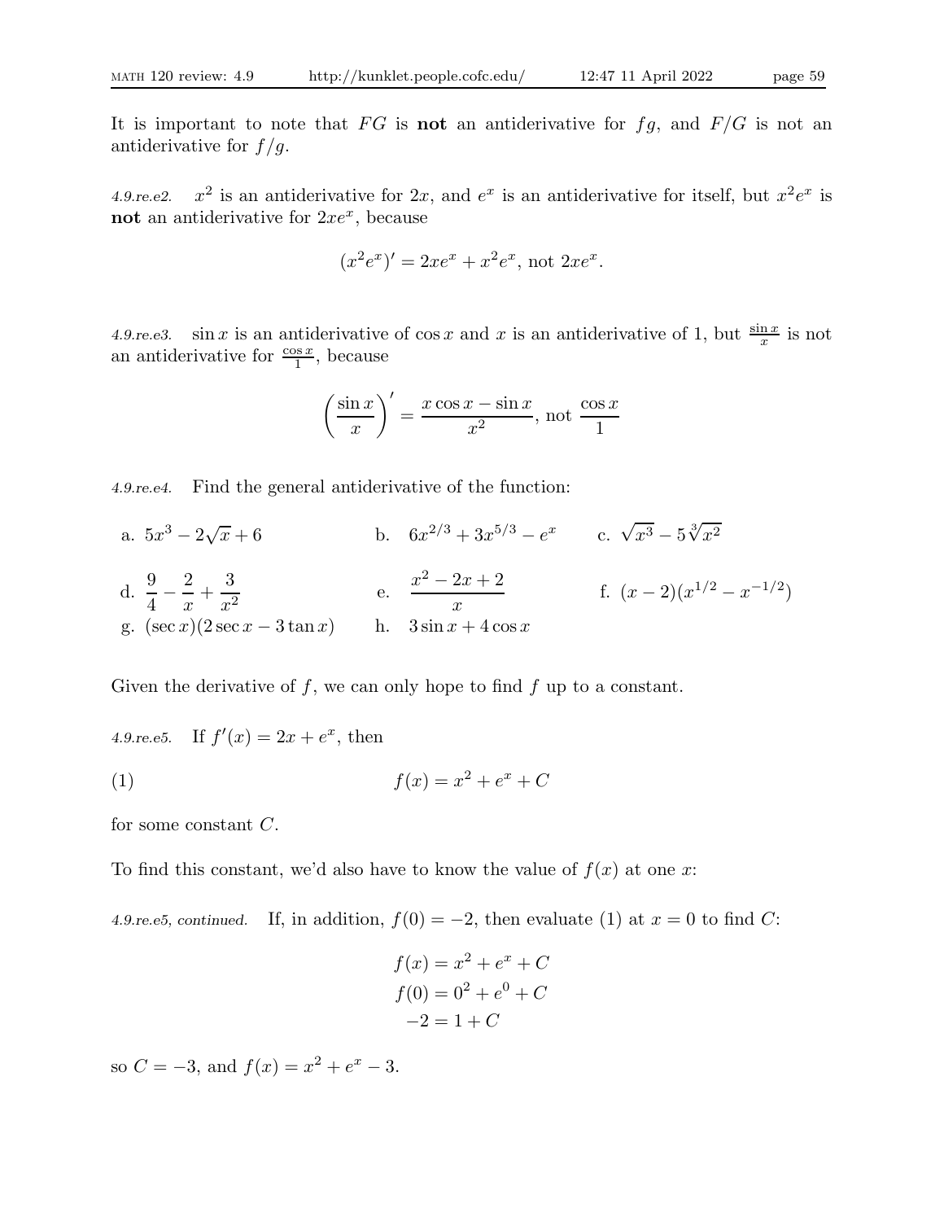It is important to note that $FG$ is **not** an antiderivative for $fg$, and $F/G$ is not an antiderivative for $f/g$.

*4.9.re.e2.* $x^2$ is an antiderivative for $2x$, and $e^x$ is an antiderivative for itself, but $x^2e^x$ is **not** an antiderivative for $2xe^x$, because

$$(x^2e^x)' = 2xe^x + x^2e^x, \text{ not } 2xe^x.$$

*4.9.re.e3.* $\sin x$ is an antiderivative of $\cos x$ and $x$ is an antiderivative of 1, but $\frac{\sin x}{x}$ is not an antiderivative for $\frac{\cos x}{1}$, because

$$\left(\frac{\sin x}{x}\right)' = \frac{x\cos x - \sin x}{x^2}, \text{ not } \frac{\cos x}{1}$$

*4.9.re.e4.* Find the general antiderivative of the function:

a. $5x^3 - 2\sqrt{x} + 6$ b. $6x^{2/3} + 3x^{5/3} - e^x$ c. $\sqrt{x^3} - 5\sqrt[3]{x^2}$

d. $\dfrac{9}{4} - \dfrac{2}{x} + \dfrac{3}{x^2}$ e. $\dfrac{x^2 - 2x + 2}{x}$ f. $(x-2)(x^{1/2} - x^{-1/2})$

g. $(\sec x)(2\sec x - 3\tan x)$ h. $3\sin x + 4\cos x$

Given the derivative of $f$, we can only hope to find $f$ up to a constant.

*4.9.re.e5.* If $f'(x) = 2x + e^x$, then

$$f(x) = x^2 + e^x + C \tag{1}$$

for some constant $C$.

To find this constant, we'd also have to know the value of $f(x)$ at one $x$:

*4.9.re.e5, continued.* If, in addition, $f(0) = -2$, then evaluate (1) at $x = 0$ to find $C$:

$$\begin{aligned} f(x) &= x^2 + e^x + C \\ f(0) &= 0^2 + e^0 + C \\ -2 &= 1 + C \end{aligned}$$

so $C = -3$, and $f(x) = x^2 + e^x - 3$.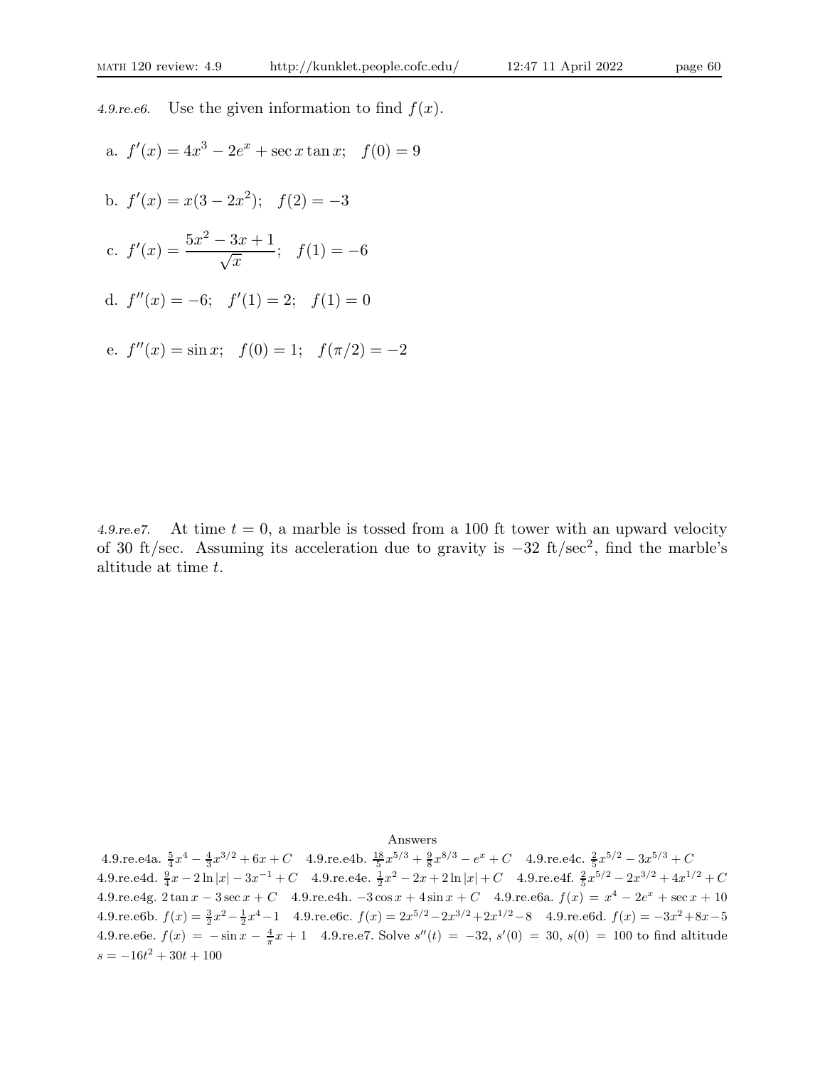*4.9.re.e6.* Use the given information to find $f(x)$.

a. $f'(x) = 4x^3 - 2e^x + \sec x \tan x; \quad f(0) = 9$

b. $f'(x) = x(3 - 2x^2); \quad f(2) = -3$

c. $f'(x) = \dfrac{5x^2 - 3x + 1}{\sqrt{x}}; \quad f(1) = -6$

d. $f''(x) = -6; \quad f'(1) = 2; \quad f(1) = 0$

e. $f''(x) = \sin x; \quad f(0) = 1; \quad f(\pi/2) = -2$

*4.9.re.e7.* At time $t = 0$, a marble is tossed from a 100 ft tower with an upward velocity of 30 ft/sec. Assuming its acceleration due to gravity is $-32$ ft/sec$^2$, find the marble's altitude at time $t$.

Answers

4.9.re.e4a. $\frac{5}{4}x^4 - \frac{4}{3}x^{3/2} + 6x + C$ 4.9.re.e4b. $\frac{18}{5}x^{5/3} + \frac{9}{8}x^{8/3} - e^x + C$ 4.9.re.e4c. $\frac{2}{5}x^{5/2} - 3x^{5/3} + C$ 4.9.re.e4d. $\frac{9}{4}x - 2\ln|x| - 3x^{-1} + C$ 4.9.re.e4e. $\frac{1}{2}x^2 - 2x + 2\ln|x| + C$ 4.9.re.e4f. $\frac{2}{5}x^{5/2} - 2x^{3/2} + 4x^{1/2} + C$ 4.9.re.e4g. $2\tan x - 3\sec x + C$ 4.9.re.e4h. $-3\cos x + 4\sin x + C$ 4.9.re.e6a. $f(x) = x^4 - 2e^x + \sec x + 10$ 4.9.re.e6b. $f(x) = \frac{3}{2}x^2 - \frac{1}{2}x^4 - 1$ 4.9.re.e6c. $f(x) = 2x^{5/2} - 2x^{3/2} + 2x^{1/2} - 8$ 4.9.re.e6d. $f(x) = -3x^2 + 8x - 5$ 4.9.re.e6e. $f(x) = -\sin x - \frac{4}{\pi}x + 1$ 4.9.re.e7. Solve $s''(t) = -32$, $s'(0) = 30$, $s(0) = 100$ to find altitude $s = -16t^2 + 30t + 100$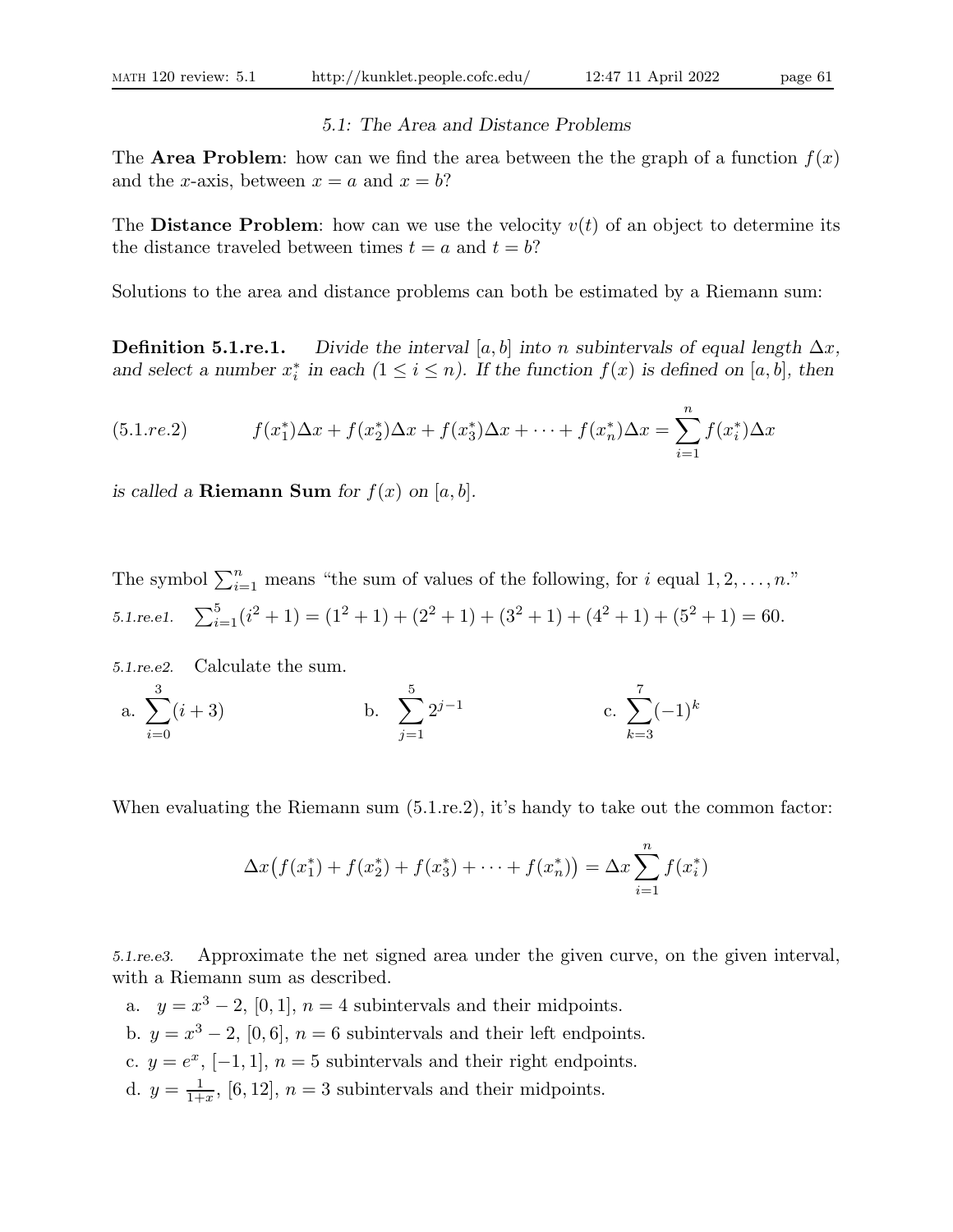*5.1: The Area and Distance Problems*

The **Area Problem**: how can we find the area between the the graph of a function $f(x)$ and the $x$-axis, between $x = a$ and $x = b$?

The **Distance Problem**: how can we use the velocity $v(t)$ of an object to determine its the distance traveled between times $t = a$ and $t = b$?

Solutions to the area and distance problems can both be estimated by a Riemann sum:

**Definition 5.1.re.1.** *Divide the interval $[a, b]$ into $n$ subintervals of equal length $\Delta x$, and select a number $x_i^*$ in each $(1 \leq i \leq n)$. If the function $f(x)$ is defined on $[a, b]$, then*

$$f(x_1^*)\Delta x + f(x_2^*)\Delta x + f(x_3^*)\Delta x + \cdots + f(x_n^*)\Delta x = \sum_{i=1}^{n} f(x_i^*)\Delta x \qquad (5.1.re.2)$$

*is called a* **Riemann Sum** *for $f(x)$ on $[a, b]$.*

The symbol $\sum_{i=1}^{n}$ means "the sum of values of the following, for $i$ equal $1, 2, \ldots, n$."

*5.1.re.e1.* $\sum_{i=1}^{5}(i^2 + 1) = (1^2 + 1) + (2^2 + 1) + (3^2 + 1) + (4^2 + 1) + (5^2 + 1) = 60.$

*5.1.re.e2.* Calculate the sum.

a. $\displaystyle\sum_{i=0}^{3}(i + 3)$ b. $\displaystyle\sum_{j=1}^{5} 2^{j-1}$ c. $\displaystyle\sum_{k=3}^{7}(-1)^k$

When evaluating the Riemann sum (5.1.re.2), it's handy to take out the common factor:

$$\Delta x\big(f(x_1^*) + f(x_2^*) + f(x_3^*) + \cdots + f(x_n^*)\big) = \Delta x \sum_{i=1}^{n} f(x_i^*)$$

*5.1.re.e3.* Approximate the net signed area under the given curve, on the given interval, with a Riemann sum as described.

a. $y = x^3 - 2$, $[0, 1]$, $n = 4$ subintervals and their midpoints.

b. $y = x^3 - 2$, $[0, 6]$, $n = 6$ subintervals and their left endpoints.

c. $y = e^x$, $[-1, 1]$, $n = 5$ subintervals and their right endpoints.

d. $y = \frac{1}{1+x}$, $[6, 12]$, $n = 3$ subintervals and their midpoints.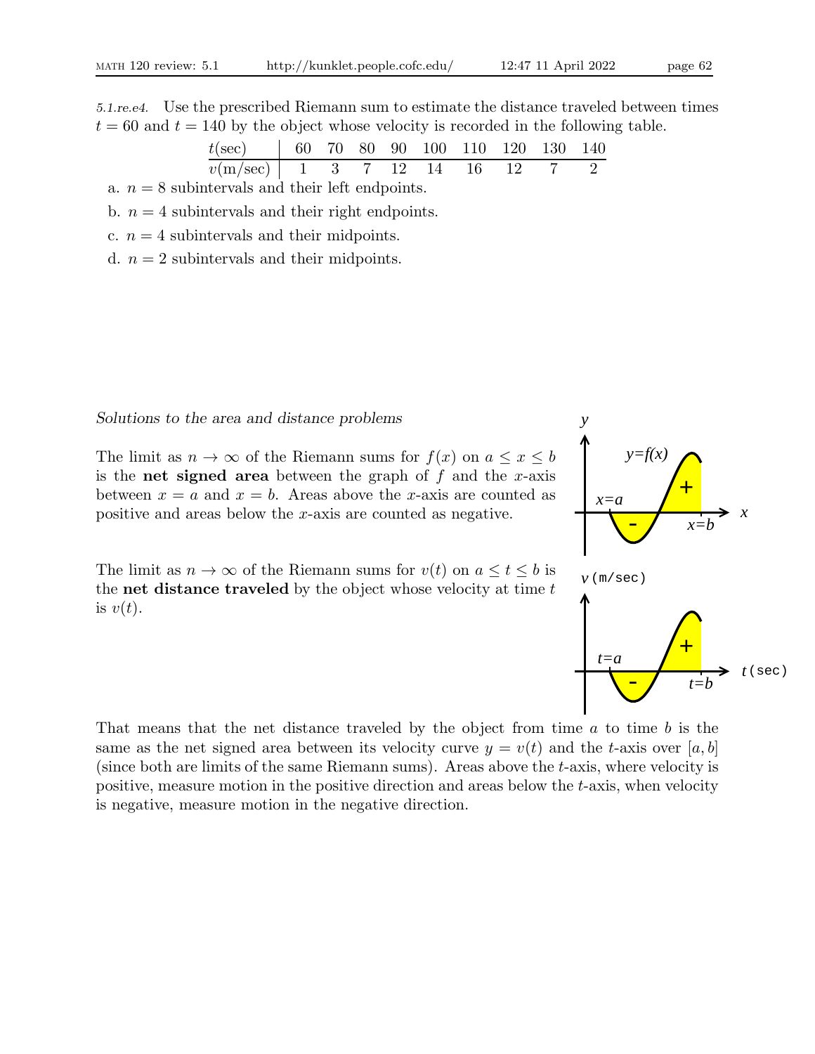*5.1.re.e4.* Use the prescribed Riemann sum to estimate the distance traveled between times $t = 60$ and $t = 140$ by the object whose velocity is recorded in the following table.

| $t$(sec) | 60 | 70 | 80 | 90 | 100 | 110 | 120 | 130 | 140 |
|---|---|---|---|---|---|---|---|---|---|
| $v$(m/sec) | 1 | 3 | 7 | 12 | 14 | 16 | 12 | 7 | 2 |

a. $n = 8$ subintervals and their left endpoints.

b. $n = 4$ subintervals and their right endpoints.

c. $n = 4$ subintervals and their midpoints.

d. $n = 2$ subintervals and their midpoints.

*Solutions to the area and distance problems*

The limit as $n \to \infty$ of the Riemann sums for $f(x)$ on $a \le x \le b$ is the **net signed area** between the graph of $f$ and the $x$-axis between $x = a$ and $x = b$. Areas above the $x$-axis are counted as positive and areas below the $x$-axis are counted as negative.

The limit as $n \to \infty$ of the Riemann sums for $v(t)$ on $a \le t \le b$ is the **net distance traveled** by the object whose velocity at time $t$ is $v(t)$.

That means that the net distance traveled by the object from time $a$ to time $b$ is the same as the net signed area between its velocity curve $y = v(t)$ and the $t$-axis over $[a, b]$ (since both are limits of the same Riemann sums). Areas above the $t$-axis, where velocity is positive, measure motion in the positive direction and areas below the $t$-axis, when velocity is negative, measure motion in the negative direction.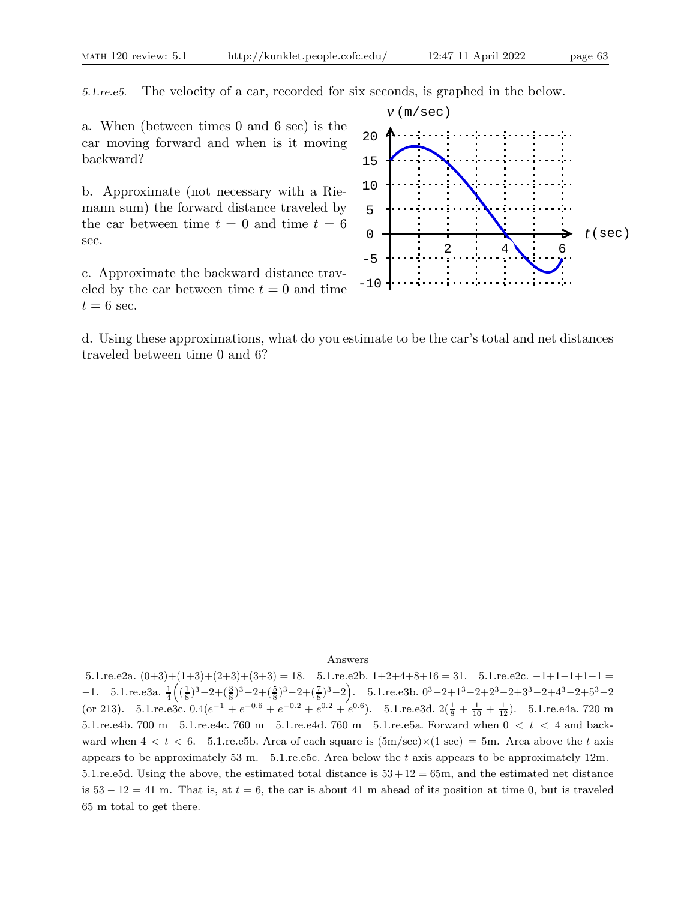*5.1.re.e5.* The velocity of a car, recorded for six seconds, is graphed in the below.

a. When (between times 0 and 6 sec) is the car moving forward and when is it moving backward?

b. Approximate (not necessary with a Riemann sum) the forward distance traveled by the car between time $t = 0$ and time $t = 6$ sec.

c. Approximate the backward distance traveled by the car between time $t = 0$ and time $t = 6$ sec.

d. Using these approximations, what do you estimate to be the car's total and net distances traveled between time 0 and 6?

Answers

5.1.re.e2a. $(0+3)+(1+3)+(2+3)+(3+3) = 18$. 5.1.re.e2b. $1+2+4+8+16 = 31$. 5.1.re.e2c. $-1+1-1+1-1 = -1$. 5.1.re.e3a. $\frac{1}{4}\Big((\frac{1}{8})^3-2+(\frac{3}{8})^3-2+(\frac{5}{8})^3-2+(\frac{7}{8})^3-2\Big)$. 5.1.re.e3b. $0^3-2+1^3-2+2^3-2+3^3-2+4^3-2+5^3-2$ (or 213). 5.1.re.e3c. $0.4(e^{-1}+e^{-0.6}+e^{-0.2}+e^{0.2}+e^{0.6})$. 5.1.re.e3d. $2(\frac{1}{8}+\frac{1}{10}+\frac{1}{12})$. 5.1.re.e4a. 720 m 5.1.re.e4b. 700 m 5.1.re.e4c. 760 m 5.1.re.e4d. 760 m 5.1.re.e5a. Forward when $0 < t < 4$ and backward when $4 < t < 6$. 5.1.re.e5b. Area of each square is $(5\text{m/sec})\times(1\text{ sec}) = 5$m. Area above the $t$ axis appears to be approximately 53 m. 5.1.re.e5c. Area below the $t$ axis appears to be approximately 12m. 5.1.re.e5d. Using the above, the estimated total distance is $53+12 = 65$m, and the estimated net distance is $53-12 = 41$ m. That is, at $t = 6$, the car is about 41 m ahead of its position at time 0, but is traveled 65 m total to get there.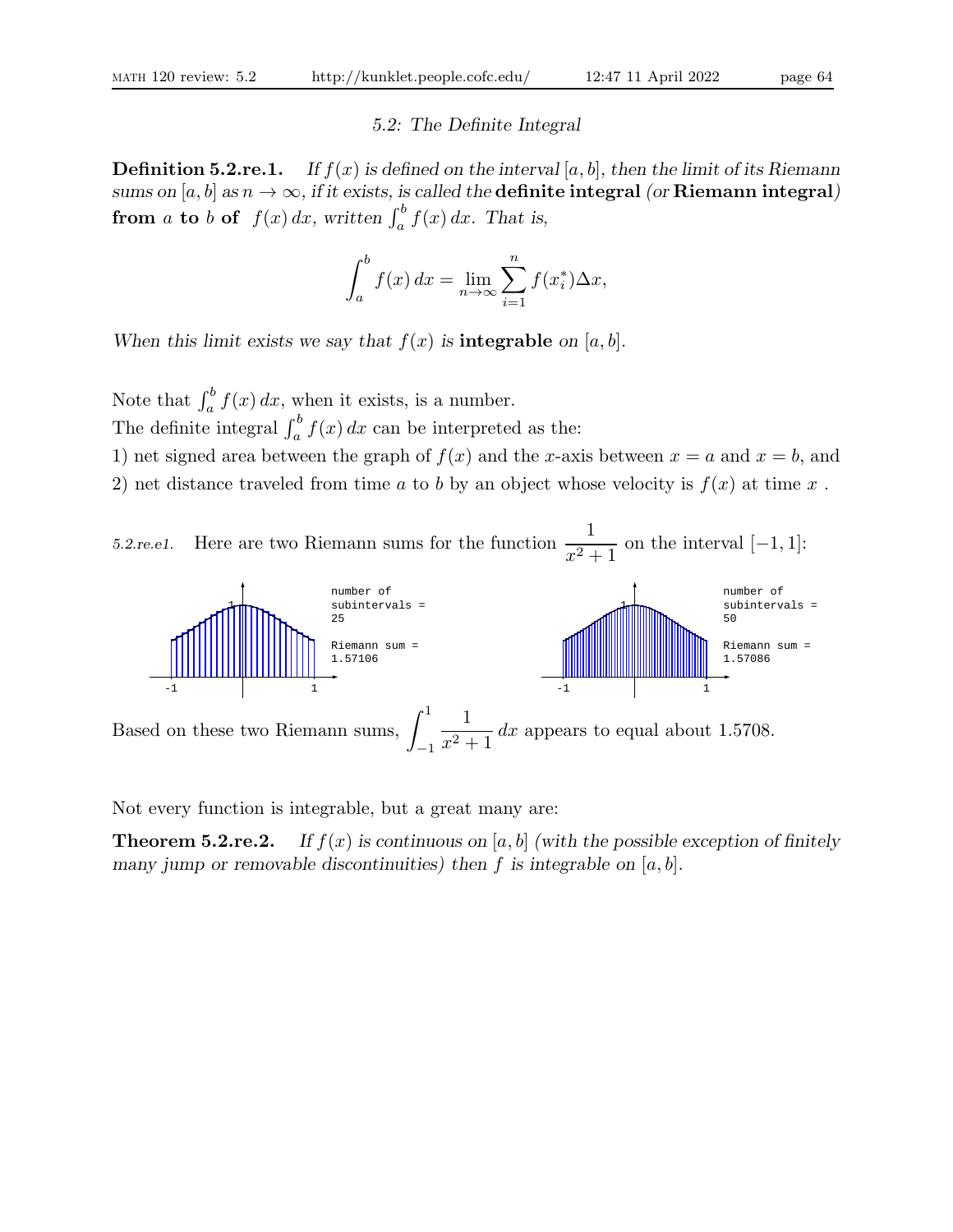## *5.2: The Definite Integral*

**Definition 5.2.re.1.** *If $f(x)$ is defined on the interval $[a, b]$, then the limit of its Riemann sums on $[a, b]$ as $n \to \infty$, if it exists, is called the* **definite integral** *(or* **Riemann integral***)* **from $a$ to $b$ of** $f(x)\,dx$*, written $\int_a^b f(x)\,dx$. That is,*

$$\int_a^b f(x)\,dx = \lim_{n\to\infty} \sum_{i=1}^{n} f(x_i^*)\Delta x,$$

*When this limit exists we say that $f(x)$ is* **integrable** *on $[a, b]$.*

Note that $\int_a^b f(x)\,dx$, when it exists, is a number.
The definite integral $\int_a^b f(x)\,dx$ can be interpreted as the:
1) net signed area between the graph of $f(x)$ and the $x$-axis between $x = a$ and $x = b$, and
2) net distance traveled from time $a$ to $b$ by an object whose velocity is $f(x)$ at time $x$ .

*5.2.re.e1.* Here are two Riemann sums for the function $\dfrac{1}{x^2+1}$ on the interval $[-1, 1]$:

number of subintervals = 25
Riemann sum = 1.57106

number of subintervals = 50
Riemann sum = 1.57086

Based on these two Riemann sums, $\displaystyle\int_{-1}^{1} \frac{1}{x^2+1}\,dx$ appears to equal about 1.5708.

Not every function is integrable, but a great many are:

**Theorem 5.2.re.2.** *If $f(x)$ is continuous on $[a, b]$ (with the possible exception of finitely many jump or removable discontinuities) then $f$ is integrable on $[a, b]$.*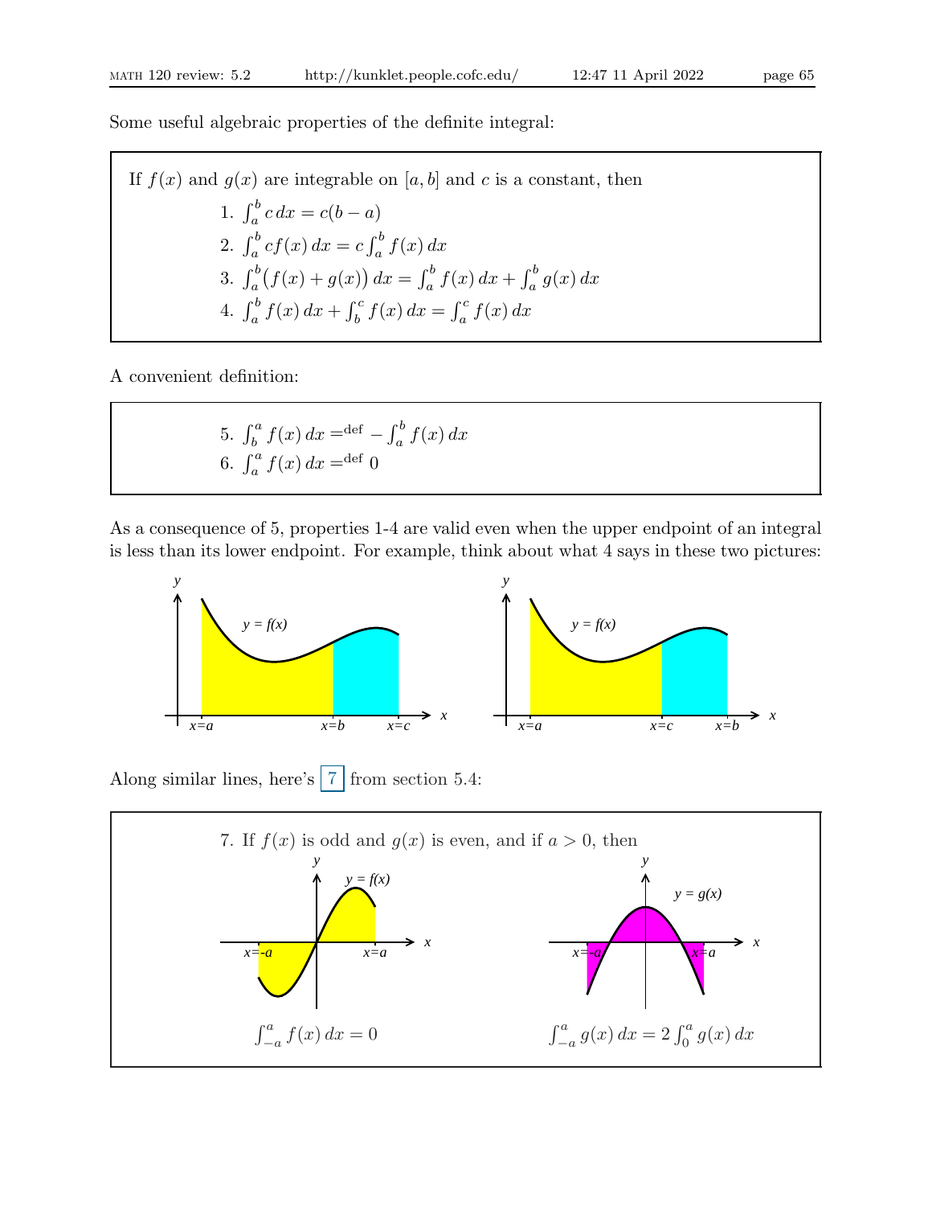Some useful algebraic properties of the definite integral:

If $f(x)$ and $g(x)$ are integrable on $[a,b]$ and $c$ is a constant, then

1. $\int_a^b c\,dx = c(b-a)$
2. $\int_a^b cf(x)\,dx = c\int_a^b f(x)\,dx$
3. $\int_a^b \big(f(x)+g(x)\big)\,dx = \int_a^b f(x)\,dx + \int_a^b g(x)\,dx$
4. $\int_a^b f(x)\,dx + \int_b^c f(x)\,dx = \int_a^c f(x)\,dx$

A convenient definition:

5. $\int_b^a f(x)\,dx =^{\text{def}} -\int_a^b f(x)\,dx$
6. $\int_a^a f(x)\,dx =^{\text{def}} 0$

As a consequence of 5, properties 1-4 are valid even when the upper endpoint of an integral is less than its lower endpoint. For example, think about what 4 says in these two pictures:

Along similar lines, here's 7 from section 5.4:

7. If $f(x)$ is odd and $g(x)$ is even, and if $a > 0$, then

$$\int_{-a}^a f(x)\,dx = 0 \qquad\qquad \int_{-a}^a g(x)\,dx = 2\int_0^a g(x)\,dx$$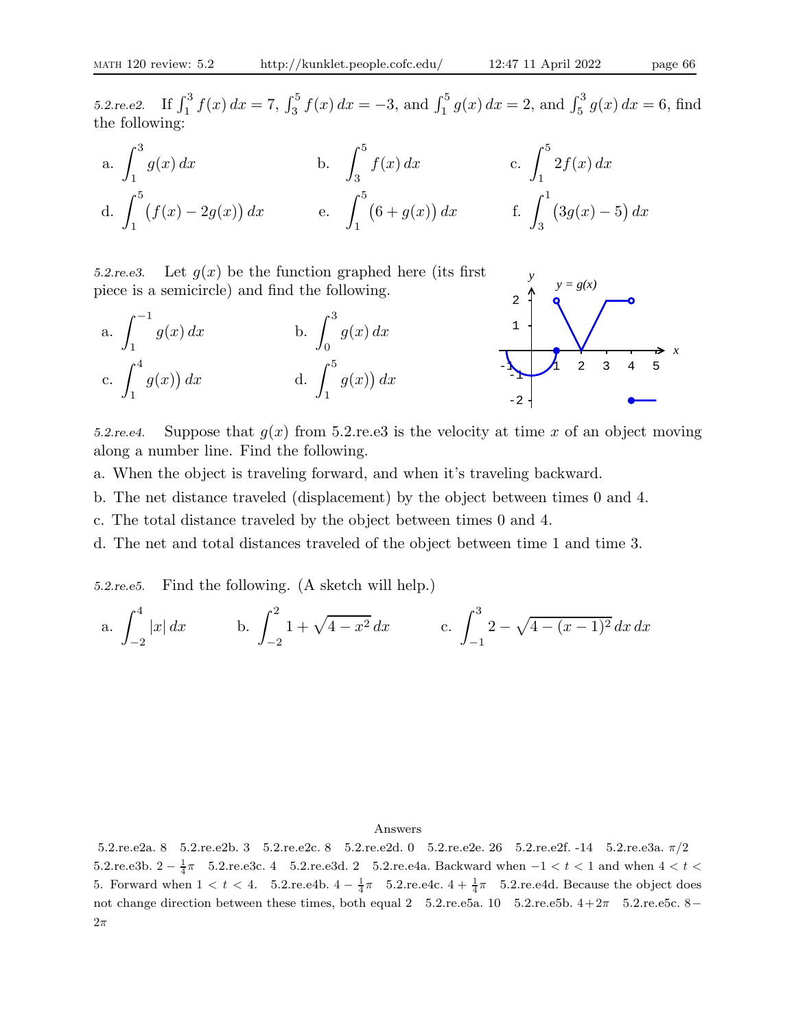*5.2.re.e2.* If $\int_1^3 f(x)\,dx = 7$, $\int_3^5 f(x)\,dx = -3$, and $\int_1^5 g(x)\,dx = 2$, and $\int_5^3 g(x)\,dx = 6$, find the following:

a. $\displaystyle\int_1^3 g(x)\,dx$ b. $\displaystyle\int_3^5 f(x)\,dx$ c. $\displaystyle\int_1^5 2f(x)\,dx$

d. $\displaystyle\int_1^5 \big(f(x) - 2g(x)\big)\,dx$ e. $\displaystyle\int_1^5 \big(6 + g(x)\big)\,dx$ f. $\displaystyle\int_3^1 \big(3g(x) - 5\big)\,dx$

*5.2.re.e3.* Let $g(x)$ be the function graphed here (its first piece is a semicircle) and find the following.

a. $\displaystyle\int_1^{-1} g(x)\,dx$ b. $\displaystyle\int_0^3 g(x)\,dx$

c. $\displaystyle\int_1^4 g(x))\,dx$ d. $\displaystyle\int_1^5 g(x))\,dx$

*5.2.re.e4.* Suppose that $g(x)$ from 5.2.re.e3 is the velocity at time $x$ of an object moving along a number line. Find the following.

a. When the object is traveling forward, and when it's traveling backward.

b. The net distance traveled (displacement) by the object between times 0 and 4.

c. The total distance traveled by the object between times 0 and 4.

d. The net and total distances traveled of the object between time 1 and time 3.

*5.2.re.e5.* Find the following. (A sketch will help.)

a. $\displaystyle\int_{-2}^4 |x|\,dx$ b. $\displaystyle\int_{-2}^2 1 + \sqrt{4 - x^2}\,dx$ c. $\displaystyle\int_{-1}^3 2 - \sqrt{4 - (x-1)^2}\,dx\,dx$

Answers

5.2.re.e2a. 8 5.2.re.e2b. 3 5.2.re.e2c. 8 5.2.re.e2d. 0 5.2.re.e2e. 26 5.2.re.e2f. -14 5.2.re.e3a. $\pi/2$ 5.2.re.e3b. $2 - \frac{1}{4}\pi$ 5.2.re.e3c. 4 5.2.re.e3d. 2 5.2.re.e4a. Backward when $-1 < t < 1$ and when $4 < t < 5$. Forward when $1 < t < 4$. 5.2.re.e4b. $4 - \frac{1}{4}\pi$ 5.2.re.e4c. $4 + \frac{1}{4}\pi$ 5.2.re.e4d. Because the object does not change direction between these times, both equal 2 5.2.re.e5a. 10 5.2.re.e5b. $4 + 2\pi$ 5.2.re.e5c. $8 - 2\pi$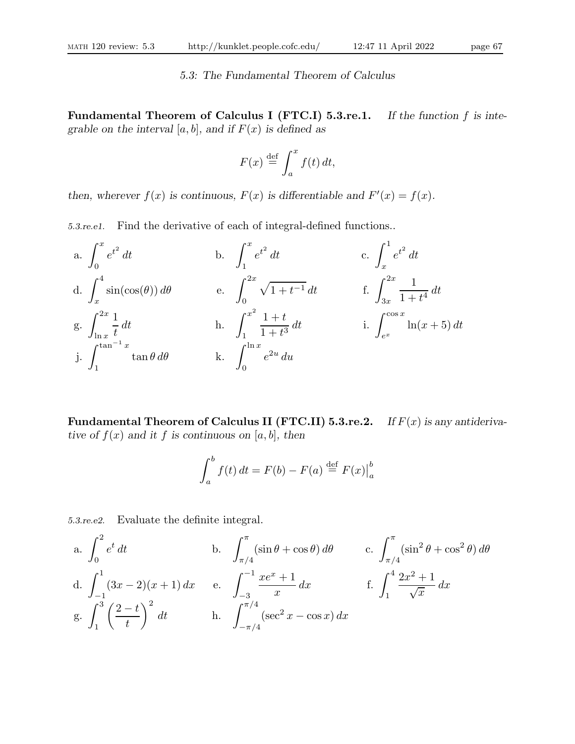## 5.3: The Fundamental Theorem of Calculus

**Fundamental Theorem of Calculus I (FTC.I) 5.3.re.1.** *If the function $f$ is integrable on the interval $[a, b]$, and if $F(x)$ is defined as*

$$F(x) \stackrel{\text{def}}{=} \int_a^x f(t)\, dt,$$

*then, wherever $f(x)$ is continuous, $F(x)$ is differentiable and $F'(x) = f(x)$.*

*5.3.re.e1.* Find the derivative of each of integral-defined functions..

a. $\displaystyle\int_0^x e^{t^2}\, dt$ b. $\displaystyle\int_1^x e^{t^2}\, dt$ c. $\displaystyle\int_x^1 e^{t^2}\, dt$

d. $\displaystyle\int_x^4 \sin(\cos(\theta))\, d\theta$ e. $\displaystyle\int_0^{2x} \sqrt{1+t^{-1}}\, dt$ f. $\displaystyle\int_{3x}^{2x} \frac{1}{1+t^4}\, dt$

g. $\displaystyle\int_{\ln x}^{2x} \frac{1}{t}\, dt$ h. $\displaystyle\int_1^{x^2} \frac{1+t}{1+t^3}\, dt$ i. $\displaystyle\int_{e^x}^{\cos x} \ln(x+5)\, dt$

j. $\displaystyle\int_1^{\tan^{-1} x} \tan\theta\, d\theta$ k. $\displaystyle\int_0^{\ln x} e^{2u}\, du$

**Fundamental Theorem of Calculus II (FTC.II) 5.3.re.2.** *If $F(x)$ is any antiderivative of $f(x)$ and it $f$ is continuous on $[a, b]$, then*

$$\int_a^b f(t)\, dt = F(b) - F(a) \stackrel{\text{def}}{=} F(x)\big|_a^b$$

*5.3.re.e2.* Evaluate the definite integral.

a. $\displaystyle\int_0^2 e^t\, dt$ b. $\displaystyle\int_{\pi/4}^{\pi} (\sin\theta + \cos\theta)\, d\theta$ c. $\displaystyle\int_{\pi/4}^{\pi} (\sin^2\theta + \cos^2\theta)\, d\theta$

d. $\displaystyle\int_{-1}^1 (3x-2)(x+1)\, dx$ e. $\displaystyle\int_{-3}^{-1} \frac{xe^x + 1}{x}\, dx$ f. $\displaystyle\int_1^4 \frac{2x^2+1}{\sqrt{x}}\, dx$

g. $\displaystyle\int_1^3 \left(\frac{2-t}{t}\right)^2\, dt$ h. $\displaystyle\int_{-\pi/4}^{\pi/4} (\sec^2 x - \cos x)\, dx$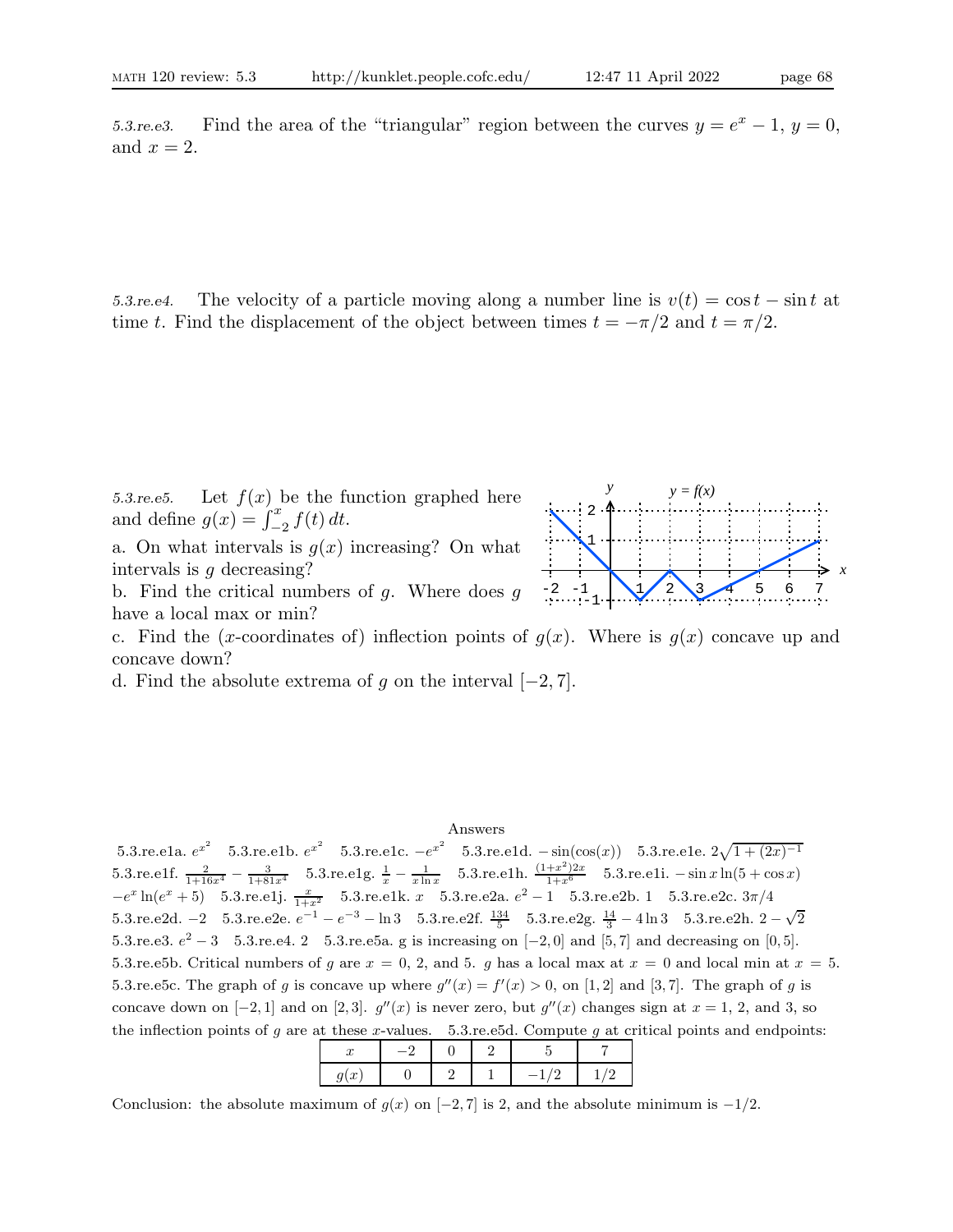*5.3.re.e3.* Find the area of the "triangular" region between the curves $y = e^x - 1$, $y = 0$, and $x = 2$.

*5.3.re.e4.* The velocity of a particle moving along a number line is $v(t) = \cos t - \sin t$ at time $t$. Find the displacement of the object between times $t = -\pi/2$ and $t = \pi/2$.

*5.3.re.e5.* Let $f(x)$ be the function graphed here and define $g(x) = \int_{-2}^{x} f(t)\,dt$.

a. On what intervals is $g(x)$ increasing? On what intervals is $g$ decreasing?

b. Find the critical numbers of $g$. Where does $g$ have a local max or min?

c. Find the ($x$-coordinates of) inflection points of $g(x)$. Where is $g(x)$ concave up and concave down?

d. Find the absolute extrema of $g$ on the interval $[-2, 7]$.

Answers

5.3.re.e1a. $e^{x^2}$ 5.3.re.e1b. $e^{x^2}$ 5.3.re.e1c. $-e^{x^2}$ 5.3.re.e1d. $-\sin(\cos(x))$ 5.3.re.e1e. $2\sqrt{1+(2x)^{-1}}$ 5.3.re.e1f. $\frac{2}{1+16x^4} - \frac{3}{1+81x^4}$ 5.3.re.e1g. $\frac{1}{x} - \frac{1}{x \ln x}$ 5.3.re.e1h. $\frac{(1+x^2)2x}{1+x^6}$ 5.3.re.e1i. $-\sin x \ln(5 + \cos x)$ $-e^x \ln(e^x + 5)$ 5.3.re.e1j. $\frac{x}{1+x^2}$ 5.3.re.e1k. $x$ 5.3.re.e2a. $e^2 - 1$ 5.3.re.e2b. 1 5.3.re.e2c. $3\pi/4$ 5.3.re.e2d. $-2$ 5.3.re.e2e. $e^{-1} - e^{-3} - \ln 3$ 5.3.re.e2f. $\frac{134}{5}$ 5.3.re.e2g. $\frac{14}{3} - 4\ln 3$ 5.3.re.e2h. $2 - \sqrt{2}$ 5.3.re.e3. $e^2 - 3$ 5.3.re.e4. 2 5.3.re.e5a. g is increasing on $[-2, 0]$ and $[5, 7]$ and decreasing on $[0, 5]$. 5.3.re.e5b. Critical numbers of $g$ are $x = 0$, 2, and 5. $g$ has a local max at $x = 0$ and local min at $x = 5$. 5.3.re.e5c. The graph of $g$ is concave up where $g''(x) = f'(x) > 0$, on $[1, 2]$ and $[3, 7]$. The graph of $g$ is concave down on $[-2, 1]$ and on $[2, 3]$. $g''(x)$ is never zero, but $g''(x)$ changes sign at $x = 1$, 2, and 3, so the inflection points of $g$ are at these $x$-values. 5.3.re.e5d. Compute $g$ at critical points and endpoints:

| $x$ | $-2$ | $0$ | $2$ | $5$ | $7$ |
|---|---|---|---|---|---|
| $g(x)$ | $0$ | $2$ | $1$ | $-1/2$ | $1/2$ |

Conclusion: the absolute maximum of $g(x)$ on $[-2, 7]$ is 2, and the absolute minimum is $-1/2$.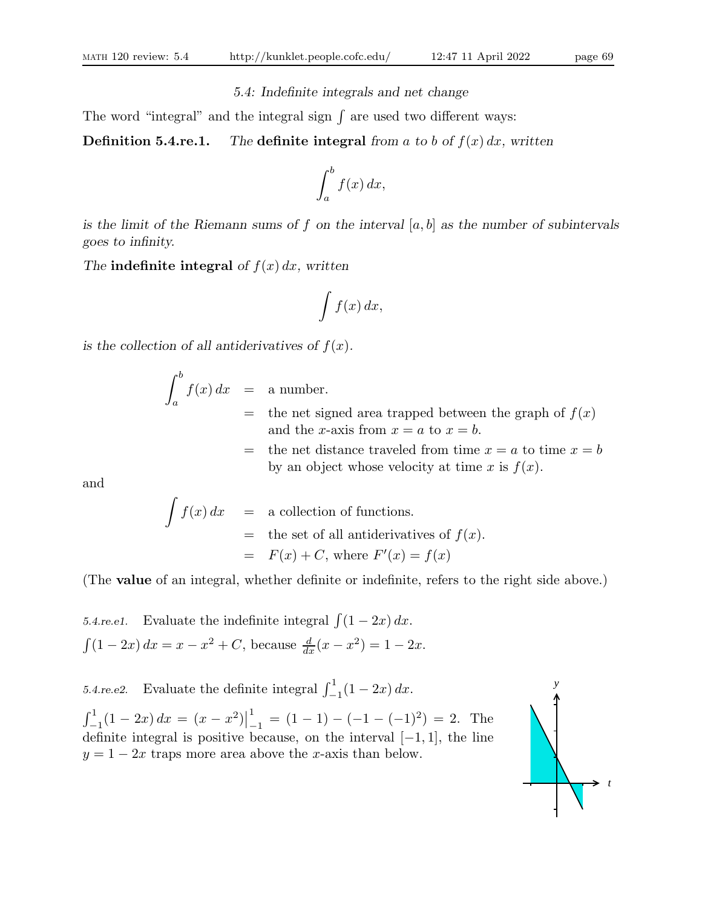## 5.4: Indefinite integrals and net change

The word "integral" and the integral sign $\int$ are used two different ways:

**Definition 5.4.re.1.** *The* **definite integral** *from $a$ to $b$ of $f(x)\,dx$, written*

$$\int_a^b f(x)\,dx,$$

*is the limit of the Riemann sums of $f$ on the interval $[a, b]$ as the number of subintervals goes to infinity.*

*The* **indefinite integral** *of $f(x)\,dx$, written*

$$\int f(x)\,dx,$$

*is the collection of all antiderivatives of $f(x)$.*

$$\begin{aligned}
\int_a^b f(x)\,dx &= \text{a number.} \\
&= \text{the net signed area trapped between the graph of } f(x) \text{ and the } x\text{-axis from } x = a \text{ to } x = b. \\
&= \text{the net distance traveled from time } x = a \text{ to time } x = b \text{ by an object whose velocity at time } x \text{ is } f(x).
\end{aligned}$$

and

$$\begin{aligned}
\int f(x)\,dx &= \text{a collection of functions.} \\
&= \text{the set of all antiderivatives of } f(x). \\
&= F(x) + C, \text{ where } F'(x) = f(x)
\end{aligned}$$

(The **value** of an integral, whether definite or indefinite, refers to the right side above.)

*5.4.re.e1.* Evaluate the indefinite integral $\int(1 - 2x)\,dx$.

$\int(1 - 2x)\,dx = x - x^2 + C$, because $\frac{d}{dx}(x - x^2) = 1 - 2x$.

*5.4.re.e2.* Evaluate the definite integral $\int_{-1}^{1}(1 - 2x)\,dx$.

$\int_{-1}^{1}(1 - 2x)\,dx = (x - x^2)\big|_{-1}^{1} = (1 - 1) - (-1 - (-1)^2) = 2$. The definite integral is positive because, on the interval $[-1, 1]$, the line $y = 1 - 2x$ traps more area above the $x$-axis than below.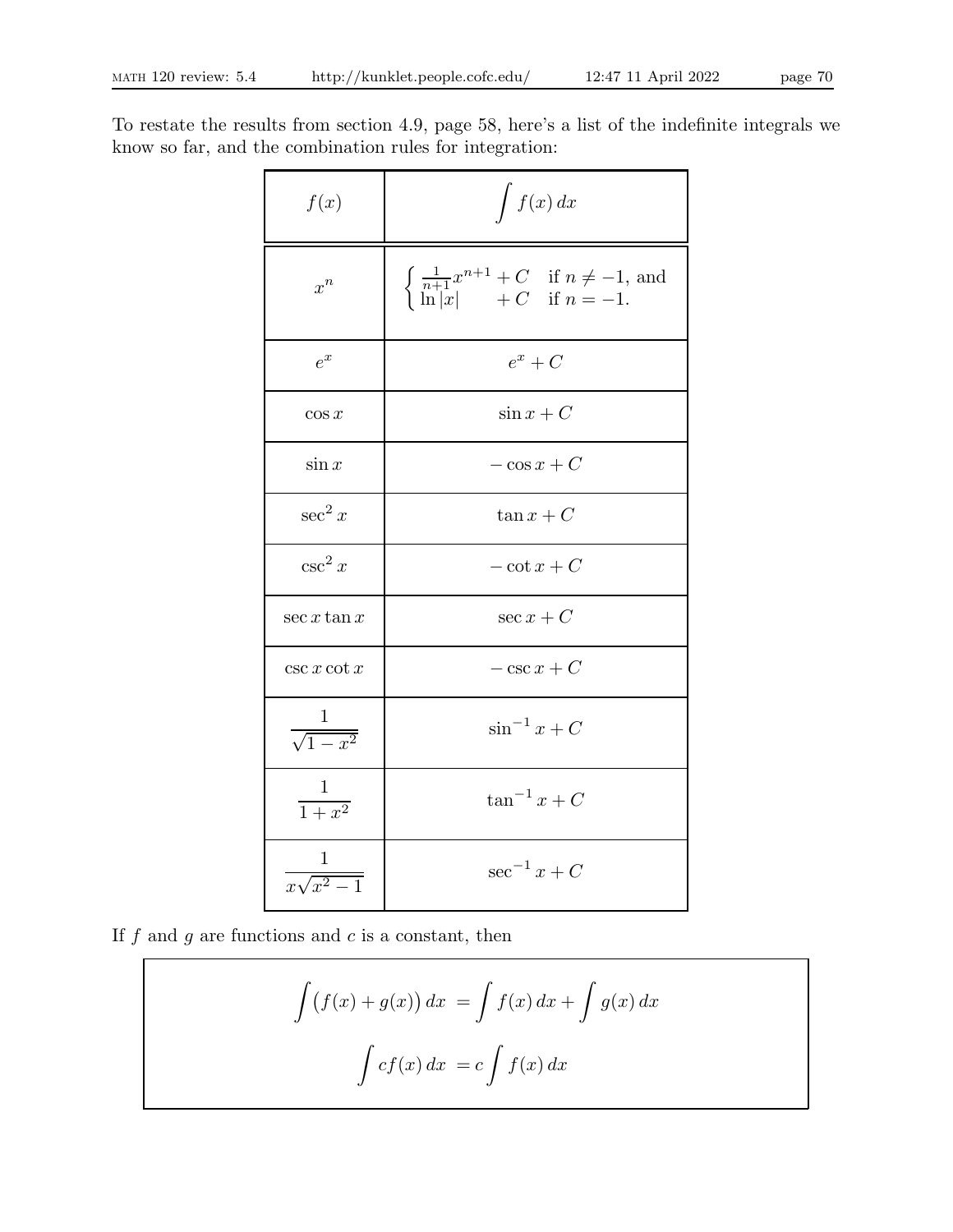To restate the results from section 4.9, page 58, here's a list of the indefinite integrals we know so far, and the combination rules for integration:

| $f(x)$ | $\int f(x)\,dx$ |
|---|---|
| $x^n$ | $\begin{cases} \frac{1}{n+1}x^{n+1} + C & \text{if } n \neq -1, \text{ and} \\ \ln\lvert x\rvert \qquad + C & \text{if } n = -1. \end{cases}$ |
| $e^x$ | $e^x + C$ |
| $\cos x$ | $\sin x + C$ |
| $\sin x$ | $-\cos x + C$ |
| $\sec^2 x$ | $\tan x + C$ |
| $\csc^2 x$ | $-\cot x + C$ |
| $\sec x \tan x$ | $\sec x + C$ |
| $\csc x \cot x$ | $-\csc x + C$ |
| $\dfrac{1}{\sqrt{1-x^2}}$ | $\sin^{-1} x + C$ |
| $\dfrac{1}{1+x^2}$ | $\tan^{-1} x + C$ |
| $\dfrac{1}{x\sqrt{x^2-1}}$ | $\sec^{-1} x + C$ |

If $f$ and $g$ are functions and $c$ is a constant, then

$$\int \big(f(x) + g(x)\big)\,dx = \int f(x)\,dx + \int g(x)\,dx$$

$$\int cf(x)\,dx = c\int f(x)\,dx$$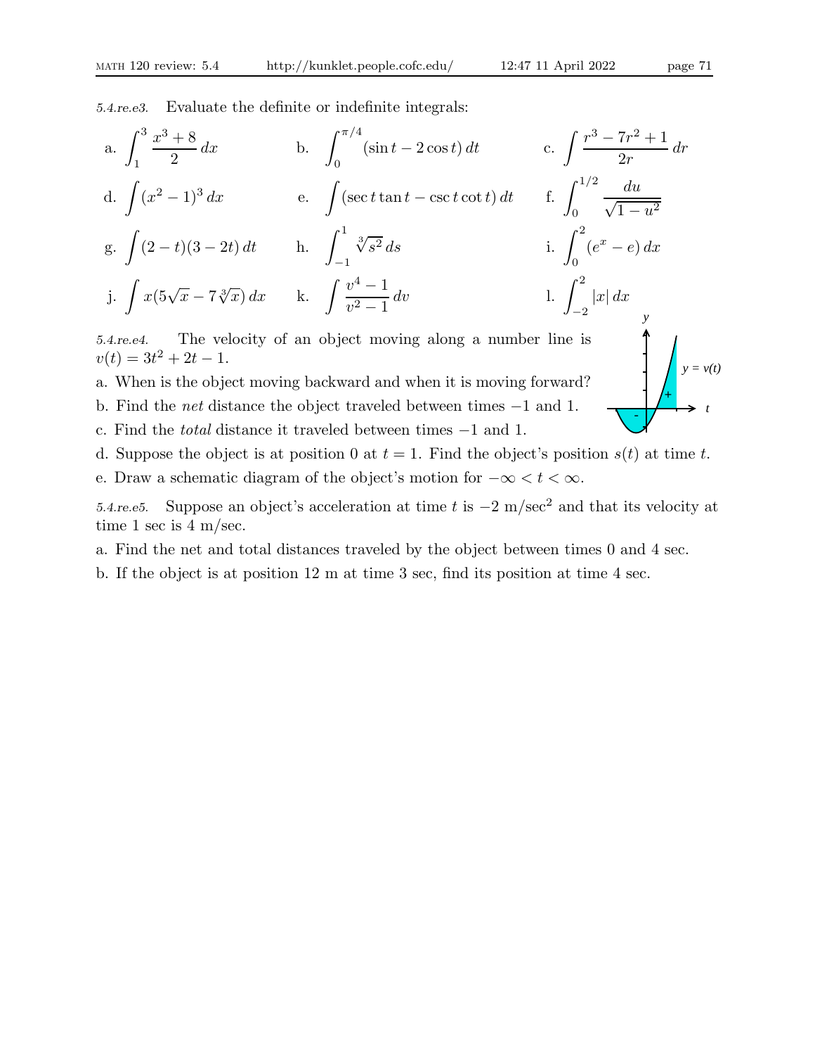*5.4.re.e3.* Evaluate the definite or indefinite integrals:

a. $\displaystyle\int_1^3 \frac{x^3+8}{2}\,dx$ b. $\displaystyle\int_0^{\pi/4} (\sin t - 2\cos t)\,dt$ c. $\displaystyle\int \frac{r^3 - 7r^2 + 1}{2r}\,dr$

d. $\displaystyle\int (x^2-1)^3\,dx$ e. $\displaystyle\int (\sec t \tan t - \csc t \cot t)\,dt$ f. $\displaystyle\int_0^{1/2} \frac{du}{\sqrt{1-u^2}}$

g. $\displaystyle\int (2-t)(3-2t)\,dt$ h. $\displaystyle\int_{-1}^{1} \sqrt[3]{s^2}\,ds$ i. $\displaystyle\int_0^2 (e^x - e)\,dx$

j. $\displaystyle\int x(5\sqrt{x} - 7\sqrt[3]{x})\,dx$ k. $\displaystyle\int \frac{v^4-1}{v^2-1}\,dv$ l. $\displaystyle\int_{-2}^{2} |x|\,dx$

*5.4.re.e4.* The velocity of an object moving along a number line is $v(t) = 3t^2 + 2t - 1$.

a. When is the object moving backward and when it is moving forward?

b. Find the *net* distance the object traveled between times $-1$ and 1.

c. Find the *total* distance it traveled between times $-1$ and 1.

d. Suppose the object is at position 0 at $t = 1$. Find the object's position $s(t)$ at time $t$.

e. Draw a schematic diagram of the object's motion for $-\infty < t < \infty$.

*5.4.re.e5.* Suppose an object's acceleration at time $t$ is $-2$ m/sec$^2$ and that its velocity at time 1 sec is 4 m/sec.

a. Find the net and total distances traveled by the object between times 0 and 4 sec.

b. If the object is at position 12 m at time 3 sec, find its position at time 4 sec.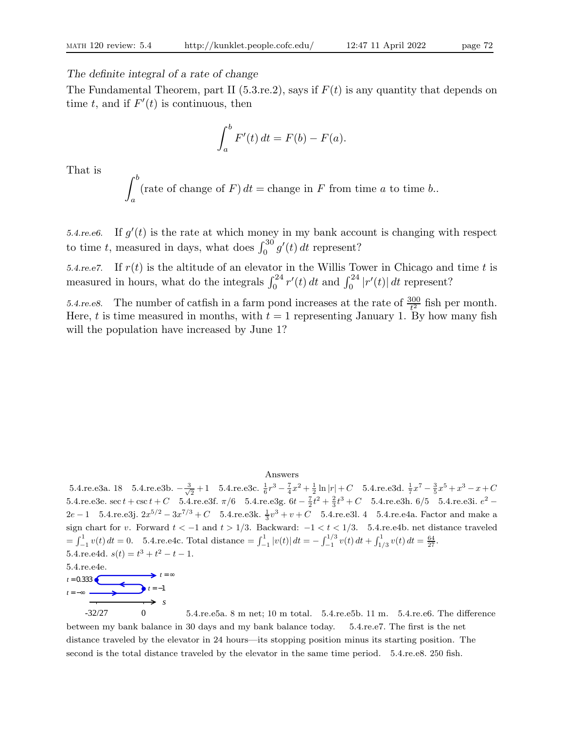*The definite integral of a rate of change*

The Fundamental Theorem, part II (5.3.re.2), says if $F(t)$ is any quantity that depends on time $t$, and if $F'(t)$ is continuous, then

$$\int_a^b F'(t)\,dt = F(b) - F(a).$$

That is

$$\int_a^b (\text{rate of change of } F)\,dt = \text{change in } F \text{ from time } a \text{ to time } b..$$

*5.4.re.e6.* If $g'(t)$ is the rate at which money in my bank account is changing with respect to time $t$, measured in days, what does $\int_0^{30} g'(t)\,dt$ represent?

*5.4.re.e7.* If $r(t)$ is the altitude of an elevator in the Willis Tower in Chicago and time $t$ is measured in hours, what do the integrals $\int_0^{24} r'(t)\,dt$ and $\int_0^{24} |r'(t)|\,dt$ represent?

*5.4.re.e8.* The number of catfish in a farm pond increases at the rate of $\frac{300}{t^2}$ fish per month. Here, $t$ is time measured in months, with $t = 1$ representing January 1. By how many fish will the population have increased by June 1?

Answers

5.4.re.e3a. 18 5.4.re.e3b. $-\frac{3}{\sqrt{2}} + 1$ 5.4.re.e3c. $\frac{1}{6}r^3 - \frac{7}{4}x^2 + \frac{1}{2}\ln|r| + C$ 5.4.re.e3d. $\frac{1}{7}x^7 - \frac{3}{5}x^5 + x^3 - x + C$ 5.4.re.e3e. $\sec t + \csc t + C$ 5.4.re.e3f. $\pi/6$ 5.4.re.e3g. $6t - \frac{7}{2}t^2 + \frac{2}{3}t^3 + C$ 5.4.re.e3h. $6/5$ 5.4.re.e3i. $e^2 - 2e - 1$ 5.4.re.e3j. $2x^{5/2} - 3x^{7/3} + C$ 5.4.re.e3k. $\frac{1}{3}v^3 + v + C$ 5.4.re.e3l. 4 5.4.re.e4a. Factor and make a sign chart for $v$. Forward $t < -1$ and $t > 1/3$. Backward: $-1 < t < 1/3$. 5.4.re.e4b. net distance traveled $= \int_{-1}^{1} v(t)\,dt = 0$. 5.4.re.e4c. Total distance $= \int_{-1}^{1} |v(t)|\,dt = -\int_{-1}^{1/3} v(t)\,dt + \int_{1/3}^{1} v(t)\,dt = \frac{64}{27}$. 5.4.re.e4d. $s(t) = t^3 + t^2 - t - 1$.

5.4.re.e4e.

$t=0.333$ → $t=\infty$; $t=-1$; $t=-\infty$; $s$ axis: -32/27, 0

5.4.re.e5a. 8 m net; 10 m total. 5.4.re.e5b. 11 m. 5.4.re.e6. The difference between my bank balance in 30 days and my bank balance today. 5.4.re.e7. The first is the net distance traveled by the elevator in 24 hours—its stopping position minus its starting position. The second is the total distance traveled by the elevator in the same time period. 5.4.re.e8. 250 fish.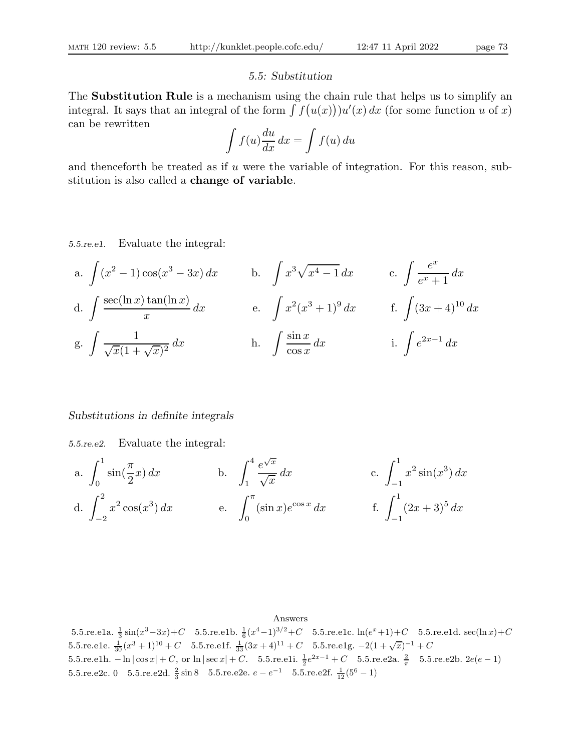## 5.5: Substitution

The **Substitution Rule** is a mechanism using the chain rule that helps us to simplify an integral. It says that an integral of the form $\int f\big(u(x)\big)u'(x)\,dx$ (for some function $u$ of $x$) can be rewritten

$$\int f(u)\frac{du}{dx}\,dx = \int f(u)\,du$$

and thenceforth be treated as if $u$ were the variable of integration. For this reason, substitution is also called a **change of variable**.

*5.5.re.e1.* Evaluate the integral:

a. $\displaystyle\int (x^2-1)\cos(x^3-3x)\,dx$

b. $\displaystyle\int x^3\sqrt{x^4-1}\,dx$

c. $\displaystyle\int \frac{e^x}{e^x+1}\,dx$

d. $\displaystyle\int \frac{\sec(\ln x)\tan(\ln x)}{x}\,dx$

e. $\displaystyle\int x^2(x^3+1)^9\,dx$

f. $\displaystyle\int (3x+4)^{10}\,dx$

g. $\displaystyle\int \frac{1}{\sqrt{x}(1+\sqrt{x})^2}\,dx$

h. $\displaystyle\int \frac{\sin x}{\cos x}\,dx$

i. $\displaystyle\int e^{2x-1}\,dx$

*Substitutions in definite integrals*

*5.5.re.e2.* Evaluate the integral:

a. $\displaystyle\int_0^1 \sin(\frac{\pi}{2}x)\,dx$

b. $\displaystyle\int_1^4 \frac{e^{\sqrt{x}}}{\sqrt{x}}\,dx$

c. $\displaystyle\int_{-1}^1 x^2\sin(x^3)\,dx$

d. $\displaystyle\int_{-2}^2 x^2\cos(x^3)\,dx$

e. $\displaystyle\int_0^\pi (\sin x)e^{\cos x}\,dx$

f. $\displaystyle\int_{-1}^1 (2x+3)^5\,dx$

Answers

5.5.re.e1a. $\frac{1}{3}\sin(x^3-3x)+C$ 5.5.re.e1b. $\frac{1}{6}(x^4-1)^{3/2}+C$ 5.5.re.e1c. $\ln(e^x+1)+C$ 5.5.re.e1d. $\sec(\ln x)+C$ 5.5.re.e1e. $\frac{1}{30}(x^3+1)^{10}+C$ 5.5.re.e1f. $\frac{1}{33}(3x+4)^{11}+C$ 5.5.re.e1g. $-2(1+\sqrt{x})^{-1}+C$ 5.5.re.e1h. $-\ln|\cos x|+C$, or $\ln|\sec x|+C$. 5.5.re.e1i. $\frac{1}{2}e^{2x-1}+C$ 5.5.re.e2a. $\frac{2}{\pi}$ 5.5.re.e2b. $2e(e-1)$ 5.5.re.e2c. 0 5.5.re.e2d. $\frac{2}{3}\sin 8$ 5.5.re.e2e. $e-e^{-1}$ 5.5.re.e2f. $\frac{1}{12}(5^6-1)$